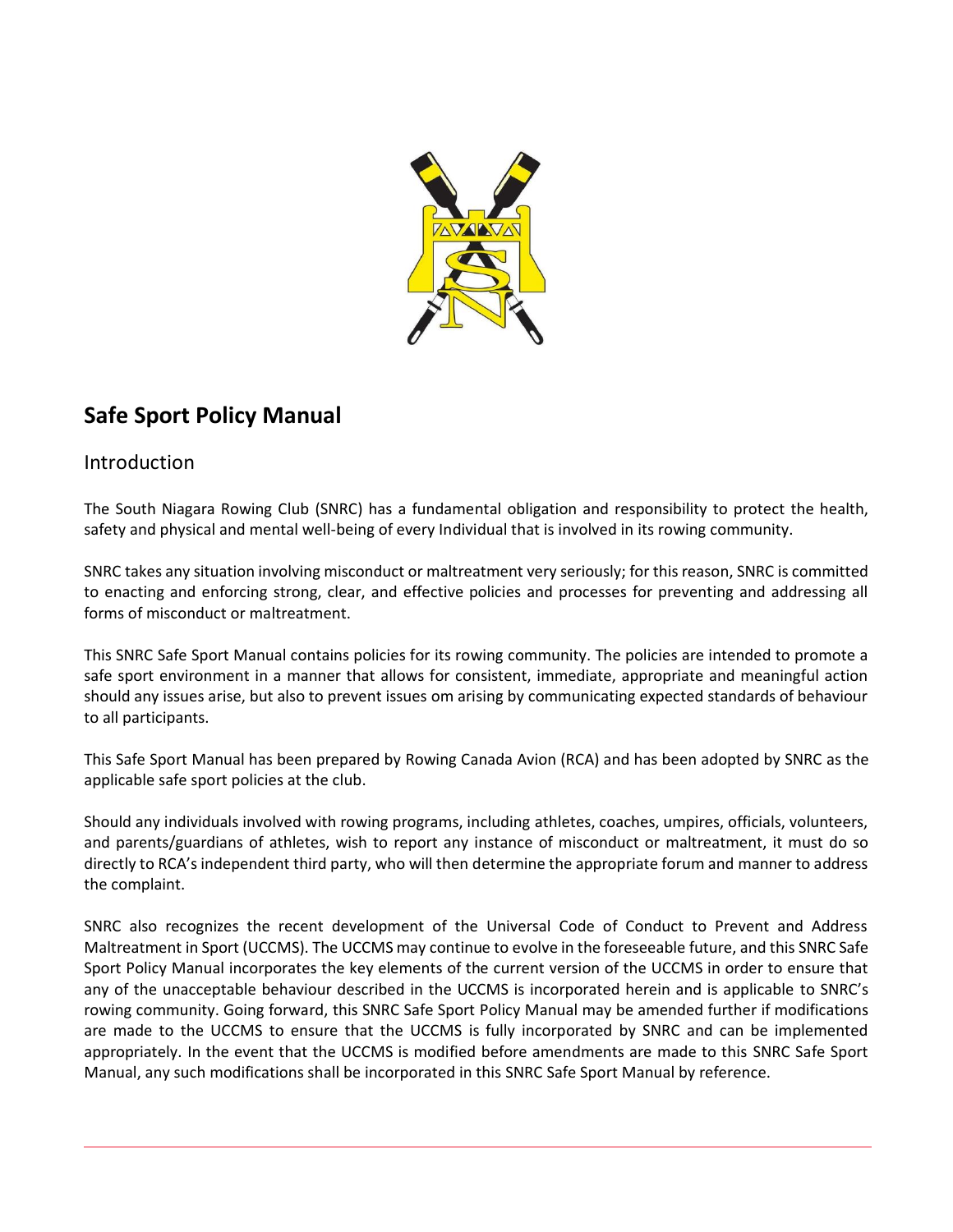# Safe Sport Policy Manual

## Introduction

The South Niagara Rowing Club (SNRC) has a fundamental obligation and responsibility to protect the health, safety and physical and mental well-being of every Individual that is involved in its rowing community.

SNRC takes any situation involving misconduct or maltreatment very seriously; for this reason, SNRC is committed to enacting and enforcing strong, clear, and effective policies and processes for preventing and addressing all forms of misconduct or maltreatment.

This SNRC Safe Sport Manual contains policies for its rowing community. The policies are intended to promote a safe sport environment in a manner that allows for consistent, immediate, appropriate and meaningful action should any issues arise, but also to prevent issues om arising by communicating expected standards of behaviour to all participants.

This Safe Sport Manual has been prepared by Rowing Canada Avion (RCA) and has been adopted by SNRC as the applicable safe sport policies at the club.

Should any individuals involved with rowing programs, including athletes, coaches, umpires, officials, volunteers, and parents/guardians of athletes, wish to report any instance of misconduct or maltreatment, it must do so directly to RCA's independent third party, who will then determine the appropriate forum and manner to address the complaint.

SNRC also recognizes the recent development of the Universal Code of Conduct to Prevent and Address Maltreatment in Sport (UCCMS). The UCCMS may continue to evolve in the foreseeable future, and this SNRC Safe Sport Policy Manual incorporates the key elements of the current version of the UCCMS in order to ensure that any of the unacceptable behaviour described in the UCCMS is incorporated herein and is applicable to SNRC's rowing community. Going forward, this SNRC Safe Sport Policy Manual may be amended further if modifications are made to the UCCMS to ensure that the UCCMS is fully incorporated by SNRC and can be implemented appropriately. In the event that the UCCMS is modified before amendments are made to this SNRC Safe Sport Manual, any such modifications shall be incorporated in this SNRC Safe Sport Manual by reference.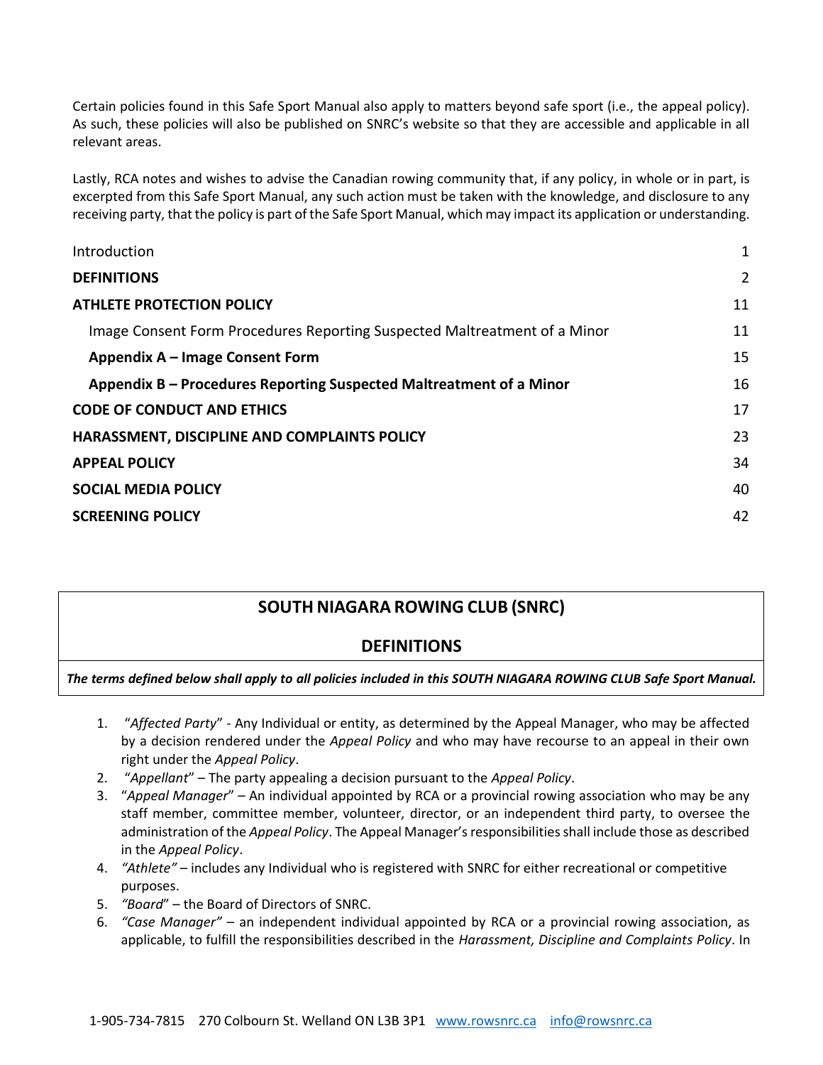Certain policies found in this Safe Sport Manual also apply to matters beyond safe sport (i.e., the appeal policy). As such, these policies will also be published on SNRC's website so that they are accessible and applicable in all relevant areas.

Lastly, RCA notes and wishes to advise the Canadian rowing community that, if any policy, in whole or in part, is excerpted from this Safe Sport Manual, any such action must be taken with the knowledge, and disclosure to any receiving party, that the policy is part of the Safe Sport Manual, which may impact its application or understanding.

| | |
|---|---|
| Introduction | 1 |
| **DEFINITIONS** | 2 |
| **ATHLETE PROTECTION POLICY** | 11 |
| Image Consent Form Procedures Reporting Suspected Maltreatment of a Minor | 11 |
| **Appendix A – Image Consent Form** | 15 |
| **Appendix B – Procedures Reporting Suspected Maltreatment of a Minor** | 16 |
| **CODE OF CONDUCT AND ETHICS** | 17 |
| **HARASSMENT, DISCIPLINE AND COMPLAINTS POLICY** | 23 |
| **APPEAL POLICY** | 34 |
| **SOCIAL MEDIA POLICY** | 40 |
| **SCREENING POLICY** | 42 |

## SOUTH NIAGARA ROWING CLUB (SNRC)

## DEFINITIONS

***The terms defined below shall apply to all policies included in this SOUTH NIAGARA ROWING CLUB Safe Sport Manual.***

1. "*Affected Party*" - Any Individual or entity, as determined by the Appeal Manager, who may be affected by a decision rendered under the *Appeal Policy* and who may have recourse to an appeal in their own right under the *Appeal Policy*.
2. "*Appellant*" – The party appealing a decision pursuant to the *Appeal Policy*.
3. "*Appeal Manager*" – An individual appointed by RCA or a provincial rowing association who may be any staff member, committee member, volunteer, director, or an independent third party, to oversee the administration of the *Appeal Policy*. The Appeal Manager's responsibilities shall include those as described in the *Appeal Policy*.
4. *"Athlete"* – includes any Individual who is registered with SNRC for either recreational or competitive purposes.
5. *"Board"* – the Board of Directors of SNRC.
6. *"Case Manager"* – an independent individual appointed by RCA or a provincial rowing association, as applicable, to fulfill the responsibilities described in the *Harassment, Discipline and Complaints Policy*. In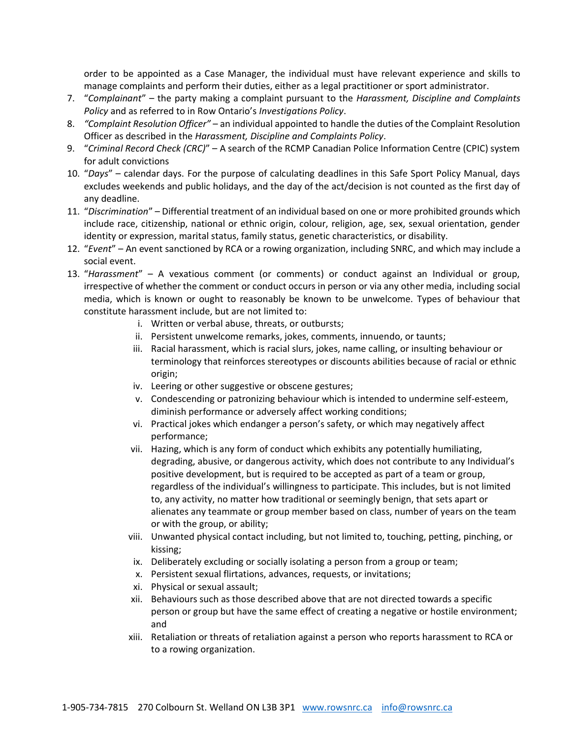order to be appointed as a Case Manager, the individual must have relevant experience and skills to manage complaints and perform their duties, either as a legal practitioner or sport administrator.

7. "*Complainant*" – the party making a complaint pursuant to the *Harassment, Discipline and Complaints Policy* and as referred to in Row Ontario's *Investigations Policy*.
8. *"Complaint Resolution Officer"* – an individual appointed to handle the duties of the Complaint Resolution Officer as described in the *Harassment, Discipline and Complaints Policy*.
9. "*Criminal Record Check (CRC)*" – A search of the RCMP Canadian Police Information Centre (CPIC) system for adult convictions
10. "*Days*" – calendar days. For the purpose of calculating deadlines in this Safe Sport Policy Manual, days excludes weekends and public holidays, and the day of the act/decision is not counted as the first day of any deadline.
11. "*Discrimination*" – Differential treatment of an individual based on one or more prohibited grounds which include race, citizenship, national or ethnic origin, colour, religion, age, sex, sexual orientation, gender identity or expression, marital status, family status, genetic characteristics, or disability.
12. "*Event*" – An event sanctioned by RCA or a rowing organization, including SNRC, and which may include a social event.
13. "*Harassment*" – A vexatious comment (or comments) or conduct against an Individual or group, irrespective of whether the comment or conduct occurs in person or via any other media, including social media, which is known or ought to reasonably be known to be unwelcome. Types of behaviour that constitute harassment include, but are not limited to:
    i. Written or verbal abuse, threats, or outbursts;
    ii. Persistent unwelcome remarks, jokes, comments, innuendo, or taunts;
    iii. Racial harassment, which is racial slurs, jokes, name calling, or insulting behaviour or terminology that reinforces stereotypes or discounts abilities because of racial or ethnic origin;
    iv. Leering or other suggestive or obscene gestures;
    v. Condescending or patronizing behaviour which is intended to undermine self-esteem, diminish performance or adversely affect working conditions;
    vi. Practical jokes which endanger a person's safety, or which may negatively affect performance;
    vii. Hazing, which is any form of conduct which exhibits any potentially humiliating, degrading, abusive, or dangerous activity, which does not contribute to any Individual's positive development, but is required to be accepted as part of a team or group, regardless of the individual's willingness to participate. This includes, but is not limited to, any activity, no matter how traditional or seemingly benign, that sets apart or alienates any teammate or group member based on class, number of years on the team or with the group, or ability;
    viii. Unwanted physical contact including, but not limited to, touching, petting, pinching, or kissing;
    ix. Deliberately excluding or socially isolating a person from a group or team;
    x. Persistent sexual flirtations, advances, requests, or invitations;
    xi. Physical or sexual assault;
    xii. Behaviours such as those described above that are not directed towards a specific person or group but have the same effect of creating a negative or hostile environment; and
    xiii. Retaliation or threats of retaliation against a person who reports harassment to RCA or to a rowing organization.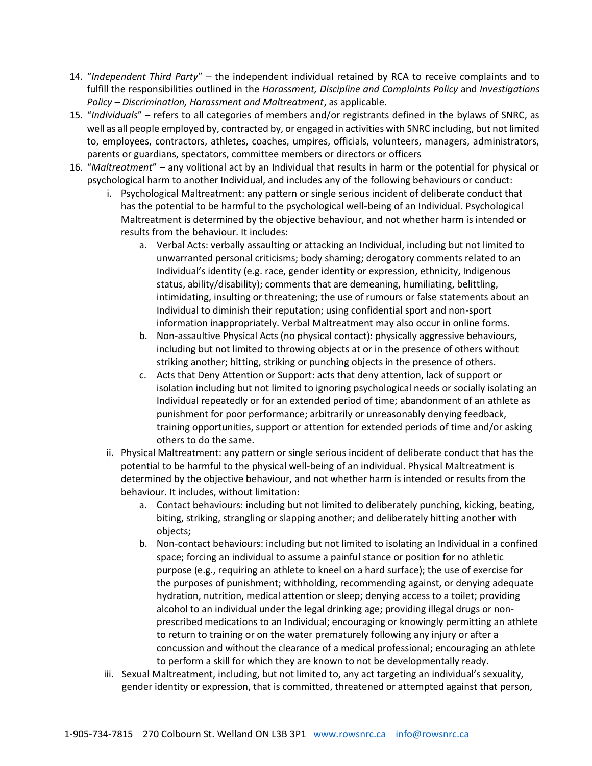14. "*Independent Third Party*" – the independent individual retained by RCA to receive complaints and to fulfill the responsibilities outlined in the *Harassment, Discipline and Complaints Policy* and *Investigations Policy – Discrimination, Harassment and Maltreatment*, as applicable.
15. "*Individuals*" – refers to all categories of members and/or registrants defined in the bylaws of SNRC, as well as all people employed by, contracted by, or engaged in activities with SNRC including, but not limited to, employees, contractors, athletes, coaches, umpires, officials, volunteers, managers, administrators, parents or guardians, spectators, committee members or directors or officers
16. "*Maltreatment*" – any volitional act by an Individual that results in harm or the potential for physical or psychological harm to another Individual, and includes any of the following behaviours or conduct:
    i. Psychological Maltreatment: any pattern or single serious incident of deliberate conduct that has the potential to be harmful to the psychological well-being of an Individual. Psychological Maltreatment is determined by the objective behaviour, and not whether harm is intended or results from the behaviour. It includes:
        a. Verbal Acts: verbally assaulting or attacking an Individual, including but not limited to unwarranted personal criticisms; body shaming; derogatory comments related to an Individual's identity (e.g. race, gender identity or expression, ethnicity, Indigenous status, ability/disability); comments that are demeaning, humiliating, belittling, intimidating, insulting or threatening; the use of rumours or false statements about an Individual to diminish their reputation; using confidential sport and non-sport information inappropriately. Verbal Maltreatment may also occur in online forms.
        b. Non-assaultive Physical Acts (no physical contact): physically aggressive behaviours, including but not limited to throwing objects at or in the presence of others without striking another; hitting, striking or punching objects in the presence of others.
        c. Acts that Deny Attention or Support: acts that deny attention, lack of support or isolation including but not limited to ignoring psychological needs or socially isolating an Individual repeatedly or for an extended period of time; abandonment of an athlete as punishment for poor performance; arbitrarily or unreasonably denying feedback, training opportunities, support or attention for extended periods of time and/or asking others to do the same.
    ii. Physical Maltreatment: any pattern or single serious incident of deliberate conduct that has the potential to be harmful to the physical well-being of an individual. Physical Maltreatment is determined by the objective behaviour, and not whether harm is intended or results from the behaviour. It includes, without limitation:
        a. Contact behaviours: including but not limited to deliberately punching, kicking, beating, biting, striking, strangling or slapping another; and deliberately hitting another with objects;
        b. Non-contact behaviours: including but not limited to isolating an Individual in a confined space; forcing an individual to assume a painful stance or position for no athletic purpose (e.g., requiring an athlete to kneel on a hard surface); the use of exercise for the purposes of punishment; withholding, recommending against, or denying adequate hydration, nutrition, medical attention or sleep; denying access to a toilet; providing alcohol to an individual under the legal drinking age; providing illegal drugs or non-prescribed medications to an Individual; encouraging or knowingly permitting an athlete to return to training or on the water prematurely following any injury or after a concussion and without the clearance of a medical professional; encouraging an athlete to perform a skill for which they are known to not be developmentally ready.
    iii. Sexual Maltreatment, including, but not limited to, any act targeting an individual's sexuality, gender identity or expression, that is committed, threatened or attempted against that person,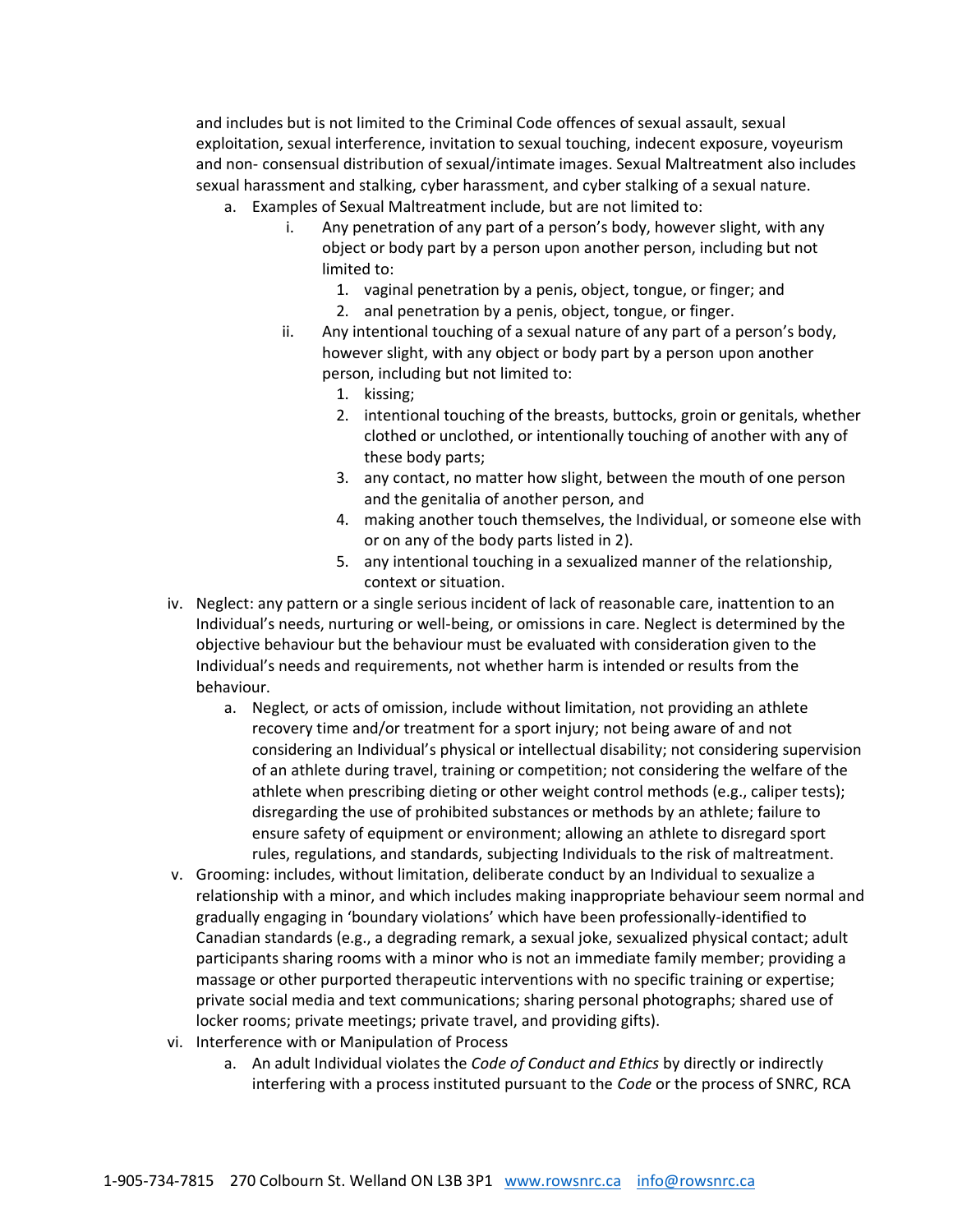and includes but is not limited to the Criminal Code offences of sexual assault, sexual exploitation, sexual interference, invitation to sexual touching, indecent exposure, voyeurism and non- consensual distribution of sexual/intimate images. Sexual Maltreatment also includes sexual harassment and stalking, cyber harassment, and cyber stalking of a sexual nature.

a. Examples of Sexual Maltreatment include, but are not limited to:
   i. Any penetration of any part of a person's body, however slight, with any object or body part by a person upon another person, including but not limited to:
      1. vaginal penetration by a penis, object, tongue, or finger; and
      2. anal penetration by a penis, object, tongue, or finger.
   ii. Any intentional touching of a sexual nature of any part of a person's body, however slight, with any object or body part by a person upon another person, including but not limited to:
      1. kissing;
      2. intentional touching of the breasts, buttocks, groin or genitals, whether clothed or unclothed, or intentionally touching of another with any of these body parts;
      3. any contact, no matter how slight, between the mouth of one person and the genitalia of another person, and
      4. making another touch themselves, the Individual, or someone else with or on any of the body parts listed in 2).
      5. any intentional touching in a sexualized manner of the relationship, context or situation.

iv. Neglect: any pattern or a single serious incident of lack of reasonable care, inattention to an Individual's needs, nurturing or well-being, or omissions in care. Neglect is determined by the objective behaviour but the behaviour must be evaluated with consideration given to the Individual's needs and requirements, not whether harm is intended or results from the behaviour.
   a. Neglect, or acts of omission, include without limitation, not providing an athlete recovery time and/or treatment for a sport injury; not being aware of and not considering an Individual's physical or intellectual disability; not considering supervision of an athlete during travel, training or competition; not considering the welfare of the athlete when prescribing dieting or other weight control methods (e.g., caliper tests); disregarding the use of prohibited substances or methods by an athlete; failure to ensure safety of equipment or environment; allowing an athlete to disregard sport rules, regulations, and standards, subjecting Individuals to the risk of maltreatment.

v. Grooming: includes, without limitation, deliberate conduct by an Individual to sexualize a relationship with a minor, and which includes making inappropriate behaviour seem normal and gradually engaging in 'boundary violations' which have been professionally-identified to Canadian standards (e.g., a degrading remark, a sexual joke, sexualized physical contact; adult participants sharing rooms with a minor who is not an immediate family member; providing a massage or other purported therapeutic interventions with no specific training or expertise; private social media and text communications; sharing personal photographs; shared use of locker rooms; private meetings; private travel, and providing gifts).

vi. Interference with or Manipulation of Process
   a. An adult Individual violates the *Code of Conduct and Ethics* by directly or indirectly interfering with a process instituted pursuant to the *Code* or the process of SNRC, RCA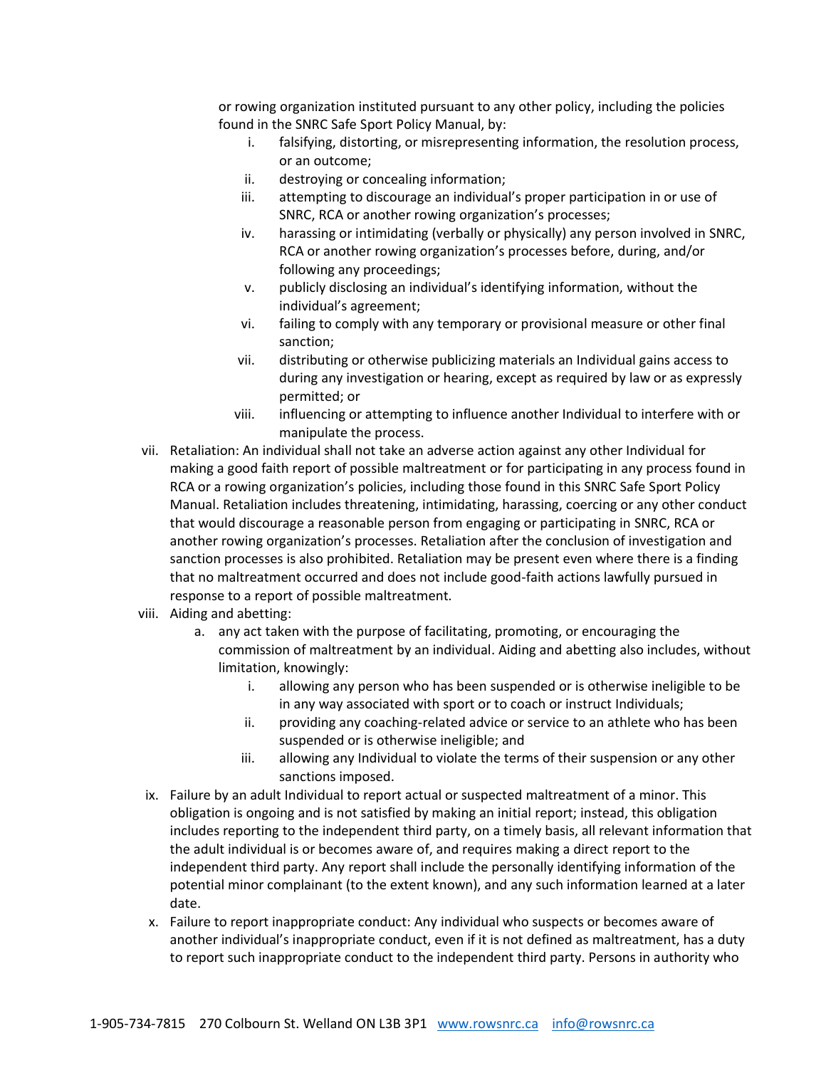or rowing organization instituted pursuant to any other policy, including the policies found in the SNRC Safe Sport Policy Manual, by:

   i. falsifying, distorting, or misrepresenting information, the resolution process, or an outcome;
   ii. destroying or concealing information;
   iii. attempting to discourage an individual's proper participation in or use of SNRC, RCA or another rowing organization's processes;
   iv. harassing or intimidating (verbally or physically) any person involved in SNRC, RCA or another rowing organization's processes before, during, and/or following any proceedings;
   v. publicly disclosing an individual's identifying information, without the individual's agreement;
   vi. failing to comply with any temporary or provisional measure or other final sanction;
   vii. distributing or otherwise publicizing materials an Individual gains access to during any investigation or hearing, except as required by law or as expressly permitted; or
   viii. influencing or attempting to influence another Individual to interfere with or manipulate the process.

vii. Retaliation: An individual shall not take an adverse action against any other Individual for making a good faith report of possible maltreatment or for participating in any process found in RCA or a rowing organization's policies, including those found in this SNRC Safe Sport Policy Manual. Retaliation includes threatening, intimidating, harassing, coercing or any other conduct that would discourage a reasonable person from engaging or participating in SNRC, RCA or another rowing organization's processes. Retaliation after the conclusion of investigation and sanction processes is also prohibited. Retaliation may be present even where there is a finding that no maltreatment occurred and does not include good-faith actions lawfully pursued in response to a report of possible maltreatment.

viii. Aiding and abetting:
   a. any act taken with the purpose of facilitating, promoting, or encouraging the commission of maltreatment by an individual. Aiding and abetting also includes, without limitation, knowingly:
      i. allowing any person who has been suspended or is otherwise ineligible to be in any way associated with sport or to coach or instruct Individuals;
      ii. providing any coaching-related advice or service to an athlete who has been suspended or is otherwise ineligible; and
      iii. allowing any Individual to violate the terms of their suspension or any other sanctions imposed.

ix. Failure by an adult Individual to report actual or suspected maltreatment of a minor. This obligation is ongoing and is not satisfied by making an initial report; instead, this obligation includes reporting to the independent third party, on a timely basis, all relevant information that the adult individual is or becomes aware of, and requires making a direct report to the independent third party. Any report shall include the personally identifying information of the potential minor complainant (to the extent known), and any such information learned at a later date.

x. Failure to report inappropriate conduct: Any individual who suspects or becomes aware of another individual's inappropriate conduct, even if it is not defined as maltreatment, has a duty to report such inappropriate conduct to the independent third party. Persons in authority who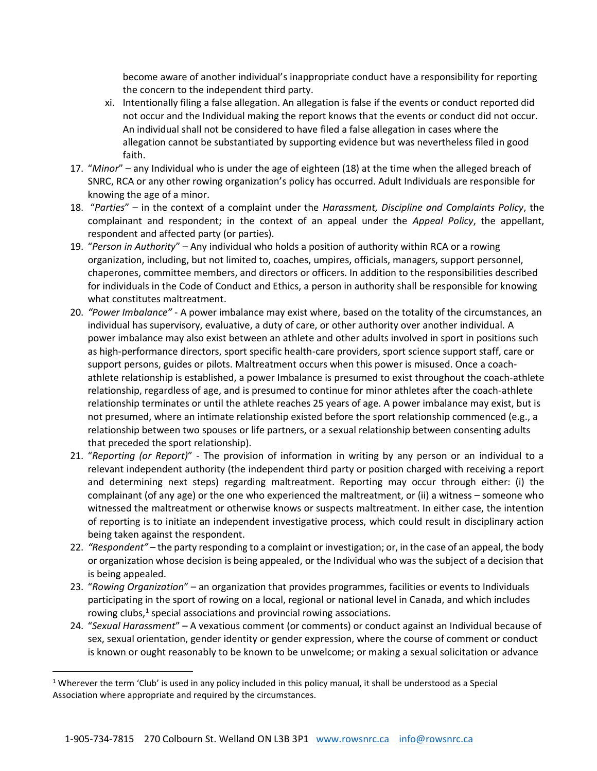become aware of another individual's inappropriate conduct have a responsibility for reporting the concern to the independent third party.

   xi. Intentionally filing a false allegation. An allegation is false if the events or conduct reported did not occur and the Individual making the report knows that the events or conduct did not occur. An individual shall not be considered to have filed a false allegation in cases where the allegation cannot be substantiated by supporting evidence but was nevertheless filed in good faith.

17. "*Minor*" – any Individual who is under the age of eighteen (18) at the time when the alleged breach of SNRC, RCA or any other rowing organization's policy has occurred. Adult Individuals are responsible for knowing the age of a minor.
18. "*Parties*" – in the context of a complaint under the *Harassment, Discipline and Complaints Policy*, the complainant and respondent; in the context of an appeal under the *Appeal Policy*, the appellant, respondent and affected party (or parties).
19. "*Person in Authority*" – Any individual who holds a position of authority within RCA or a rowing organization, including, but not limited to, coaches, umpires, officials, managers, support personnel, chaperones, committee members, and directors or officers. In addition to the responsibilities described for individuals in the Code of Conduct and Ethics, a person in authority shall be responsible for knowing what constitutes maltreatment.
20. *"Power Imbalance"* - A power imbalance may exist where, based on the totality of the circumstances, an individual has supervisory, evaluative, a duty of care, or other authority over another individual. A power imbalance may also exist between an athlete and other adults involved in sport in positions such as high-performance directors, sport specific health-care providers, sport science support staff, care or support persons, guides or pilots. Maltreatment occurs when this power is misused. Once a coach-athlete relationship is established, a power Imbalance is presumed to exist throughout the coach-athlete relationship, regardless of age, and is presumed to continue for minor athletes after the coach-athlete relationship terminates or until the athlete reaches 25 years of age. A power imbalance may exist, but is not presumed, where an intimate relationship existed before the sport relationship commenced (e.g., a relationship between two spouses or life partners, or a sexual relationship between consenting adults that preceded the sport relationship).
21. "*Reporting (or Report)*" - The provision of information in writing by any person or an individual to a relevant independent authority (the independent third party or position charged with receiving a report and determining next steps) regarding maltreatment. Reporting may occur through either: (i) the complainant (of any age) or the one who experienced the maltreatment, or (ii) a witness – someone who witnessed the maltreatment or otherwise knows or suspects maltreatment. In either case, the intention of reporting is to initiate an independent investigative process, which could result in disciplinary action being taken against the respondent.
22. *"Respondent"* – the party responding to a complaint or investigation; or, in the case of an appeal, the body or organization whose decision is being appealed, or the Individual who was the subject of a decision that is being appealed.
23. "*Rowing Organization*" – an organization that provides programmes, facilities or events to Individuals participating in the sport of rowing on a local, regional or national level in Canada, and which includes rowing clubs,[1] special associations and provincial rowing associations.
24. "*Sexual Harassment*" – A vexatious comment (or comments) or conduct against an Individual because of sex, sexual orientation, gender identity or gender expression, where the course of comment or conduct is known or ought reasonably to be known to be unwelcome; or making a sexual solicitation or advance

---

[1] Wherever the term 'Club' is used in any policy included in this policy manual, it shall be understood as a Special Association where appropriate and required by the circumstances.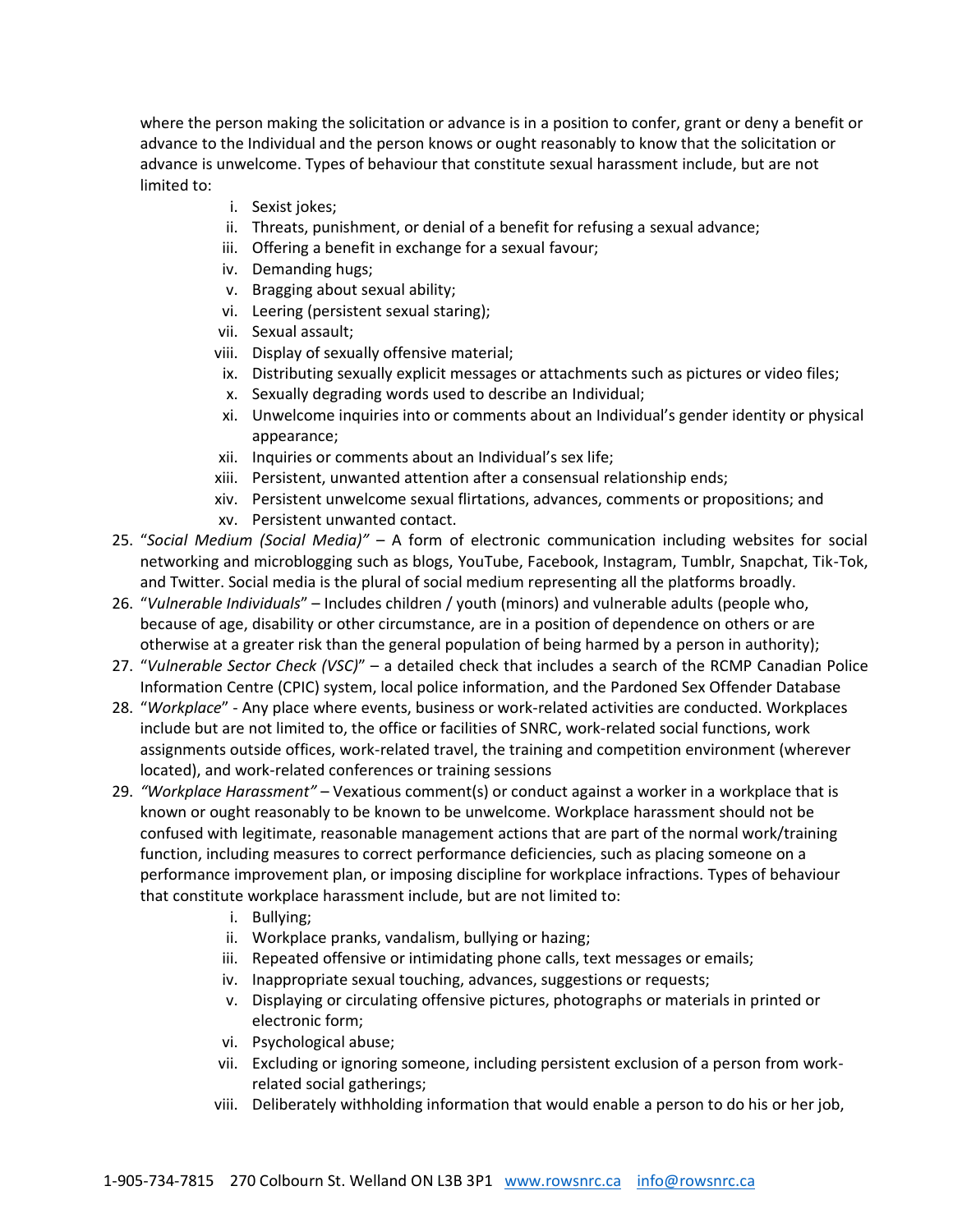where the person making the solicitation or advance is in a position to confer, grant or deny a benefit or advance to the Individual and the person knows or ought reasonably to know that the solicitation or advance is unwelcome. Types of behaviour that constitute sexual harassment include, but are not limited to:

   i. Sexist jokes;
   ii. Threats, punishment, or denial of a benefit for refusing a sexual advance;
   iii. Offering a benefit in exchange for a sexual favour;
   iv. Demanding hugs;
   v. Bragging about sexual ability;
   vi. Leering (persistent sexual staring);
   vii. Sexual assault;
   viii. Display of sexually offensive material;
   ix. Distributing sexually explicit messages or attachments such as pictures or video files;
   x. Sexually degrading words used to describe an Individual;
   xi. Unwelcome inquiries into or comments about an Individual's gender identity or physical appearance;
   xii. Inquiries or comments about an Individual's sex life;
   xiii. Persistent, unwanted attention after a consensual relationship ends;
   xiv. Persistent unwelcome sexual flirtations, advances, comments or propositions; and
   xv. Persistent unwanted contact.

25. "*Social Medium (Social Media)"* – A form of electronic communication including websites for social networking and microblogging such as blogs, YouTube, Facebook, Instagram, Tumblr, Snapchat, Tik-Tok, and Twitter. Social media is the plural of social medium representing all the platforms broadly.
26. "*Vulnerable Individuals*" – Includes children / youth (minors) and vulnerable adults (people who, because of age, disability or other circumstance, are in a position of dependence on others or are otherwise at a greater risk than the general population of being harmed by a person in authority);
27. "*Vulnerable Sector Check (VSC)*" – a detailed check that includes a search of the RCMP Canadian Police Information Centre (CPIC) system, local police information, and the Pardoned Sex Offender Database
28. "*Workplace*" - Any place where events, business or work-related activities are conducted. Workplaces include but are not limited to, the office or facilities of SNRC, work-related social functions, work assignments outside offices, work-related travel, the training and competition environment (wherever located), and work-related conferences or training sessions
29. *"Workplace Harassment"* – Vexatious comment(s) or conduct against a worker in a workplace that is known or ought reasonably to be known to be unwelcome. Workplace harassment should not be confused with legitimate, reasonable management actions that are part of the normal work/training function, including measures to correct performance deficiencies, such as placing someone on a performance improvement plan, or imposing discipline for workplace infractions. Types of behaviour that constitute workplace harassment include, but are not limited to:

   i. Bullying;
   ii. Workplace pranks, vandalism, bullying or hazing;
   iii. Repeated offensive or intimidating phone calls, text messages or emails;
   iv. Inappropriate sexual touching, advances, suggestions or requests;
   v. Displaying or circulating offensive pictures, photographs or materials in printed or electronic form;
   vi. Psychological abuse;
   vii. Excluding or ignoring someone, including persistent exclusion of a person from work-related social gatherings;
   viii. Deliberately withholding information that would enable a person to do his or her job,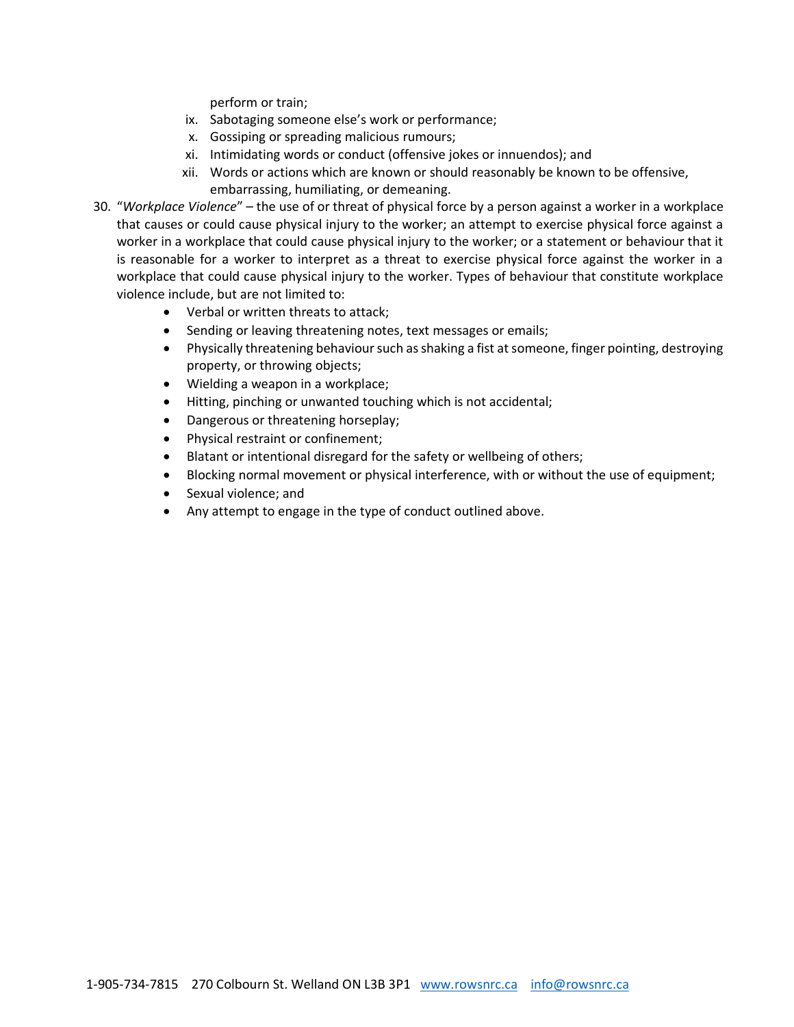perform or train;

ix. Sabotaging someone else's work or performance;
x. Gossiping or spreading malicious rumours;
xi. Intimidating words or conduct (offensive jokes or innuendos); and
xii. Words or actions which are known or should reasonably be known to be offensive, embarrassing, humiliating, or demeaning.

30. "*Workplace Violence*" – the use of or threat of physical force by a person against a worker in a workplace that causes or could cause physical injury to the worker; an attempt to exercise physical force against a worker in a workplace that could cause physical injury to the worker; or a statement or behaviour that it is reasonable for a worker to interpret as a threat to exercise physical force against the worker in a workplace that could cause physical injury to the worker. Types of behaviour that constitute workplace violence include, but are not limited to:
    - Verbal or written threats to attack;
    - Sending or leaving threatening notes, text messages or emails;
    - Physically threatening behaviour such as shaking a fist at someone, finger pointing, destroying property, or throwing objects;
    - Wielding a weapon in a workplace;
    - Hitting, pinching or unwanted touching which is not accidental;
    - Dangerous or threatening horseplay;
    - Physical restraint or confinement;
    - Blatant or intentional disregard for the safety or wellbeing of others;
    - Blocking normal movement or physical interference, with or without the use of equipment;
    - Sexual violence; and
    - Any attempt to engage in the type of conduct outlined above.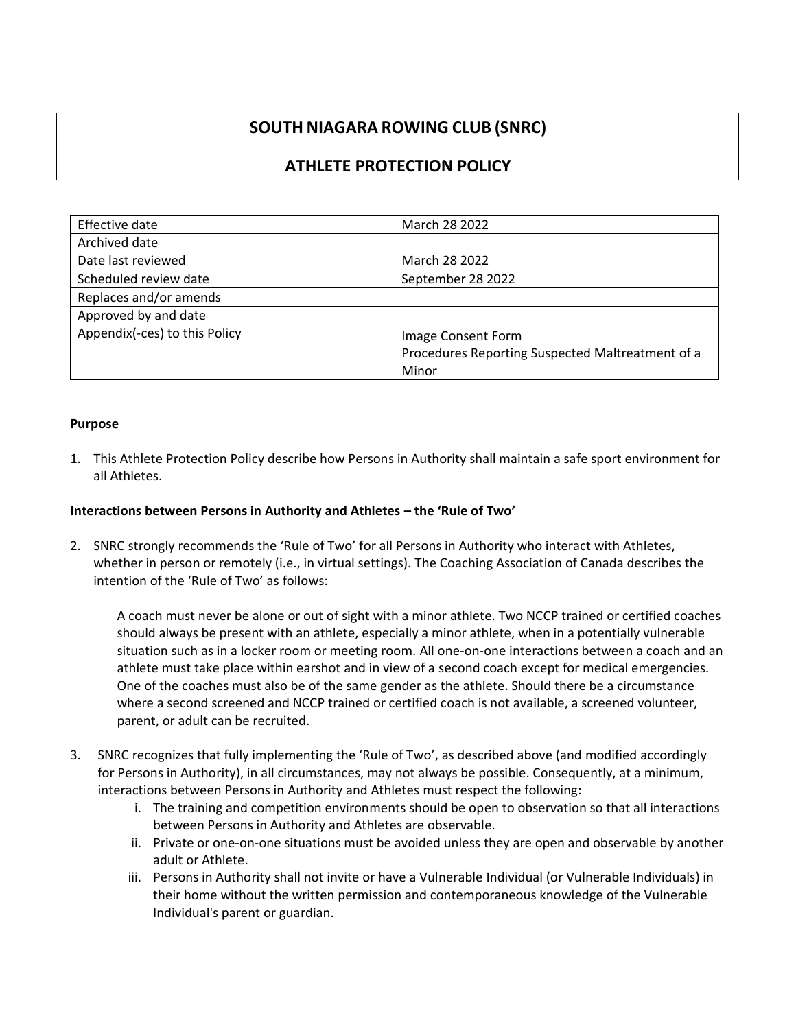# SOUTH NIAGARA ROWING CLUB (SNRC)

## ATHLETE PROTECTION POLICY

| Effective date | March 28 2022 |
| --- | --- |
| Archived date | |
| Date last reviewed | March 28 2022 |
| Scheduled review date | September 28 2022 |
| Replaces and/or amends | |
| Approved by and date | |
| Appendix(-ces) to this Policy | Image Consent Form<br>Procedures Reporting Suspected Maltreatment of a Minor |

**Purpose**

1. This Athlete Protection Policy describe how Persons in Authority shall maintain a safe sport environment for all Athletes.

**Interactions between Persons in Authority and Athletes – the 'Rule of Two'**

2. SNRC strongly recommends the 'Rule of Two' for all Persons in Authority who interact with Athletes, whether in person or remotely (i.e., in virtual settings). The Coaching Association of Canada describes the intention of the 'Rule of Two' as follows:

   A coach must never be alone or out of sight with a minor athlete. Two NCCP trained or certified coaches should always be present with an athlete, especially a minor athlete, when in a potentially vulnerable situation such as in a locker room or meeting room. All one-on-one interactions between a coach and an athlete must take place within earshot and in view of a second coach except for medical emergencies. One of the coaches must also be of the same gender as the athlete. Should there be a circumstance where a second screened and NCCP trained or certified coach is not available, a screened volunteer, parent, or adult can be recruited.

3. SNRC recognizes that fully implementing the 'Rule of Two', as described above (and modified accordingly for Persons in Authority), in all circumstances, may not always be possible. Consequently, at a minimum, interactions between Persons in Authority and Athletes must respect the following:
   i. The training and competition environments should be open to observation so that all interactions between Persons in Authority and Athletes are observable.
   ii. Private or one-on-one situations must be avoided unless they are open and observable by another adult or Athlete.
   iii. Persons in Authority shall not invite or have a Vulnerable Individual (or Vulnerable Individuals) in their home without the written permission and contemporaneous knowledge of the Vulnerable Individual's parent or guardian.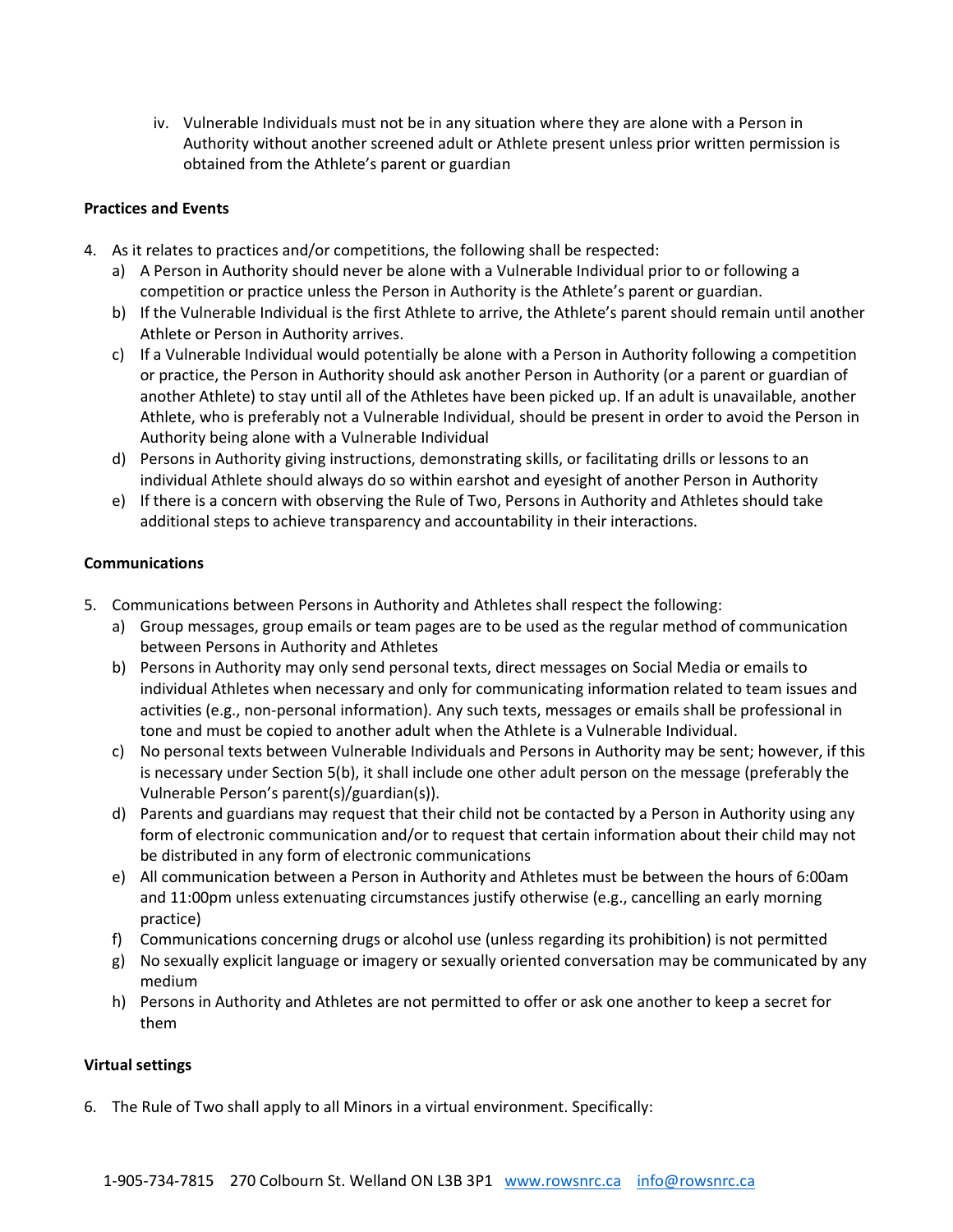iv. Vulnerable Individuals must not be in any situation where they are alone with a Person in Authority without another screened adult or Athlete present unless prior written permission is obtained from the Athlete's parent or guardian

**Practices and Events**

4. As it relates to practices and/or competitions, the following shall be respected:
   a) A Person in Authority should never be alone with a Vulnerable Individual prior to or following a competition or practice unless the Person in Authority is the Athlete's parent or guardian.
   b) If the Vulnerable Individual is the first Athlete to arrive, the Athlete's parent should remain until another Athlete or Person in Authority arrives.
   c) If a Vulnerable Individual would potentially be alone with a Person in Authority following a competition or practice, the Person in Authority should ask another Person in Authority (or a parent or guardian of another Athlete) to stay until all of the Athletes have been picked up. If an adult is unavailable, another Athlete, who is preferably not a Vulnerable Individual, should be present in order to avoid the Person in Authority being alone with a Vulnerable Individual
   d) Persons in Authority giving instructions, demonstrating skills, or facilitating drills or lessons to an individual Athlete should always do so within earshot and eyesight of another Person in Authority
   e) If there is a concern with observing the Rule of Two, Persons in Authority and Athletes should take additional steps to achieve transparency and accountability in their interactions.

**Communications**

5. Communications between Persons in Authority and Athletes shall respect the following:
   a) Group messages, group emails or team pages are to be used as the regular method of communication between Persons in Authority and Athletes
   b) Persons in Authority may only send personal texts, direct messages on Social Media or emails to individual Athletes when necessary and only for communicating information related to team issues and activities (e.g., non-personal information). Any such texts, messages or emails shall be professional in tone and must be copied to another adult when the Athlete is a Vulnerable Individual.
   c) No personal texts between Vulnerable Individuals and Persons in Authority may be sent; however, if this is necessary under Section 5(b), it shall include one other adult person on the message (preferably the Vulnerable Person's parent(s)/guardian(s)).
   d) Parents and guardians may request that their child not be contacted by a Person in Authority using any form of electronic communication and/or to request that certain information about their child may not be distributed in any form of electronic communications
   e) All communication between a Person in Authority and Athletes must be between the hours of 6:00am and 11:00pm unless extenuating circumstances justify otherwise (e.g., cancelling an early morning practice)
   f) Communications concerning drugs or alcohol use (unless regarding its prohibition) is not permitted
   g) No sexually explicit language or imagery or sexually oriented conversation may be communicated by any medium
   h) Persons in Authority and Athletes are not permitted to offer or ask one another to keep a secret for them

**Virtual settings**

6. The Rule of Two shall apply to all Minors in a virtual environment. Specifically: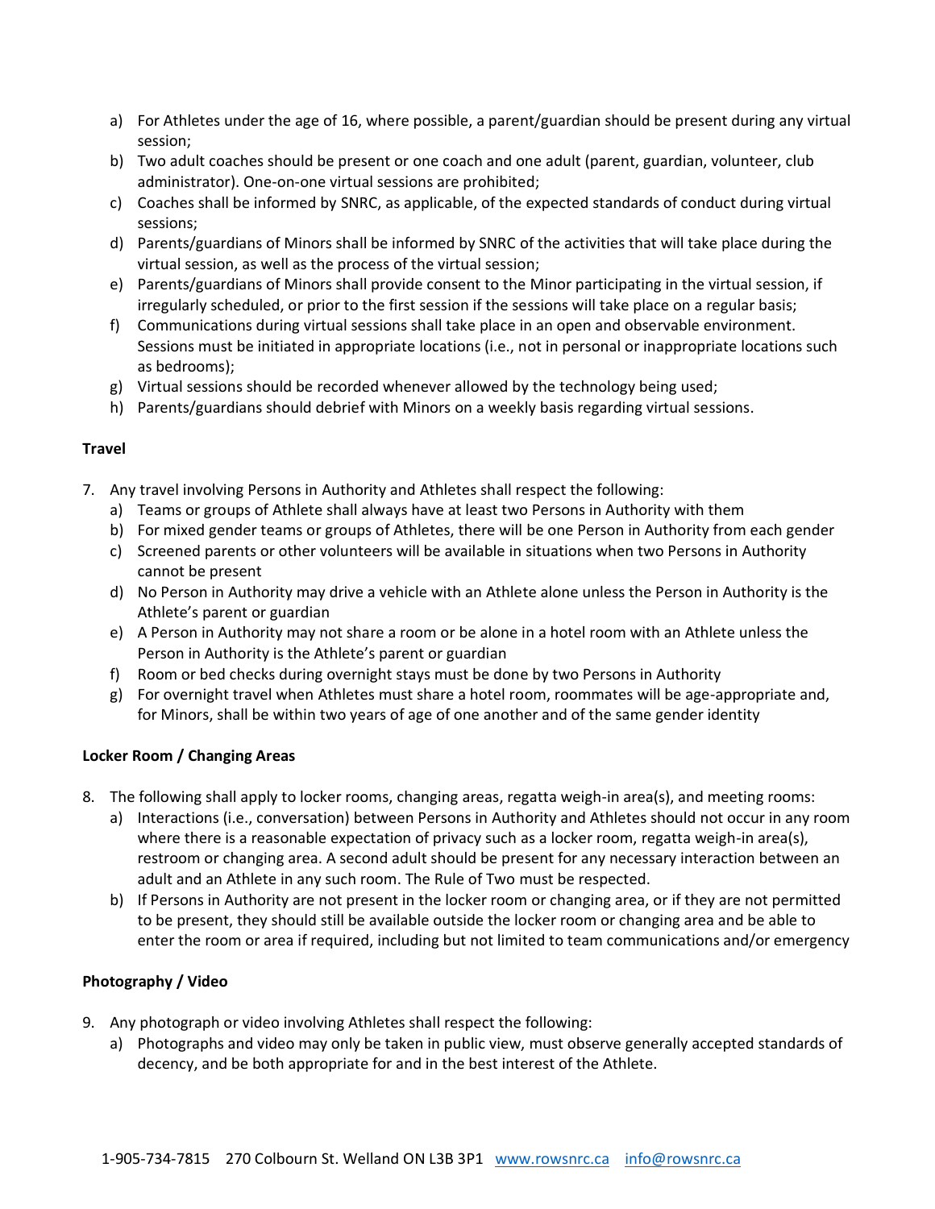a) For Athletes under the age of 16, where possible, a parent/guardian should be present during any virtual session;
b) Two adult coaches should be present or one coach and one adult (parent, guardian, volunteer, club administrator). One-on-one virtual sessions are prohibited;
c) Coaches shall be informed by SNRC, as applicable, of the expected standards of conduct during virtual sessions;
d) Parents/guardians of Minors shall be informed by SNRC of the activities that will take place during the virtual session, as well as the process of the virtual session;
e) Parents/guardians of Minors shall provide consent to the Minor participating in the virtual session, if irregularly scheduled, or prior to the first session if the sessions will take place on a regular basis;
f) Communications during virtual sessions shall take place in an open and observable environment. Sessions must be initiated in appropriate locations (i.e., not in personal or inappropriate locations such as bedrooms);
g) Virtual sessions should be recorded whenever allowed by the technology being used;
h) Parents/guardians should debrief with Minors on a weekly basis regarding virtual sessions.

**Travel**

7. Any travel involving Persons in Authority and Athletes shall respect the following:
   a) Teams or groups of Athlete shall always have at least two Persons in Authority with them
   b) For mixed gender teams or groups of Athletes, there will be one Person in Authority from each gender
   c) Screened parents or other volunteers will be available in situations when two Persons in Authority cannot be present
   d) No Person in Authority may drive a vehicle with an Athlete alone unless the Person in Authority is the Athlete's parent or guardian
   e) A Person in Authority may not share a room or be alone in a hotel room with an Athlete unless the Person in Authority is the Athlete's parent or guardian
   f) Room or bed checks during overnight stays must be done by two Persons in Authority
   g) For overnight travel when Athletes must share a hotel room, roommates will be age-appropriate and, for Minors, shall be within two years of age of one another and of the same gender identity

**Locker Room / Changing Areas**

8. The following shall apply to locker rooms, changing areas, regatta weigh-in area(s), and meeting rooms:
   a) Interactions (i.e., conversation) between Persons in Authority and Athletes should not occur in any room where there is a reasonable expectation of privacy such as a locker room, regatta weigh-in area(s), restroom or changing area. A second adult should be present for any necessary interaction between an adult and an Athlete in any such room. The Rule of Two must be respected.
   b) If Persons in Authority are not present in the locker room or changing area, or if they are not permitted to be present, they should still be available outside the locker room or changing area and be able to enter the room or area if required, including but not limited to team communications and/or emergency

**Photography / Video**

9. Any photograph or video involving Athletes shall respect the following:
   a) Photographs and video may only be taken in public view, must observe generally accepted standards of decency, and be both appropriate for and in the best interest of the Athlete.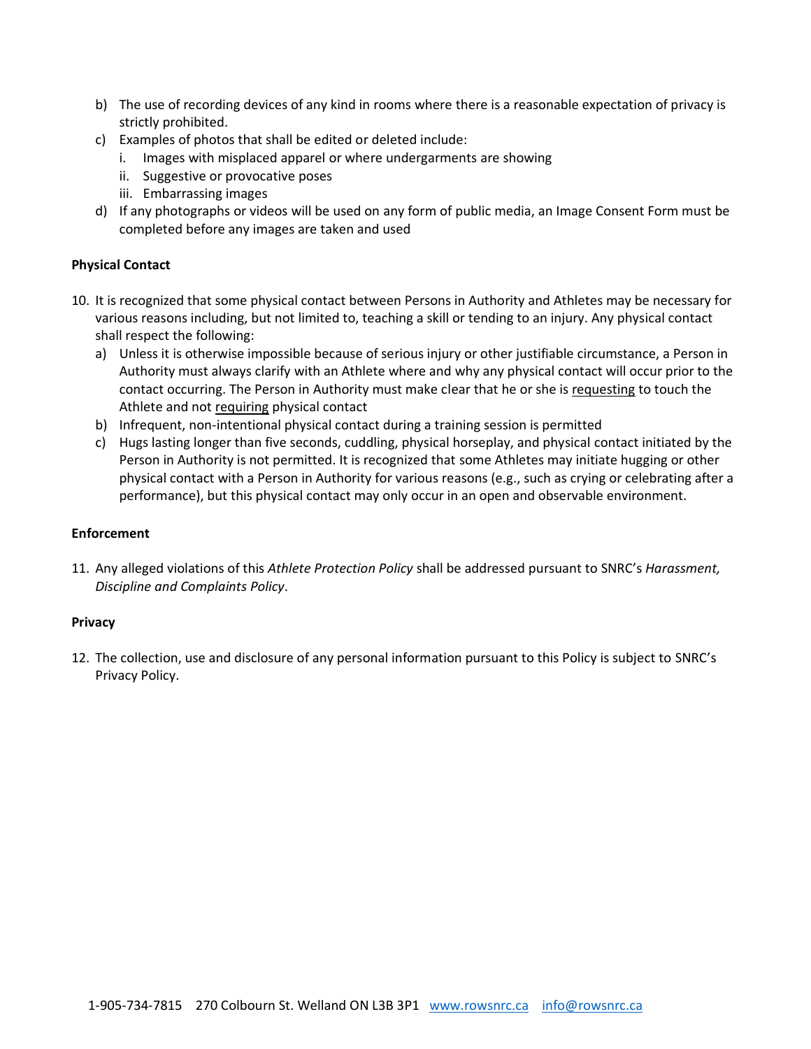b) The use of recording devices of any kind in rooms where there is a reasonable expectation of privacy is strictly prohibited.
c) Examples of photos that shall be edited or deleted include:
   i. Images with misplaced apparel or where undergarments are showing
   ii. Suggestive or provocative poses
   iii. Embarrassing images
d) If any photographs or videos will be used on any form of public media, an Image Consent Form must be completed before any images are taken and used

**Physical Contact**

10. It is recognized that some physical contact between Persons in Authority and Athletes may be necessary for various reasons including, but not limited to, teaching a skill or tending to an injury. Any physical contact shall respect the following:
    a) Unless it is otherwise impossible because of serious injury or other justifiable circumstance, a Person in Authority must always clarify with an Athlete where and why any physical contact will occur prior to the contact occurring. The Person in Authority must make clear that he or she is <u>requesting</u> to touch the Athlete and not <u>requiring</u> physical contact
    b) Infrequent, non-intentional physical contact during a training session is permitted
    c) Hugs lasting longer than five seconds, cuddling, physical horseplay, and physical contact initiated by the Person in Authority is not permitted. It is recognized that some Athletes may initiate hugging or other physical contact with a Person in Authority for various reasons (e.g., such as crying or celebrating after a performance), but this physical contact may only occur in an open and observable environment.

**Enforcement**

11. Any alleged violations of this *Athlete Protection Policy* shall be addressed pursuant to SNRC's *Harassment, Discipline and Complaints Policy*.

**Privacy**

12. The collection, use and disclosure of any personal information pursuant to this Policy is subject to SNRC's Privacy Policy.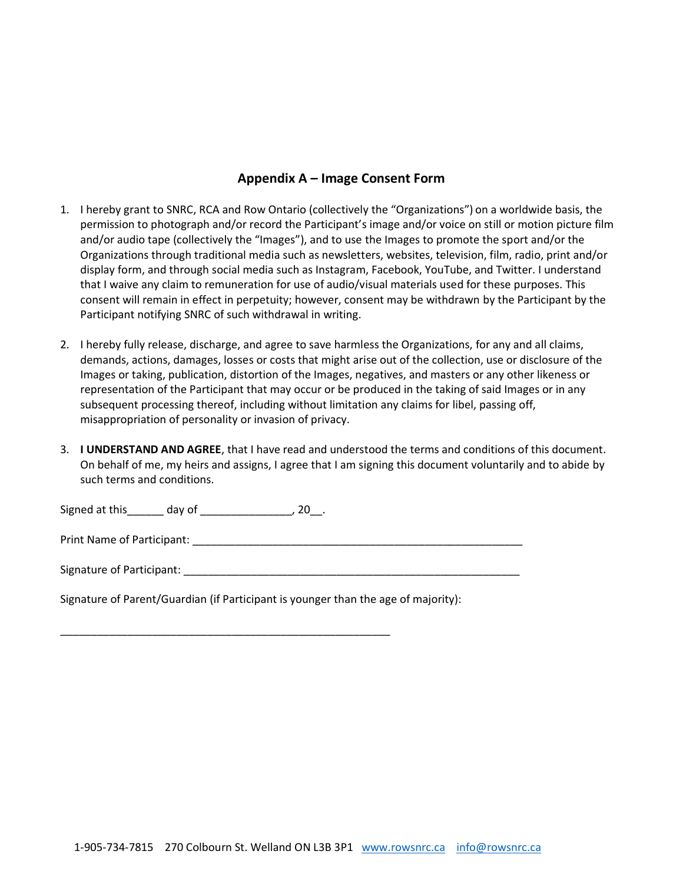## Appendix A – Image Consent Form

1. I hereby grant to SNRC, RCA and Row Ontario (collectively the "Organizations") on a worldwide basis, the permission to photograph and/or record the Participant's image and/or voice on still or motion picture film and/or audio tape (collectively the "Images"), and to use the Images to promote the sport and/or the Organizations through traditional media such as newsletters, websites, television, film, radio, print and/or display form, and through social media such as Instagram, Facebook, YouTube, and Twitter. I understand that I waive any claim to remuneration for use of audio/visual materials used for these purposes. This consent will remain in effect in perpetuity; however, consent may be withdrawn by the Participant by the Participant notifying SNRC of such withdrawal in writing.

2. I hereby fully release, discharge, and agree to save harmless the Organizations, for any and all claims, demands, actions, damages, losses or costs that might arise out of the collection, use or disclosure of the Images or taking, publication, distortion of the Images, negatives, and masters or any other likeness or representation of the Participant that may occur or be produced in the taking of said Images or in any subsequent processing thereof, including without limitation any claims for libel, passing off, misappropriation of personality or invasion of privacy.

3. **I UNDERSTAND AND AGREE**, that I have read and understood the terms and conditions of this document. On behalf of me, my heirs and assigns, I agree that I am signing this document voluntarily and to abide by such terms and conditions.

Signed at this______ day of _______________, 20__.

Print Name of Participant: ________________________________________________________

Signature of Participant: _________________________________________________________

Signature of Parent/Guardian (if Participant is younger than the age of majority):

________________________________________________________

1-905-734-7815 270 Colbourn St. Welland ON L3B 3P1 www.rowsnrc.ca info@rowsnrc.ca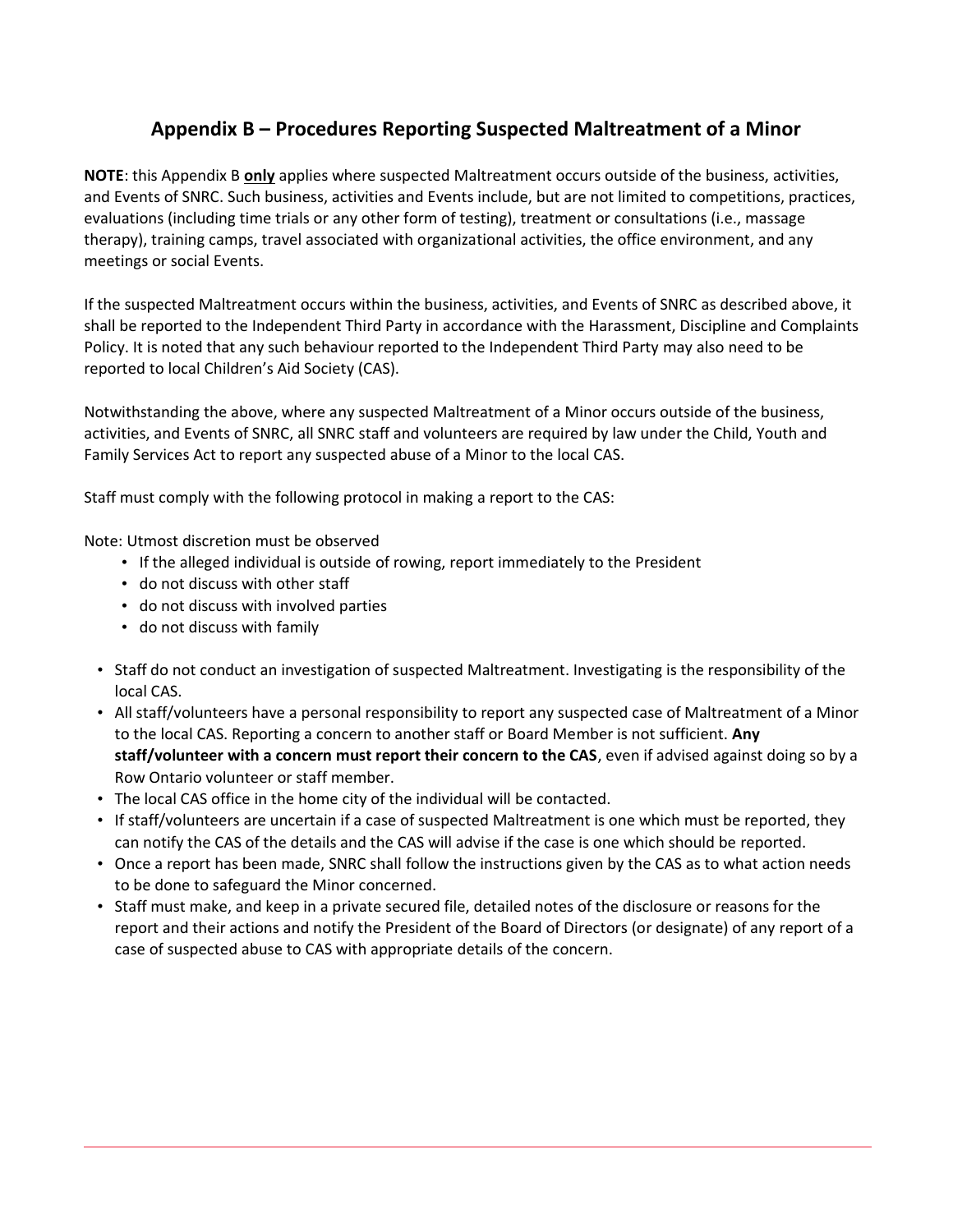## Appendix B – Procedures Reporting Suspected Maltreatment of a Minor

**NOTE**: this Appendix B **only** applies where suspected Maltreatment occurs outside of the business, activities, and Events of SNRC. Such business, activities and Events include, but are not limited to competitions, practices, evaluations (including time trials or any other form of testing), treatment or consultations (i.e., massage therapy), training camps, travel associated with organizational activities, the office environment, and any meetings or social Events.

If the suspected Maltreatment occurs within the business, activities, and Events of SNRC as described above, it shall be reported to the Independent Third Party in accordance with the Harassment, Discipline and Complaints Policy. It is noted that any such behaviour reported to the Independent Third Party may also need to be reported to local Children's Aid Society (CAS).

Notwithstanding the above, where any suspected Maltreatment of a Minor occurs outside of the business, activities, and Events of SNRC, all SNRC staff and volunteers are required by law under the Child, Youth and Family Services Act to report any suspected abuse of a Minor to the local CAS.

Staff must comply with the following protocol in making a report to the CAS:

Note: Utmost discretion must be observed

- If the alleged individual is outside of rowing, report immediately to the President
- do not discuss with other staff
- do not discuss with involved parties
- do not discuss with family

- Staff do not conduct an investigation of suspected Maltreatment. Investigating is the responsibility of the local CAS.
- All staff/volunteers have a personal responsibility to report any suspected case of Maltreatment of a Minor to the local CAS. Reporting a concern to another staff or Board Member is not sufficient. **Any staff/volunteer with a concern must report their concern to the CAS**, even if advised against doing so by a Row Ontario volunteer or staff member.
- The local CAS office in the home city of the individual will be contacted.
- If staff/volunteers are uncertain if a case of suspected Maltreatment is one which must be reported, they can notify the CAS of the details and the CAS will advise if the case is one which should be reported.
- Once a report has been made, SNRC shall follow the instructions given by the CAS as to what action needs to be done to safeguard the Minor concerned.
- Staff must make, and keep in a private secured file, detailed notes of the disclosure or reasons for the report and their actions and notify the President of the Board of Directors (or designate) of any report of a case of suspected abuse to CAS with appropriate details of the concern.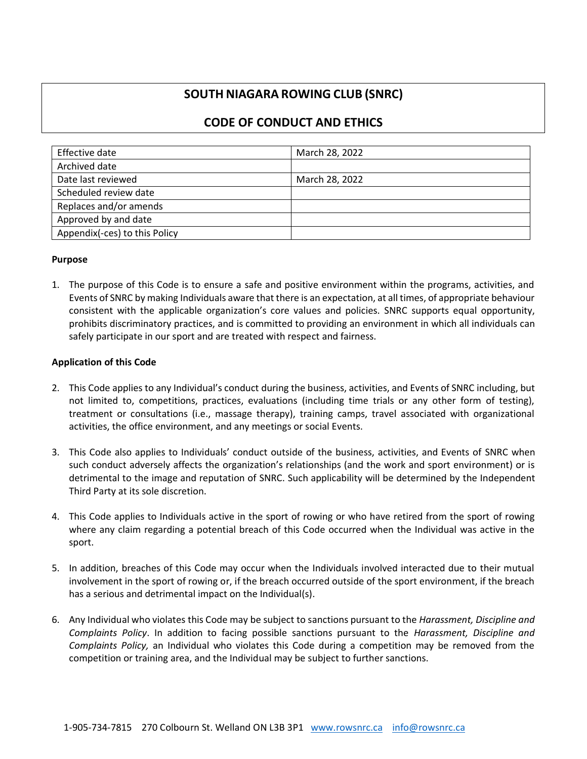# SOUTH NIAGARA ROWING CLUB (SNRC)

## CODE OF CONDUCT AND ETHICS

| Effective date | March 28, 2022 |
| --- | --- |
| Archived date | |
| Date last reviewed | March 28, 2022 |
| Scheduled review date | |
| Replaces and/or amends | |
| Approved by and date | |
| Appendix(-ces) to this Policy | |

**Purpose**

1. The purpose of this Code is to ensure a safe and positive environment within the programs, activities, and Events of SNRC by making Individuals aware that there is an expectation, at all times, of appropriate behaviour consistent with the applicable organization's core values and policies. SNRC supports equal opportunity, prohibits discriminatory practices, and is committed to providing an environment in which all individuals can safely participate in our sport and are treated with respect and fairness.

**Application of this Code**

2. This Code applies to any Individual's conduct during the business, activities, and Events of SNRC including, but not limited to, competitions, practices, evaluations (including time trials or any other form of testing), treatment or consultations (i.e., massage therapy), training camps, travel associated with organizational activities, the office environment, and any meetings or social Events.

3. This Code also applies to Individuals' conduct outside of the business, activities, and Events of SNRC when such conduct adversely affects the organization's relationships (and the work and sport environment) or is detrimental to the image and reputation of SNRC. Such applicability will be determined by the Independent Third Party at its sole discretion.

4. This Code applies to Individuals active in the sport of rowing or who have retired from the sport of rowing where any claim regarding a potential breach of this Code occurred when the Individual was active in the sport.

5. In addition, breaches of this Code may occur when the Individuals involved interacted due to their mutual involvement in the sport of rowing or, if the breach occurred outside of the sport environment, if the breach has a serious and detrimental impact on the Individual(s).

6. Any Individual who violates this Code may be subject to sanctions pursuant to the *Harassment, Discipline and Complaints Policy*. In addition to facing possible sanctions pursuant to the *Harassment, Discipline and Complaints Policy,* an Individual who violates this Code during a competition may be removed from the competition or training area, and the Individual may be subject to further sanctions.

1-905-734-7815 270 Colbourn St. Welland ON L3B 3P1 www.rowsnrc.ca info@rowsnrc.ca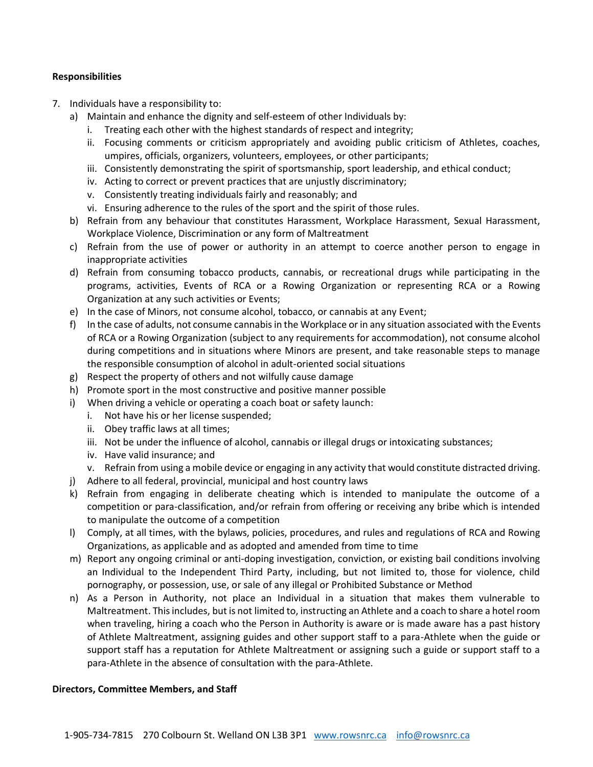**Responsibilities**

7. Individuals have a responsibility to:
   a) Maintain and enhance the dignity and self-esteem of other Individuals by:
      i. Treating each other with the highest standards of respect and integrity;
      ii. Focusing comments or criticism appropriately and avoiding public criticism of Athletes, coaches, umpires, officials, organizers, volunteers, employees, or other participants;
      iii. Consistently demonstrating the spirit of sportsmanship, sport leadership, and ethical conduct;
      iv. Acting to correct or prevent practices that are unjustly discriminatory;
      v. Consistently treating individuals fairly and reasonably; and
      vi. Ensuring adherence to the rules of the sport and the spirit of those rules.
   b) Refrain from any behaviour that constitutes Harassment, Workplace Harassment, Sexual Harassment, Workplace Violence, Discrimination or any form of Maltreatment
   c) Refrain from the use of power or authority in an attempt to coerce another person to engage in inappropriate activities
   d) Refrain from consuming tobacco products, cannabis, or recreational drugs while participating in the programs, activities, Events of RCA or a Rowing Organization or representing RCA or a Rowing Organization at any such activities or Events;
   e) In the case of Minors, not consume alcohol, tobacco, or cannabis at any Event;
   f) In the case of adults, not consume cannabis in the Workplace or in any situation associated with the Events of RCA or a Rowing Organization (subject to any requirements for accommodation), not consume alcohol during competitions and in situations where Minors are present, and take reasonable steps to manage the responsible consumption of alcohol in adult-oriented social situations
   g) Respect the property of others and not wilfully cause damage
   h) Promote sport in the most constructive and positive manner possible
   i) When driving a vehicle or operating a coach boat or safety launch:
      i. Not have his or her license suspended;
      ii. Obey traffic laws at all times;
      iii. Not be under the influence of alcohol, cannabis or illegal drugs or intoxicating substances;
      iv. Have valid insurance; and
      v. Refrain from using a mobile device or engaging in any activity that would constitute distracted driving.
   j) Adhere to all federal, provincial, municipal and host country laws
   k) Refrain from engaging in deliberate cheating which is intended to manipulate the outcome of a competition or para-classification, and/or refrain from offering or receiving any bribe which is intended to manipulate the outcome of a competition
   l) Comply, at all times, with the bylaws, policies, procedures, and rules and regulations of RCA and Rowing Organizations, as applicable and as adopted and amended from time to time
   m) Report any ongoing criminal or anti-doping investigation, conviction, or existing bail conditions involving an Individual to the Independent Third Party, including, but not limited to, those for violence, child pornography, or possession, use, or sale of any illegal or Prohibited Substance or Method
   n) As a Person in Authority, not place an Individual in a situation that makes them vulnerable to Maltreatment. This includes, but is not limited to, instructing an Athlete and a coach to share a hotel room when traveling, hiring a coach who the Person in Authority is aware or is made aware has a past history of Athlete Maltreatment, assigning guides and other support staff to a para-Athlete when the guide or support staff has a reputation for Athlete Maltreatment or assigning such a guide or support staff to a para-Athlete in the absence of consultation with the para-Athlete.

**Directors, Committee Members, and Staff**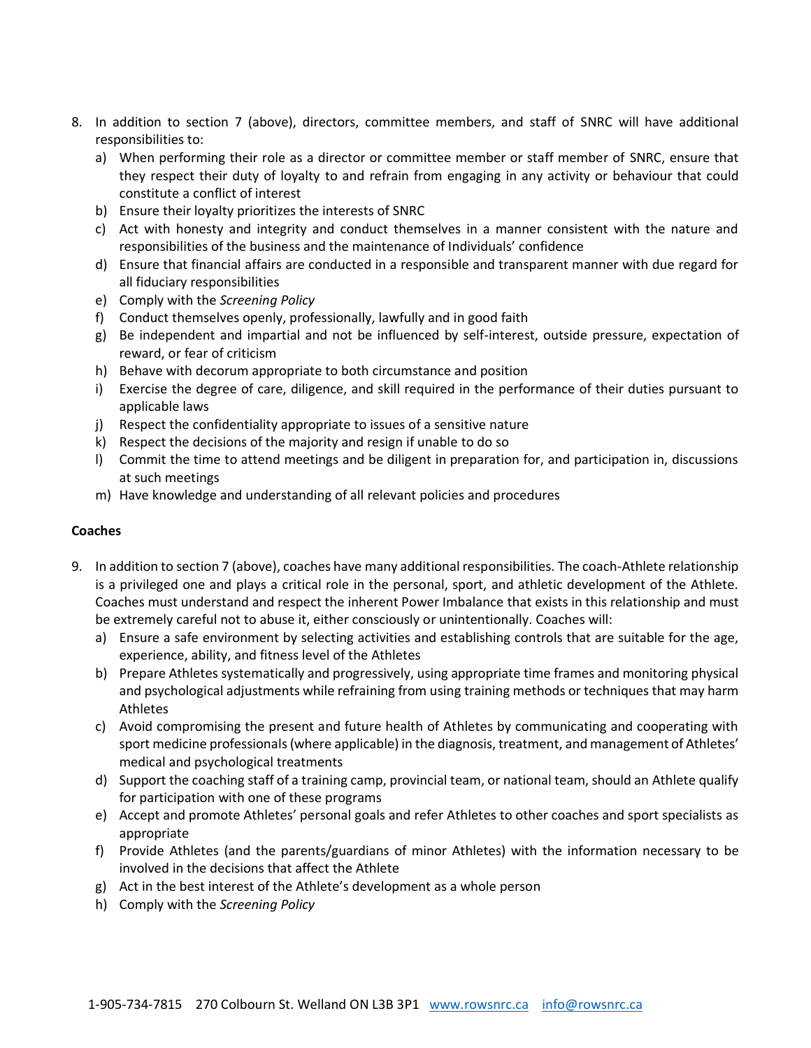8. In addition to section 7 (above), directors, committee members, and staff of SNRC will have additional responsibilities to:
   a) When performing their role as a director or committee member or staff member of SNRC, ensure that they respect their duty of loyalty to and refrain from engaging in any activity or behaviour that could constitute a conflict of interest
   b) Ensure their loyalty prioritizes the interests of SNRC
   c) Act with honesty and integrity and conduct themselves in a manner consistent with the nature and responsibilities of the business and the maintenance of Individuals' confidence
   d) Ensure that financial affairs are conducted in a responsible and transparent manner with due regard for all fiduciary responsibilities
   e) Comply with the *Screening Policy*
   f) Conduct themselves openly, professionally, lawfully and in good faith
   g) Be independent and impartial and not be influenced by self-interest, outside pressure, expectation of reward, or fear of criticism
   h) Behave with decorum appropriate to both circumstance and position
   i) Exercise the degree of care, diligence, and skill required in the performance of their duties pursuant to applicable laws
   j) Respect the confidentiality appropriate to issues of a sensitive nature
   k) Respect the decisions of the majority and resign if unable to do so
   l) Commit the time to attend meetings and be diligent in preparation for, and participation in, discussions at such meetings
   m) Have knowledge and understanding of all relevant policies and procedures

**Coaches**

9. In addition to section 7 (above), coaches have many additional responsibilities. The coach-Athlete relationship is a privileged one and plays a critical role in the personal, sport, and athletic development of the Athlete. Coaches must understand and respect the inherent Power Imbalance that exists in this relationship and must be extremely careful not to abuse it, either consciously or unintentionally. Coaches will:
   a) Ensure a safe environment by selecting activities and establishing controls that are suitable for the age, experience, ability, and fitness level of the Athletes
   b) Prepare Athletes systematically and progressively, using appropriate time frames and monitoring physical and psychological adjustments while refraining from using training methods or techniques that may harm Athletes
   c) Avoid compromising the present and future health of Athletes by communicating and cooperating with sport medicine professionals (where applicable) in the diagnosis, treatment, and management of Athletes' medical and psychological treatments
   d) Support the coaching staff of a training camp, provincial team, or national team, should an Athlete qualify for participation with one of these programs
   e) Accept and promote Athletes' personal goals and refer Athletes to other coaches and sport specialists as appropriate
   f) Provide Athletes (and the parents/guardians of minor Athletes) with the information necessary to be involved in the decisions that affect the Athlete
   g) Act in the best interest of the Athlete's development as a whole person
   h) Comply with the *Screening Policy*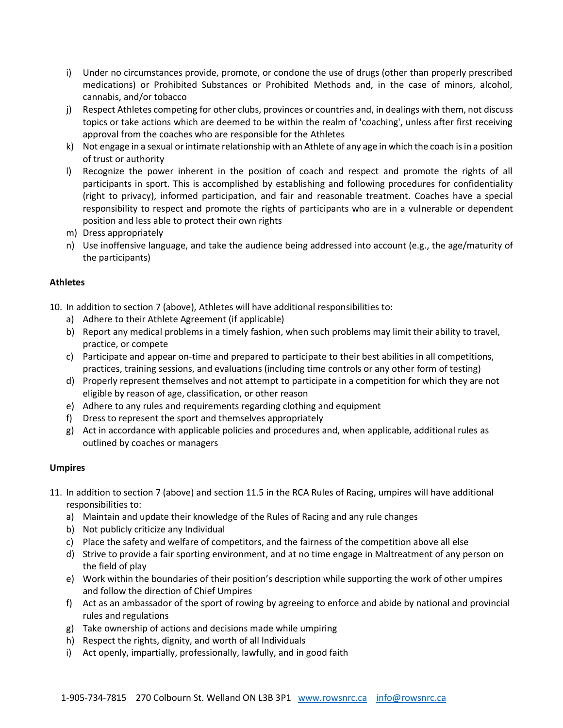i) Under no circumstances provide, promote, or condone the use of drugs (other than properly prescribed medications) or Prohibited Substances or Prohibited Methods and, in the case of minors, alcohol, cannabis, and/or tobacco
j) Respect Athletes competing for other clubs, provinces or countries and, in dealings with them, not discuss topics or take actions which are deemed to be within the realm of 'coaching', unless after first receiving approval from the coaches who are responsible for the Athletes
k) Not engage in a sexual or intimate relationship with an Athlete of any age in which the coach is in a position of trust or authority
l) Recognize the power inherent in the position of coach and respect and promote the rights of all participants in sport. This is accomplished by establishing and following procedures for confidentiality (right to privacy), informed participation, and fair and reasonable treatment. Coaches have a special responsibility to respect and promote the rights of participants who are in a vulnerable or dependent position and less able to protect their own rights
m) Dress appropriately
n) Use inoffensive language, and take the audience being addressed into account (e.g., the age/maturity of the participants)

**Athletes**

10. In addition to section 7 (above), Athletes will have additional responsibilities to:
    a) Adhere to their Athlete Agreement (if applicable)
    b) Report any medical problems in a timely fashion, when such problems may limit their ability to travel, practice, or compete
    c) Participate and appear on-time and prepared to participate to their best abilities in all competitions, practices, training sessions, and evaluations (including time controls or any other form of testing)
    d) Properly represent themselves and not attempt to participate in a competition for which they are not eligible by reason of age, classification, or other reason
    e) Adhere to any rules and requirements regarding clothing and equipment
    f) Dress to represent the sport and themselves appropriately
    g) Act in accordance with applicable policies and procedures and, when applicable, additional rules as outlined by coaches or managers

**Umpires**

11. In addition to section 7 (above) and section 11.5 in the RCA Rules of Racing, umpires will have additional responsibilities to:
    a) Maintain and update their knowledge of the Rules of Racing and any rule changes
    b) Not publicly criticize any Individual
    c) Place the safety and welfare of competitors, and the fairness of the competition above all else
    d) Strive to provide a fair sporting environment, and at no time engage in Maltreatment of any person on the field of play
    e) Work within the boundaries of their position's description while supporting the work of other umpires and follow the direction of Chief Umpires
    f) Act as an ambassador of the sport of rowing by agreeing to enforce and abide by national and provincial rules and regulations
    g) Take ownership of actions and decisions made while umpiring
    h) Respect the rights, dignity, and worth of all Individuals
    i) Act openly, impartially, professionally, lawfully, and in good faith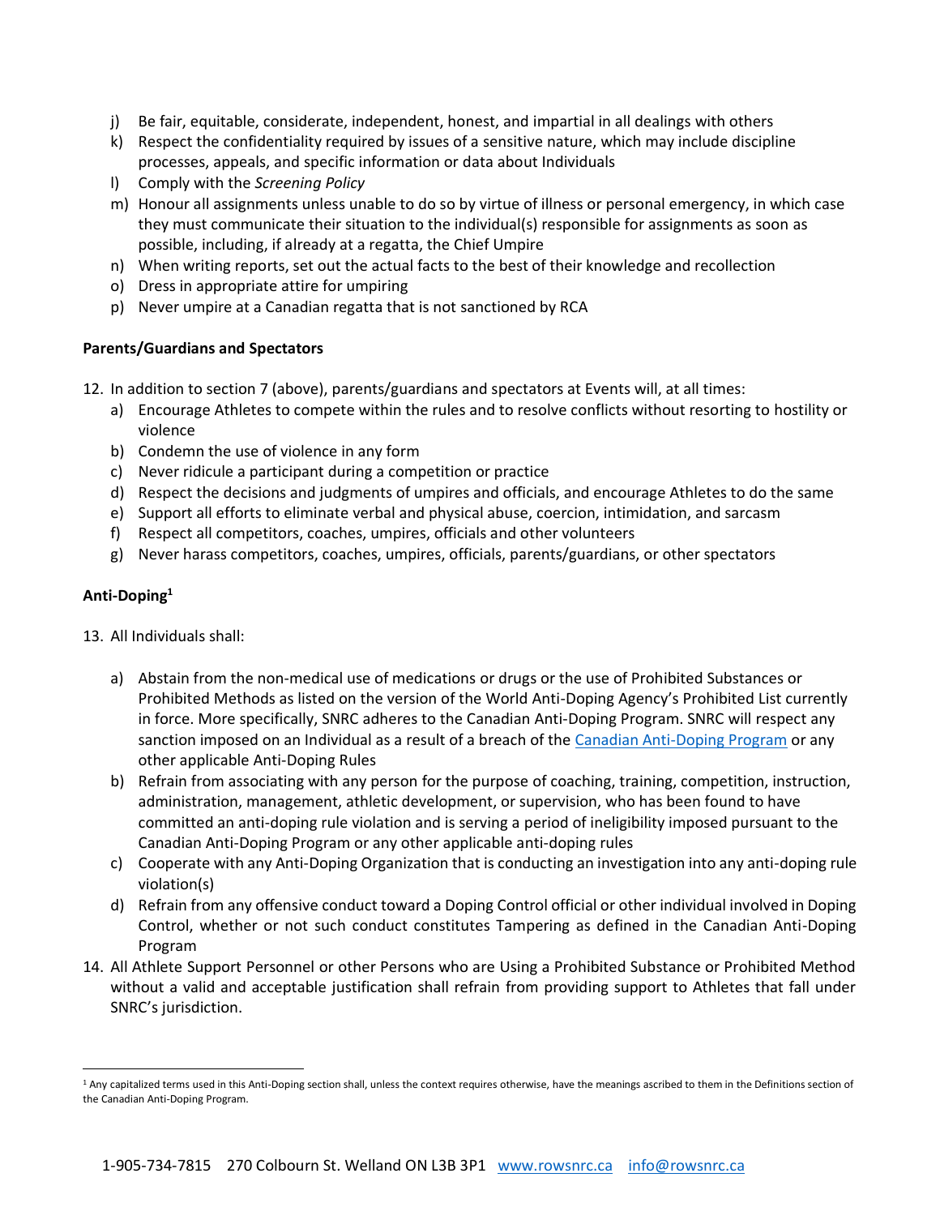j) Be fair, equitable, considerate, independent, honest, and impartial in all dealings with others
k) Respect the confidentiality required by issues of a sensitive nature, which may include discipline processes, appeals, and specific information or data about Individuals
l) Comply with the *Screening Policy*
m) Honour all assignments unless unable to do so by virtue of illness or personal emergency, in which case they must communicate their situation to the individual(s) responsible for assignments as soon as possible, including, if already at a regatta, the Chief Umpire
n) When writing reports, set out the actual facts to the best of their knowledge and recollection
o) Dress in appropriate attire for umpiring
p) Never umpire at a Canadian regatta that is not sanctioned by RCA

**Parents/Guardians and Spectators**

12. In addition to section 7 (above), parents/guardians and spectators at Events will, at all times:
    a) Encourage Athletes to compete within the rules and to resolve conflicts without resorting to hostility or violence
    b) Condemn the use of violence in any form
    c) Never ridicule a participant during a competition or practice
    d) Respect the decisions and judgments of umpires and officials, and encourage Athletes to do the same
    e) Support all efforts to eliminate verbal and physical abuse, coercion, intimidation, and sarcasm
    f) Respect all competitors, coaches, umpires, officials and other volunteers
    g) Never harass competitors, coaches, umpires, officials, parents/guardians, or other spectators

**Anti-Doping[1]**

13. All Individuals shall:
    a) Abstain from the non-medical use of medications or drugs or the use of Prohibited Substances or Prohibited Methods as listed on the version of the World Anti-Doping Agency's Prohibited List currently in force. More specifically, SNRC adheres to the Canadian Anti-Doping Program. SNRC will respect any sanction imposed on an Individual as a result of a breach of the Canadian Anti-Doping Program or any other applicable Anti-Doping Rules
    b) Refrain from associating with any person for the purpose of coaching, training, competition, instruction, administration, management, athletic development, or supervision, who has been found to have committed an anti-doping rule violation and is serving a period of ineligibility imposed pursuant to the Canadian Anti-Doping Program or any other applicable anti-doping rules
    c) Cooperate with any Anti-Doping Organization that is conducting an investigation into any anti-doping rule violation(s)
    d) Refrain from any offensive conduct toward a Doping Control official or other individual involved in Doping Control, whether or not such conduct constitutes Tampering as defined in the Canadian Anti-Doping Program
14. All Athlete Support Personnel or other Persons who are Using a Prohibited Substance or Prohibited Method without a valid and acceptable justification shall refrain from providing support to Athletes that fall under SNRC's jurisdiction.

[1] Any capitalized terms used in this Anti-Doping section shall, unless the context requires otherwise, have the meanings ascribed to them in the Definitions section of the Canadian Anti-Doping Program.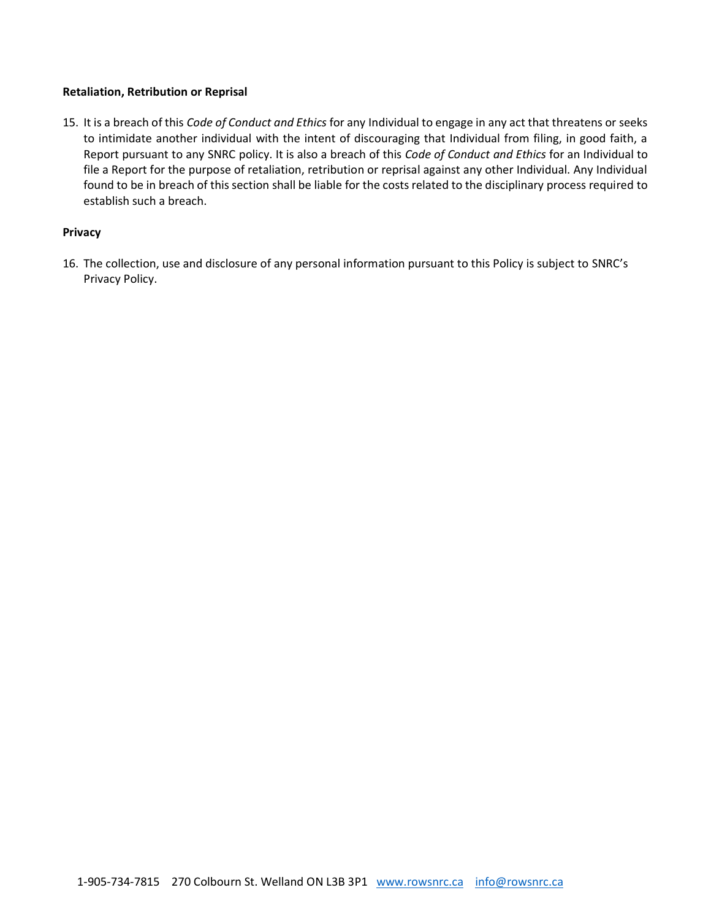**Retaliation, Retribution or Reprisal**

15. It is a breach of this *Code of Conduct and Ethics* for any Individual to engage in any act that threatens or seeks to intimidate another individual with the intent of discouraging that Individual from filing, in good faith, a Report pursuant to any SNRC policy. It is also a breach of this *Code of Conduct and Ethics* for an Individual to file a Report for the purpose of retaliation, retribution or reprisal against any other Individual. Any Individual found to be in breach of this section shall be liable for the costs related to the disciplinary process required to establish such a breach.

**Privacy**

16. The collection, use and disclosure of any personal information pursuant to this Policy is subject to SNRC's Privacy Policy.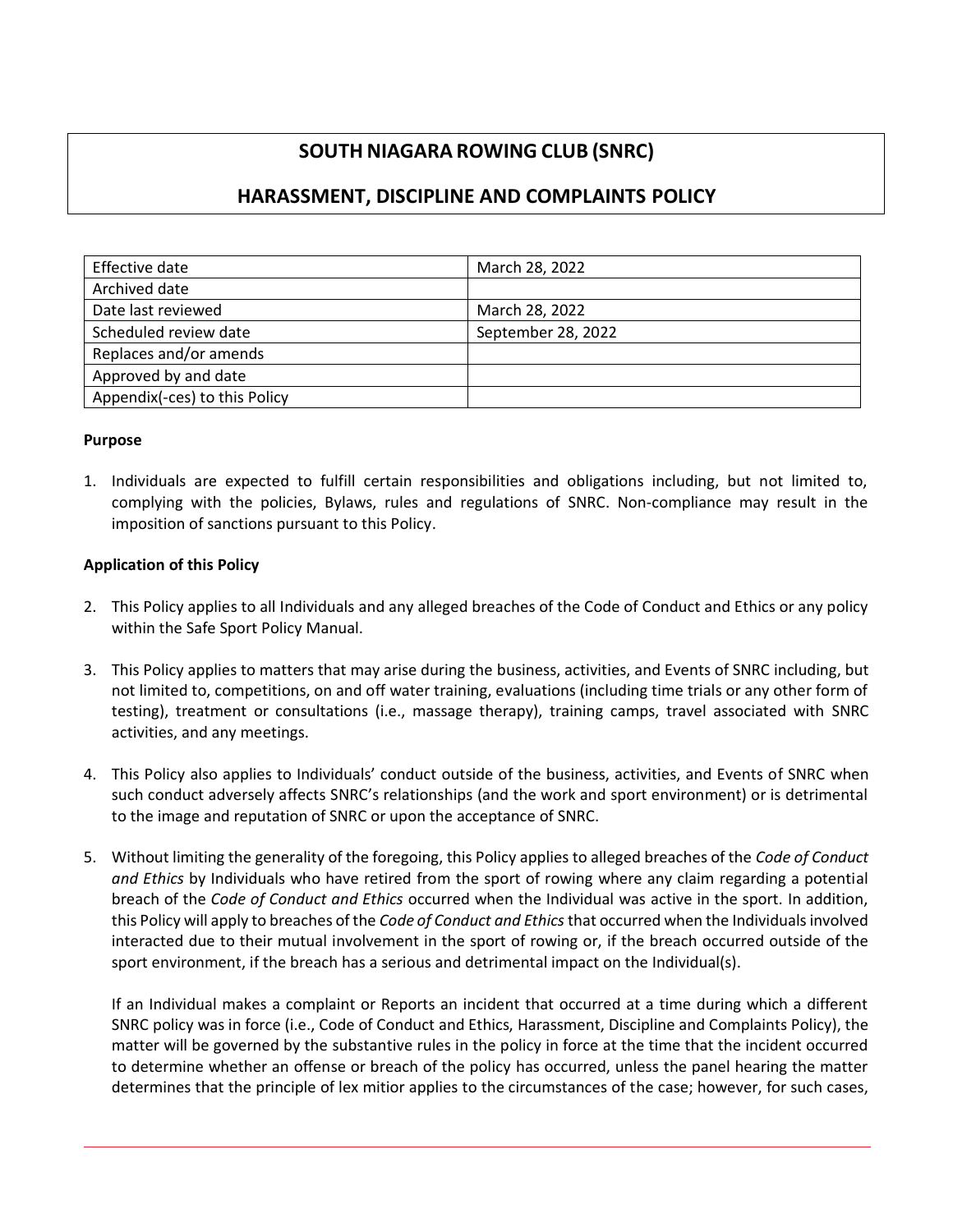# SOUTH NIAGARA ROWING CLUB (SNRC)

# HARASSMENT, DISCIPLINE AND COMPLAINTS POLICY

| Effective date | March 28, 2022 |
| --- | --- |
| Archived date | |
| Date last reviewed | March 28, 2022 |
| Scheduled review date | September 28, 2022 |
| Replaces and/or amends | |
| Approved by and date | |
| Appendix(-ces) to this Policy | |

**Purpose**

1. Individuals are expected to fulfill certain responsibilities and obligations including, but not limited to, complying with the policies, Bylaws, rules and regulations of SNRC. Non-compliance may result in the imposition of sanctions pursuant to this Policy.

**Application of this Policy**

2. This Policy applies to all Individuals and any alleged breaches of the Code of Conduct and Ethics or any policy within the Safe Sport Policy Manual.

3. This Policy applies to matters that may arise during the business, activities, and Events of SNRC including, but not limited to, competitions, on and off water training, evaluations (including time trials or any other form of testing), treatment or consultations (i.e., massage therapy), training camps, travel associated with SNRC activities, and any meetings.

4. This Policy also applies to Individuals' conduct outside of the business, activities, and Events of SNRC when such conduct adversely affects SNRC's relationships (and the work and sport environment) or is detrimental to the image and reputation of SNRC or upon the acceptance of SNRC.

5. Without limiting the generality of the foregoing, this Policy applies to alleged breaches of the *Code of Conduct and Ethics* by Individuals who have retired from the sport of rowing where any claim regarding a potential breach of the *Code of Conduct and Ethics* occurred when the Individual was active in the sport. In addition, this Policy will apply to breaches of the *Code of Conduct and Ethics* that occurred when the Individuals involved interacted due to their mutual involvement in the sport of rowing or, if the breach occurred outside of the sport environment, if the breach has a serious and detrimental impact on the Individual(s).

   If an Individual makes a complaint or Reports an incident that occurred at a time during which a different SNRC policy was in force (i.e., Code of Conduct and Ethics, Harassment, Discipline and Complaints Policy), the matter will be governed by the substantive rules in the policy in force at the time that the incident occurred to determine whether an offense or breach of the policy has occurred, unless the panel hearing the matter determines that the principle of lex mitior applies to the circumstances of the case; however, for such cases,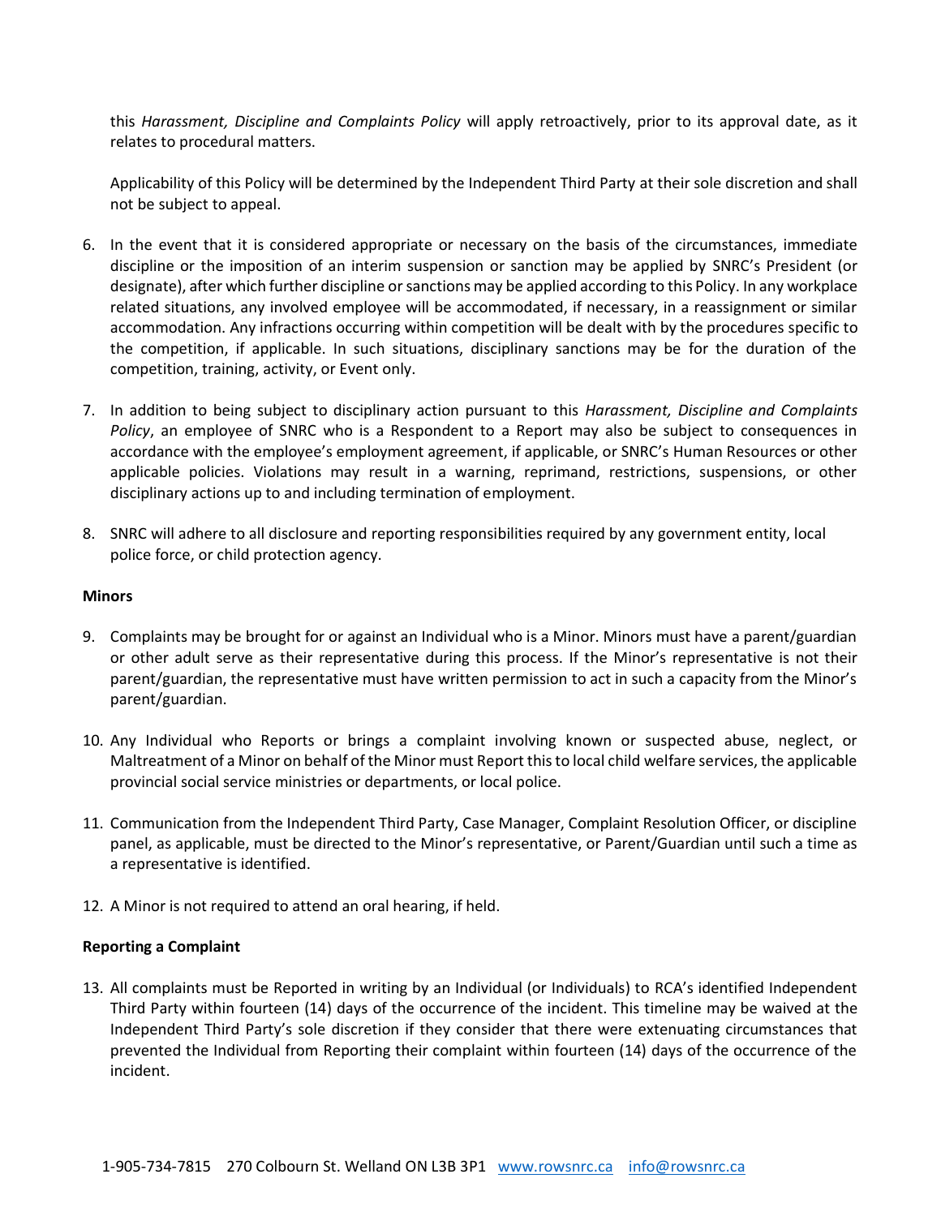this *Harassment, Discipline and Complaints Policy* will apply retroactively, prior to its approval date, as it relates to procedural matters.

Applicability of this Policy will be determined by the Independent Third Party at their sole discretion and shall not be subject to appeal.

6. In the event that it is considered appropriate or necessary on the basis of the circumstances, immediate discipline or the imposition of an interim suspension or sanction may be applied by SNRC's President (or designate), after which further discipline or sanctions may be applied according to this Policy. In any workplace related situations, any involved employee will be accommodated, if necessary, in a reassignment or similar accommodation. Any infractions occurring within competition will be dealt with by the procedures specific to the competition, if applicable. In such situations, disciplinary sanctions may be for the duration of the competition, training, activity, or Event only.

7. In addition to being subject to disciplinary action pursuant to this *Harassment, Discipline and Complaints Policy*, an employee of SNRC who is a Respondent to a Report may also be subject to consequences in accordance with the employee's employment agreement, if applicable, or SNRC's Human Resources or other applicable policies. Violations may result in a warning, reprimand, restrictions, suspensions, or other disciplinary actions up to and including termination of employment.

8. SNRC will adhere to all disclosure and reporting responsibilities required by any government entity, local police force, or child protection agency.

**Minors**

9. Complaints may be brought for or against an Individual who is a Minor. Minors must have a parent/guardian or other adult serve as their representative during this process. If the Minor's representative is not their parent/guardian, the representative must have written permission to act in such a capacity from the Minor's parent/guardian.

10. Any Individual who Reports or brings a complaint involving known or suspected abuse, neglect, or Maltreatment of a Minor on behalf of the Minor must Report this to local child welfare services, the applicable provincial social service ministries or departments, or local police.

11. Communication from the Independent Third Party, Case Manager, Complaint Resolution Officer, or discipline panel, as applicable, must be directed to the Minor's representative, or Parent/Guardian until such a time as a representative is identified.

12. A Minor is not required to attend an oral hearing, if held.

**Reporting a Complaint**

13. All complaints must be Reported in writing by an Individual (or Individuals) to RCA's identified Independent Third Party within fourteen (14) days of the occurrence of the incident. This timeline may be waived at the Independent Third Party's sole discretion if they consider that there were extenuating circumstances that prevented the Individual from Reporting their complaint within fourteen (14) days of the occurrence of the incident.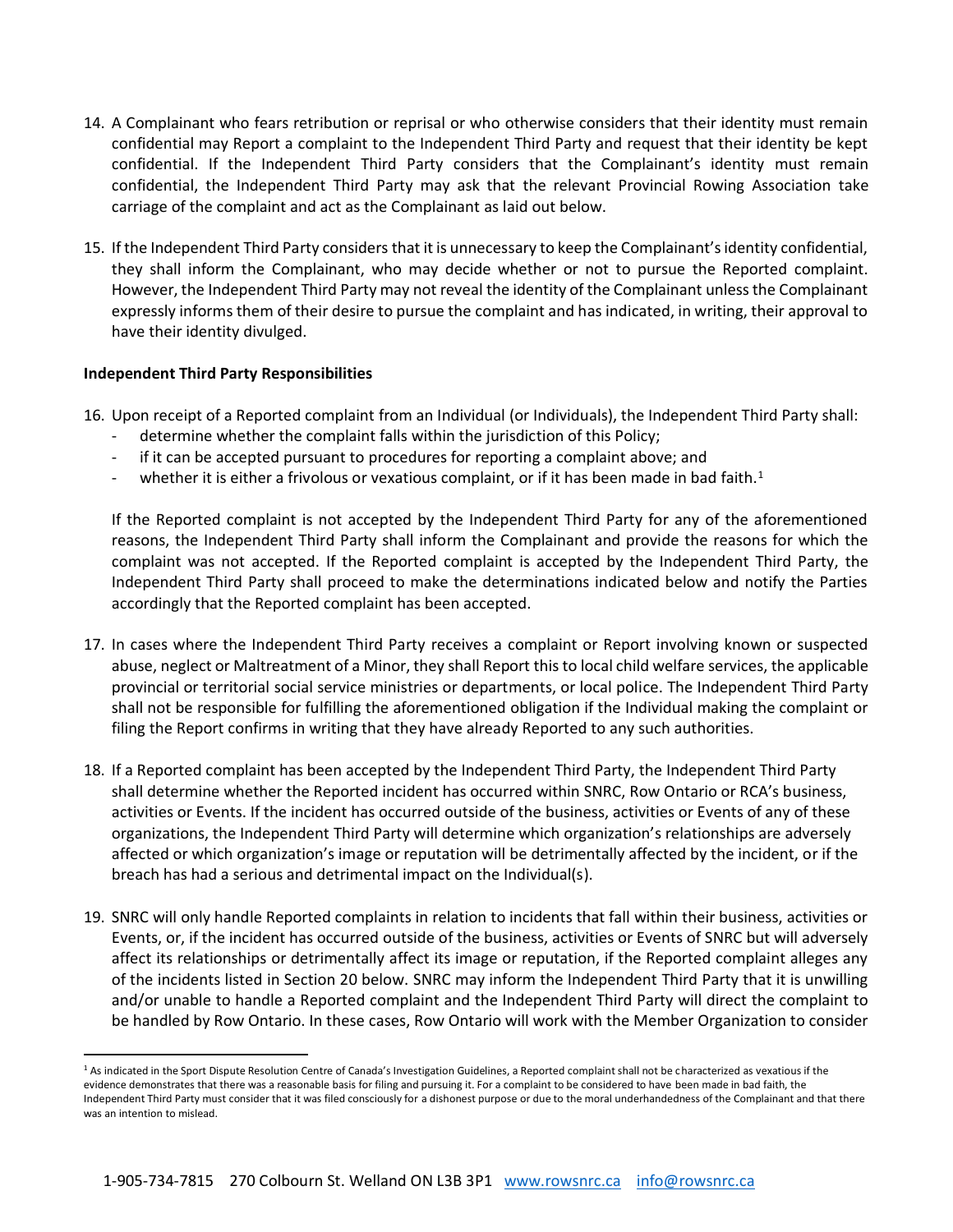14. A Complainant who fears retribution or reprisal or who otherwise considers that their identity must remain confidential may Report a complaint to the Independent Third Party and request that their identity be kept confidential. If the Independent Third Party considers that the Complainant's identity must remain confidential, the Independent Third Party may ask that the relevant Provincial Rowing Association take carriage of the complaint and act as the Complainant as laid out below.

15. If the Independent Third Party considers that it is unnecessary to keep the Complainant's identity confidential, they shall inform the Complainant, who may decide whether or not to pursue the Reported complaint. However, the Independent Third Party may not reveal the identity of the Complainant unless the Complainant expressly informs them of their desire to pursue the complaint and has indicated, in writing, their approval to have their identity divulged.

**Independent Third Party Responsibilities**

16. Upon receipt of a Reported complaint from an Individual (or Individuals), the Independent Third Party shall:
    - determine whether the complaint falls within the jurisdiction of this Policy;
    - if it can be accepted pursuant to procedures for reporting a complaint above; and
    - whether it is either a frivolous or vexatious complaint, or if it has been made in bad faith.[1]

    If the Reported complaint is not accepted by the Independent Third Party for any of the aforementioned reasons, the Independent Third Party shall inform the Complainant and provide the reasons for which the complaint was not accepted. If the Reported complaint is accepted by the Independent Third Party, the Independent Third Party shall proceed to make the determinations indicated below and notify the Parties accordingly that the Reported complaint has been accepted.

17. In cases where the Independent Third Party receives a complaint or Report involving known or suspected abuse, neglect or Maltreatment of a Minor, they shall Report this to local child welfare services, the applicable provincial or territorial social service ministries or departments, or local police. The Independent Third Party shall not be responsible for fulfilling the aforementioned obligation if the Individual making the complaint or filing the Report confirms in writing that they have already Reported to any such authorities.

18. If a Reported complaint has been accepted by the Independent Third Party, the Independent Third Party shall determine whether the Reported incident has occurred within SNRC, Row Ontario or RCA's business, activities or Events. If the incident has occurred outside of the business, activities or Events of any of these organizations, the Independent Third Party will determine which organization's relationships are adversely affected or which organization's image or reputation will be detrimentally affected by the incident, or if the breach has had a serious and detrimental impact on the Individual(s).

19. SNRC will only handle Reported complaints in relation to incidents that fall within their business, activities or Events, or, if the incident has occurred outside of the business, activities or Events of SNRC but will adversely affect its relationships or detrimentally affect its image or reputation, if the Reported complaint alleges any of the incidents listed in Section 20 below. SNRC may inform the Independent Third Party that it is unwilling and/or unable to handle a Reported complaint and the Independent Third Party will direct the complaint to be handled by Row Ontario. In these cases, Row Ontario will work with the Member Organization to consider

[1] As indicated in the Sport Dispute Resolution Centre of Canada's Investigation Guidelines, a Reported complaint shall not be characterized as vexatious if the evidence demonstrates that there was a reasonable basis for filing and pursuing it. For a complaint to be considered to have been made in bad faith, the Independent Third Party must consider that it was filed consciously for a dishonest purpose or due to the moral underhandedness of the Complainant and that there was an intention to mislead.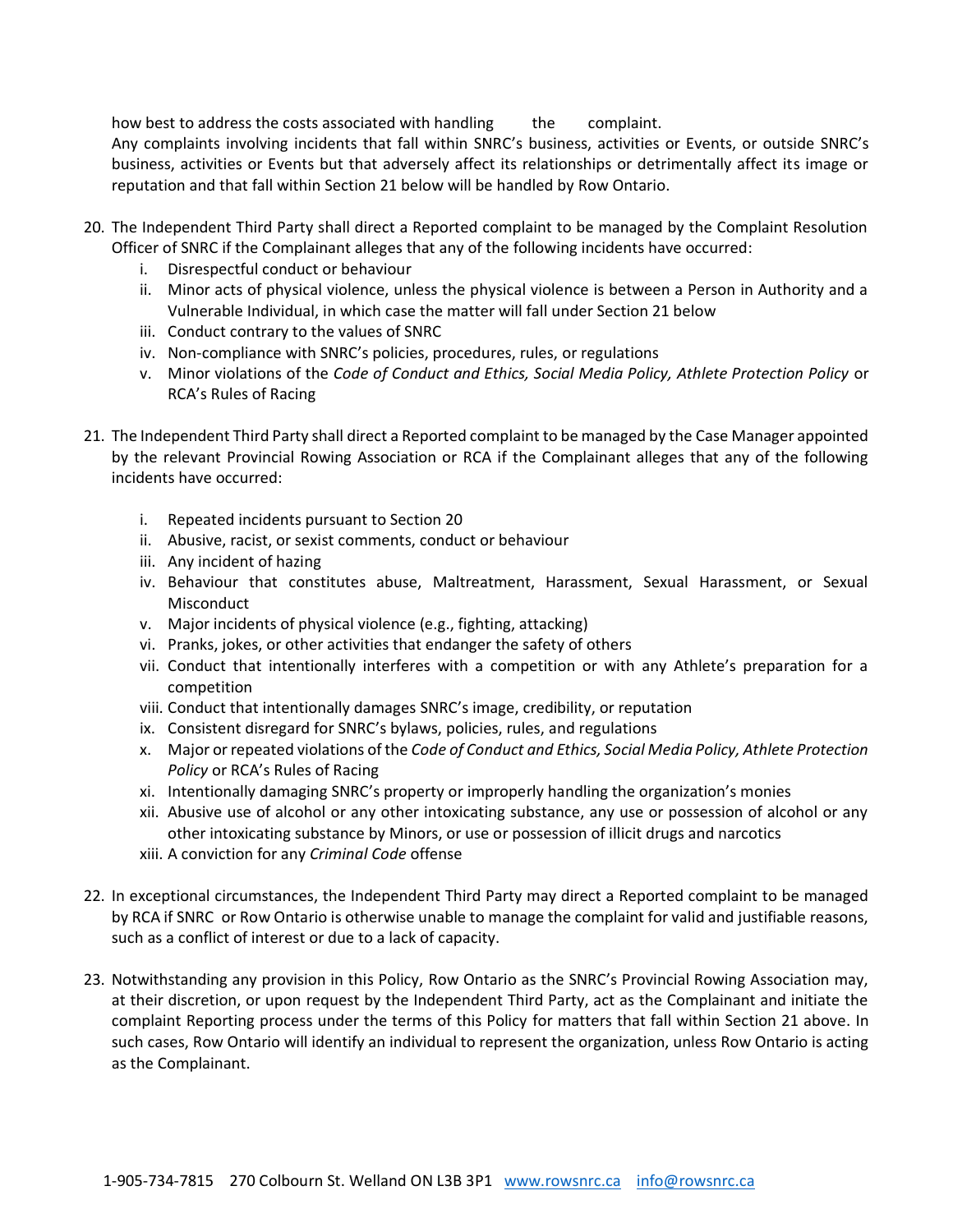how best to address the costs associated with handling the complaint.

Any complaints involving incidents that fall within SNRC's business, activities or Events, or outside SNRC's business, activities or Events but that adversely affect its relationships or detrimentally affect its image or reputation and that fall within Section 21 below will be handled by Row Ontario.

20. The Independent Third Party shall direct a Reported complaint to be managed by the Complaint Resolution Officer of SNRC if the Complainant alleges that any of the following incidents have occurred:
    i. Disrespectful conduct or behaviour
    ii. Minor acts of physical violence, unless the physical violence is between a Person in Authority and a Vulnerable Individual, in which case the matter will fall under Section 21 below
    iii. Conduct contrary to the values of SNRC
    iv. Non-compliance with SNRC's policies, procedures, rules, or regulations
    v. Minor violations of the *Code of Conduct and Ethics, Social Media Policy, Athlete Protection Policy* or RCA's Rules of Racing

21. The Independent Third Party shall direct a Reported complaint to be managed by the Case Manager appointed by the relevant Provincial Rowing Association or RCA if the Complainant alleges that any of the following incidents have occurred:
    i. Repeated incidents pursuant to Section 20
    ii. Abusive, racist, or sexist comments, conduct or behaviour
    iii. Any incident of hazing
    iv. Behaviour that constitutes abuse, Maltreatment, Harassment, Sexual Harassment, or Sexual Misconduct
    v. Major incidents of physical violence (e.g., fighting, attacking)
    vi. Pranks, jokes, or other activities that endanger the safety of others
    vii. Conduct that intentionally interferes with a competition or with any Athlete's preparation for a competition
    viii. Conduct that intentionally damages SNRC's image, credibility, or reputation
    ix. Consistent disregard for SNRC's bylaws, policies, rules, and regulations
    x. Major or repeated violations of the *Code of Conduct and Ethics, Social Media Policy, Athlete Protection Policy* or RCA's Rules of Racing
    xi. Intentionally damaging SNRC's property or improperly handling the organization's monies
    xii. Abusive use of alcohol or any other intoxicating substance, any use or possession of alcohol or any other intoxicating substance by Minors, or use or possession of illicit drugs and narcotics
    xiii. A conviction for any *Criminal Code* offense

22. In exceptional circumstances, the Independent Third Party may direct a Reported complaint to be managed by RCA if SNRC or Row Ontario is otherwise unable to manage the complaint for valid and justifiable reasons, such as a conflict of interest or due to a lack of capacity.

23. Notwithstanding any provision in this Policy, Row Ontario as the SNRC's Provincial Rowing Association may, at their discretion, or upon request by the Independent Third Party, act as the Complainant and initiate the complaint Reporting process under the terms of this Policy for matters that fall within Section 21 above. In such cases, Row Ontario will identify an individual to represent the organization, unless Row Ontario is acting as the Complainant.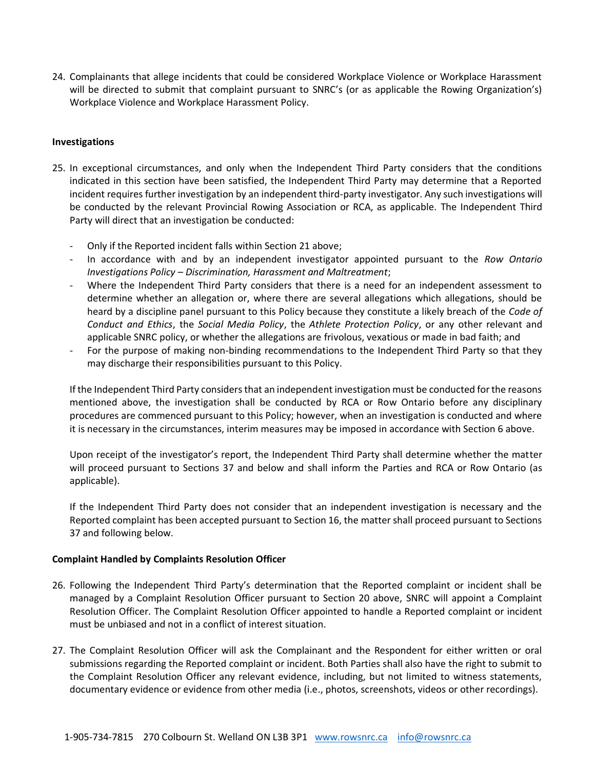24. Complainants that allege incidents that could be considered Workplace Violence or Workplace Harassment will be directed to submit that complaint pursuant to SNRC's (or as applicable the Rowing Organization's) Workplace Violence and Workplace Harassment Policy.

**Investigations**

25. In exceptional circumstances, and only when the Independent Third Party considers that the conditions indicated in this section have been satisfied, the Independent Third Party may determine that a Reported incident requires further investigation by an independent third-party investigator. Any such investigations will be conducted by the relevant Provincial Rowing Association or RCA, as applicable. The Independent Third Party will direct that an investigation be conducted:

    - Only if the Reported incident falls within Section 21 above;
    - In accordance with and by an independent investigator appointed pursuant to the *Row Ontario Investigations Policy – Discrimination, Harassment and Maltreatment*;
    - Where the Independent Third Party considers that there is a need for an independent assessment to determine whether an allegation or, where there are several allegations which allegations, should be heard by a discipline panel pursuant to this Policy because they constitute a likely breach of the *Code of Conduct and Ethics*, the *Social Media Policy*, the *Athlete Protection Policy*, or any other relevant and applicable SNRC policy, or whether the allegations are frivolous, vexatious or made in bad faith; and
    - For the purpose of making non-binding recommendations to the Independent Third Party so that they may discharge their responsibilities pursuant to this Policy.

    If the Independent Third Party considers that an independent investigation must be conducted for the reasons mentioned above, the investigation shall be conducted by RCA or Row Ontario before any disciplinary procedures are commenced pursuant to this Policy; however, when an investigation is conducted and where it is necessary in the circumstances, interim measures may be imposed in accordance with Section 6 above.

    Upon receipt of the investigator's report, the Independent Third Party shall determine whether the matter will proceed pursuant to Sections 37 and below and shall inform the Parties and RCA or Row Ontario (as applicable).

    If the Independent Third Party does not consider that an independent investigation is necessary and the Reported complaint has been accepted pursuant to Section 16, the matter shall proceed pursuant to Sections 37 and following below.

**Complaint Handled by Complaints Resolution Officer**

26. Following the Independent Third Party's determination that the Reported complaint or incident shall be managed by a Complaint Resolution Officer pursuant to Section 20 above, SNRC will appoint a Complaint Resolution Officer. The Complaint Resolution Officer appointed to handle a Reported complaint or incident must be unbiased and not in a conflict of interest situation.

27. The Complaint Resolution Officer will ask the Complainant and the Respondent for either written or oral submissions regarding the Reported complaint or incident. Both Parties shall also have the right to submit to the Complaint Resolution Officer any relevant evidence, including, but not limited to witness statements, documentary evidence or evidence from other media (i.e., photos, screenshots, videos or other recordings).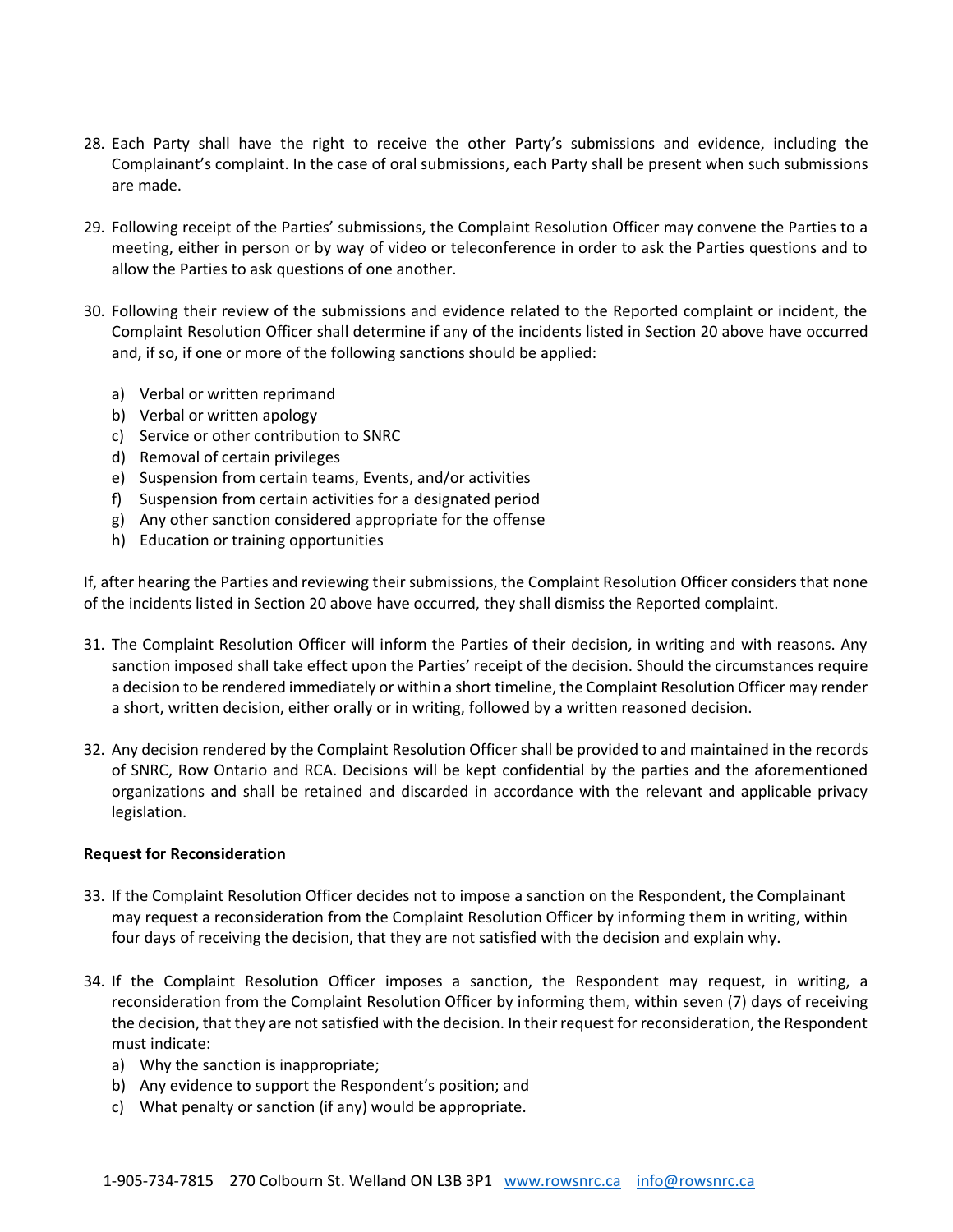28. Each Party shall have the right to receive the other Party's submissions and evidence, including the Complainant's complaint. In the case of oral submissions, each Party shall be present when such submissions are made.

29. Following receipt of the Parties' submissions, the Complaint Resolution Officer may convene the Parties to a meeting, either in person or by way of video or teleconference in order to ask the Parties questions and to allow the Parties to ask questions of one another.

30. Following their review of the submissions and evidence related to the Reported complaint or incident, the Complaint Resolution Officer shall determine if any of the incidents listed in Section 20 above have occurred and, if so, if one or more of the following sanctions should be applied:

    a) Verbal or written reprimand
    b) Verbal or written apology
    c) Service or other contribution to SNRC
    d) Removal of certain privileges
    e) Suspension from certain teams, Events, and/or activities
    f) Suspension from certain activities for a designated period
    g) Any other sanction considered appropriate for the offense
    h) Education or training opportunities

If, after hearing the Parties and reviewing their submissions, the Complaint Resolution Officer considers that none of the incidents listed in Section 20 above have occurred, they shall dismiss the Reported complaint.

31. The Complaint Resolution Officer will inform the Parties of their decision, in writing and with reasons. Any sanction imposed shall take effect upon the Parties' receipt of the decision. Should the circumstances require a decision to be rendered immediately or within a short timeline, the Complaint Resolution Officer may render a short, written decision, either orally or in writing, followed by a written reasoned decision.

32. Any decision rendered by the Complaint Resolution Officer shall be provided to and maintained in the records of SNRC, Row Ontario and RCA. Decisions will be kept confidential by the parties and the aforementioned organizations and shall be retained and discarded in accordance with the relevant and applicable privacy legislation.

**Request for Reconsideration**

33. If the Complaint Resolution Officer decides not to impose a sanction on the Respondent, the Complainant may request a reconsideration from the Complaint Resolution Officer by informing them in writing, within four days of receiving the decision, that they are not satisfied with the decision and explain why.

34. If the Complaint Resolution Officer imposes a sanction, the Respondent may request, in writing, a reconsideration from the Complaint Resolution Officer by informing them, within seven (7) days of receiving the decision, that they are not satisfied with the decision. In their request for reconsideration, the Respondent must indicate:
    a) Why the sanction is inappropriate;
    b) Any evidence to support the Respondent's position; and
    c) What penalty or sanction (if any) would be appropriate.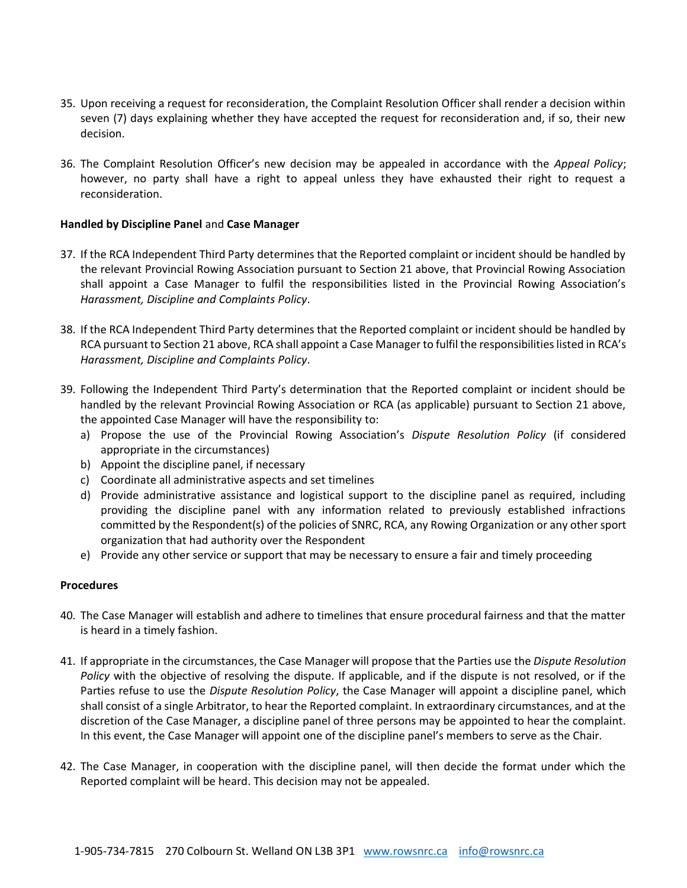35. Upon receiving a request for reconsideration, the Complaint Resolution Officer shall render a decision within seven (7) days explaining whether they have accepted the request for reconsideration and, if so, their new decision.

36. The Complaint Resolution Officer's new decision may be appealed in accordance with the *Appeal Policy*; however, no party shall have a right to appeal unless they have exhausted their right to request a reconsideration.

**Handled by Discipline Panel** and **Case Manager**

37. If the RCA Independent Third Party determines that the Reported complaint or incident should be handled by the relevant Provincial Rowing Association pursuant to Section 21 above, that Provincial Rowing Association shall appoint a Case Manager to fulfil the responsibilities listed in the Provincial Rowing Association's *Harassment, Discipline and Complaints Policy*.

38. If the RCA Independent Third Party determines that the Reported complaint or incident should be handled by RCA pursuant to Section 21 above, RCA shall appoint a Case Manager to fulfil the responsibilities listed in RCA's *Harassment, Discipline and Complaints Policy*.

39. Following the Independent Third Party's determination that the Reported complaint or incident should be handled by the relevant Provincial Rowing Association or RCA (as applicable) pursuant to Section 21 above, the appointed Case Manager will have the responsibility to:
    a) Propose the use of the Provincial Rowing Association's *Dispute Resolution Policy* (if considered appropriate in the circumstances)
    b) Appoint the discipline panel, if necessary
    c) Coordinate all administrative aspects and set timelines
    d) Provide administrative assistance and logistical support to the discipline panel as required, including providing the discipline panel with any information related to previously established infractions committed by the Respondent(s) of the policies of SNRC, RCA, any Rowing Organization or any other sport organization that had authority over the Respondent
    e) Provide any other service or support that may be necessary to ensure a fair and timely proceeding

**Procedures**

40. The Case Manager will establish and adhere to timelines that ensure procedural fairness and that the matter is heard in a timely fashion.

41. If appropriate in the circumstances, the Case Manager will propose that the Parties use the *Dispute Resolution Policy* with the objective of resolving the dispute. If applicable, and if the dispute is not resolved, or if the Parties refuse to use the *Dispute Resolution Policy*, the Case Manager will appoint a discipline panel, which shall consist of a single Arbitrator, to hear the Reported complaint. In extraordinary circumstances, and at the discretion of the Case Manager, a discipline panel of three persons may be appointed to hear the complaint. In this event, the Case Manager will appoint one of the discipline panel's members to serve as the Chair.

42. The Case Manager, in cooperation with the discipline panel, will then decide the format under which the Reported complaint will be heard. This decision may not be appealed.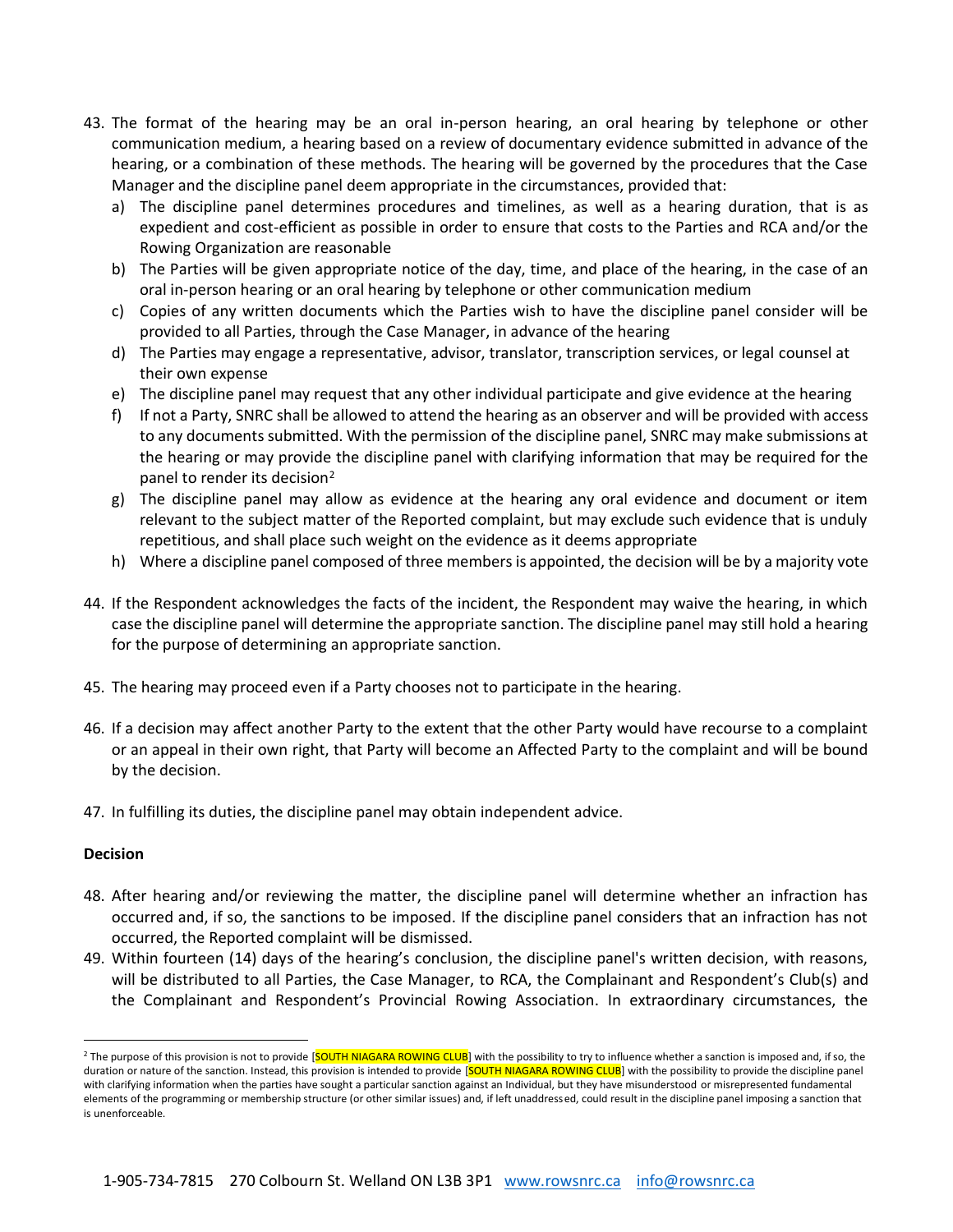43. The format of the hearing may be an oral in-person hearing, an oral hearing by telephone or other communication medium, a hearing based on a review of documentary evidence submitted in advance of the hearing, or a combination of these methods. The hearing will be governed by the procedures that the Case Manager and the discipline panel deem appropriate in the circumstances, provided that:
    a) The discipline panel determines procedures and timelines, as well as a hearing duration, that is as expedient and cost-efficient as possible in order to ensure that costs to the Parties and RCA and/or the Rowing Organization are reasonable
    b) The Parties will be given appropriate notice of the day, time, and place of the hearing, in the case of an oral in-person hearing or an oral hearing by telephone or other communication medium
    c) Copies of any written documents which the Parties wish to have the discipline panel consider will be provided to all Parties, through the Case Manager, in advance of the hearing
    d) The Parties may engage a representative, advisor, translator, transcription services, or legal counsel at their own expense
    e) The discipline panel may request that any other individual participate and give evidence at the hearing
    f) If not a Party, SNRC shall be allowed to attend the hearing as an observer and will be provided with access to any documents submitted. With the permission of the discipline panel, SNRC may make submissions at the hearing or may provide the discipline panel with clarifying information that may be required for the panel to render its decision[2]
    g) The discipline panel may allow as evidence at the hearing any oral evidence and document or item relevant to the subject matter of the Reported complaint, but may exclude such evidence that is unduly repetitious, and shall place such weight on the evidence as it deems appropriate
    h) Where a discipline panel composed of three members is appointed, the decision will be by a majority vote

44. If the Respondent acknowledges the facts of the incident, the Respondent may waive the hearing, in which case the discipline panel will determine the appropriate sanction. The discipline panel may still hold a hearing for the purpose of determining an appropriate sanction.

45. The hearing may proceed even if a Party chooses not to participate in the hearing.

46. If a decision may affect another Party to the extent that the other Party would have recourse to a complaint or an appeal in their own right, that Party will become an Affected Party to the complaint and will be bound by the decision.

47. In fulfilling its duties, the discipline panel may obtain independent advice.

**Decision**

48. After hearing and/or reviewing the matter, the discipline panel will determine whether an infraction has occurred and, if so, the sanctions to be imposed. If the discipline panel considers that an infraction has not occurred, the Reported complaint will be dismissed.
49. Within fourteen (14) days of the hearing's conclusion, the discipline panel's written decision, with reasons, will be distributed to all Parties, the Case Manager, to RCA, the Complainant and Respondent's Club(s) and the Complainant and Respondent's Provincial Rowing Association. In extraordinary circumstances, the

---

[2] The purpose of this provision is not to provide [SOUTH NIAGARA ROWING CLUB] with the possibility to try to influence whether a sanction is imposed and, if so, the duration or nature of the sanction. Instead, this provision is intended to provide [SOUTH NIAGARA ROWING CLUB] with the possibility to provide the discipline panel with clarifying information when the parties have sought a particular sanction against an Individual, but they have misunderstood or misrepresented fundamental elements of the programming or membership structure (or other similar issues) and, if left unaddressed, could result in the discipline panel imposing a sanction that is unenforceable.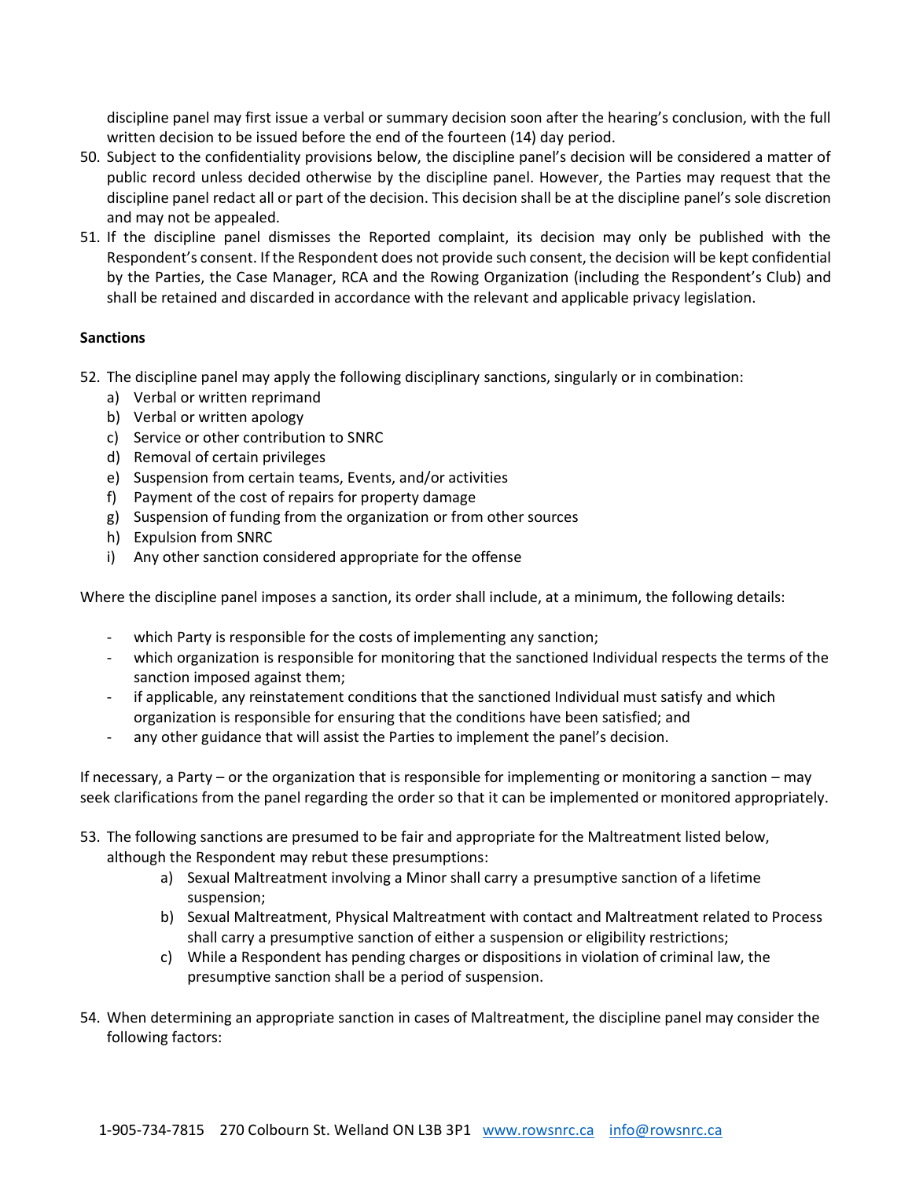discipline panel may first issue a verbal or summary decision soon after the hearing's conclusion, with the full written decision to be issued before the end of the fourteen (14) day period.

50. Subject to the confidentiality provisions below, the discipline panel's decision will be considered a matter of public record unless decided otherwise by the discipline panel. However, the Parties may request that the discipline panel redact all or part of the decision. This decision shall be at the discipline panel's sole discretion and may not be appealed.
51. If the discipline panel dismisses the Reported complaint, its decision may only be published with the Respondent's consent. If the Respondent does not provide such consent, the decision will be kept confidential by the Parties, the Case Manager, RCA and the Rowing Organization (including the Respondent's Club) and shall be retained and discarded in accordance with the relevant and applicable privacy legislation.

**Sanctions**

52. The discipline panel may apply the following disciplinary sanctions, singularly or in combination:
    a) Verbal or written reprimand
    b) Verbal or written apology
    c) Service or other contribution to SNRC
    d) Removal of certain privileges
    e) Suspension from certain teams, Events, and/or activities
    f) Payment of the cost of repairs for property damage
    g) Suspension of funding from the organization or from other sources
    h) Expulsion from SNRC
    i) Any other sanction considered appropriate for the offense

Where the discipline panel imposes a sanction, its order shall include, at a minimum, the following details:

- which Party is responsible for the costs of implementing any sanction;
- which organization is responsible for monitoring that the sanctioned Individual respects the terms of the sanction imposed against them;
- if applicable, any reinstatement conditions that the sanctioned Individual must satisfy and which organization is responsible for ensuring that the conditions have been satisfied; and
- any other guidance that will assist the Parties to implement the panel's decision.

If necessary, a Party – or the organization that is responsible for implementing or monitoring a sanction – may seek clarifications from the panel regarding the order so that it can be implemented or monitored appropriately.

53. The following sanctions are presumed to be fair and appropriate for the Maltreatment listed below, although the Respondent may rebut these presumptions:
    a) Sexual Maltreatment involving a Minor shall carry a presumptive sanction of a lifetime suspension;
    b) Sexual Maltreatment, Physical Maltreatment with contact and Maltreatment related to Process shall carry a presumptive sanction of either a suspension or eligibility restrictions;
    c) While a Respondent has pending charges or dispositions in violation of criminal law, the presumptive sanction shall be a period of suspension.
54. When determining an appropriate sanction in cases of Maltreatment, the discipline panel may consider the following factors: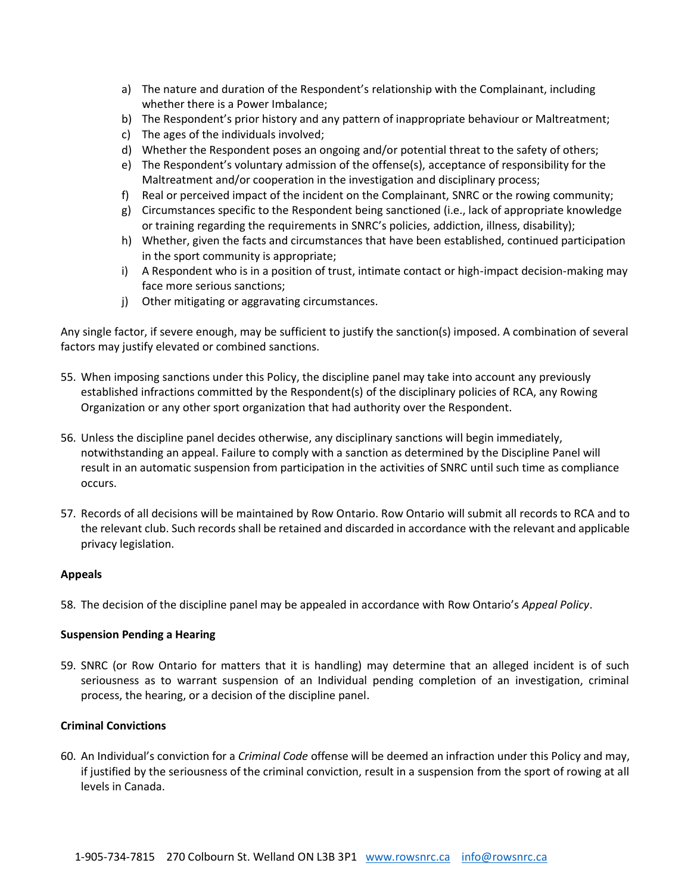a) The nature and duration of the Respondent's relationship with the Complainant, including whether there is a Power Imbalance;
b) The Respondent's prior history and any pattern of inappropriate behaviour or Maltreatment;
c) The ages of the individuals involved;
d) Whether the Respondent poses an ongoing and/or potential threat to the safety of others;
e) The Respondent's voluntary admission of the offense(s), acceptance of responsibility for the Maltreatment and/or cooperation in the investigation and disciplinary process;
f) Real or perceived impact of the incident on the Complainant, SNRC or the rowing community;
g) Circumstances specific to the Respondent being sanctioned (i.e., lack of appropriate knowledge or training regarding the requirements in SNRC's policies, addiction, illness, disability);
h) Whether, given the facts and circumstances that have been established, continued participation in the sport community is appropriate;
i) A Respondent who is in a position of trust, intimate contact or high-impact decision-making may face more serious sanctions;
j) Other mitigating or aggravating circumstances.

Any single factor, if severe enough, may be sufficient to justify the sanction(s) imposed. A combination of several factors may justify elevated or combined sanctions.

55. When imposing sanctions under this Policy, the discipline panel may take into account any previously established infractions committed by the Respondent(s) of the disciplinary policies of RCA, any Rowing Organization or any other sport organization that had authority over the Respondent.

56. Unless the discipline panel decides otherwise, any disciplinary sanctions will begin immediately, notwithstanding an appeal. Failure to comply with a sanction as determined by the Discipline Panel will result in an automatic suspension from participation in the activities of SNRC until such time as compliance occurs.

57. Records of all decisions will be maintained by Row Ontario. Row Ontario will submit all records to RCA and to the relevant club. Such records shall be retained and discarded in accordance with the relevant and applicable privacy legislation.

**Appeals**

58. The decision of the discipline panel may be appealed in accordance with Row Ontario's *Appeal Policy*.

**Suspension Pending a Hearing**

59. SNRC (or Row Ontario for matters that it is handling) may determine that an alleged incident is of such seriousness as to warrant suspension of an Individual pending completion of an investigation, criminal process, the hearing, or a decision of the discipline panel.

**Criminal Convictions**

60. An Individual's conviction for a *Criminal Code* offense will be deemed an infraction under this Policy and may, if justified by the seriousness of the criminal conviction, result in a suspension from the sport of rowing at all levels in Canada.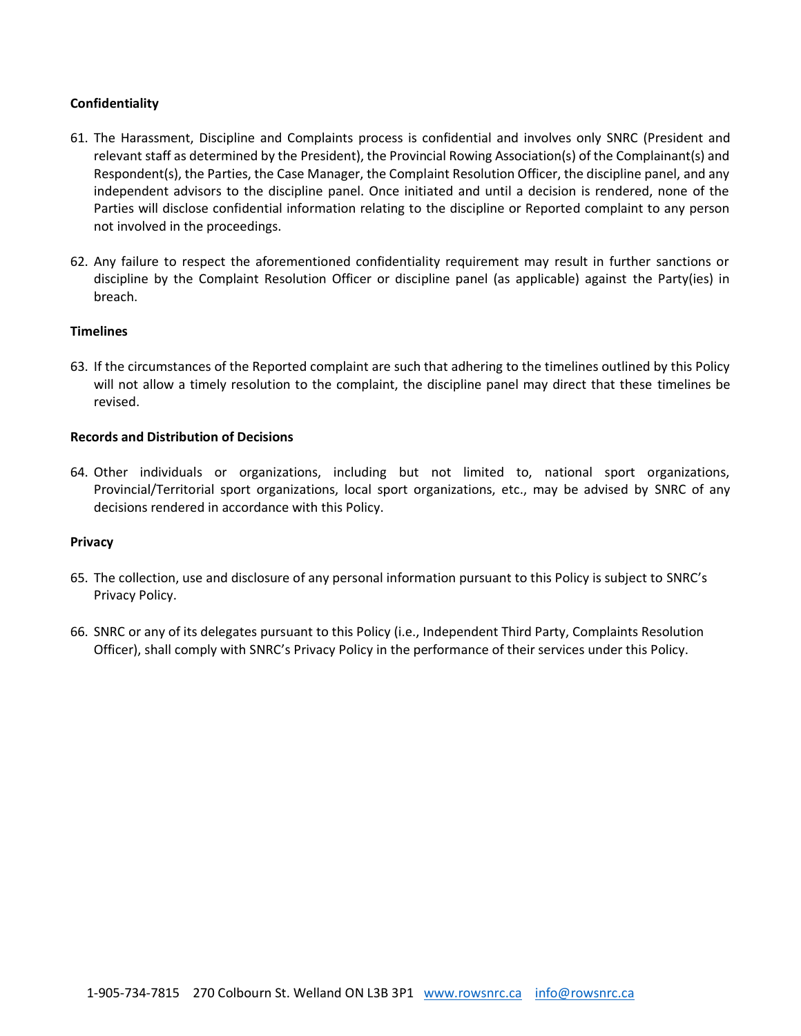**Confidentiality**

61. The Harassment, Discipline and Complaints process is confidential and involves only SNRC (President and relevant staff as determined by the President), the Provincial Rowing Association(s) of the Complainant(s) and Respondent(s), the Parties, the Case Manager, the Complaint Resolution Officer, the discipline panel, and any independent advisors to the discipline panel. Once initiated and until a decision is rendered, none of the Parties will disclose confidential information relating to the discipline or Reported complaint to any person not involved in the proceedings.

62. Any failure to respect the aforementioned confidentiality requirement may result in further sanctions or discipline by the Complaint Resolution Officer or discipline panel (as applicable) against the Party(ies) in breach.

**Timelines**

63. If the circumstances of the Reported complaint are such that adhering to the timelines outlined by this Policy will not allow a timely resolution to the complaint, the discipline panel may direct that these timelines be revised.

**Records and Distribution of Decisions**

64. Other individuals or organizations, including but not limited to, national sport organizations, Provincial/Territorial sport organizations, local sport organizations, etc., may be advised by SNRC of any decisions rendered in accordance with this Policy.

**Privacy**

65. The collection, use and disclosure of any personal information pursuant to this Policy is subject to SNRC's Privacy Policy.

66. SNRC or any of its delegates pursuant to this Policy (i.e., Independent Third Party, Complaints Resolution Officer), shall comply with SNRC's Privacy Policy in the performance of their services under this Policy.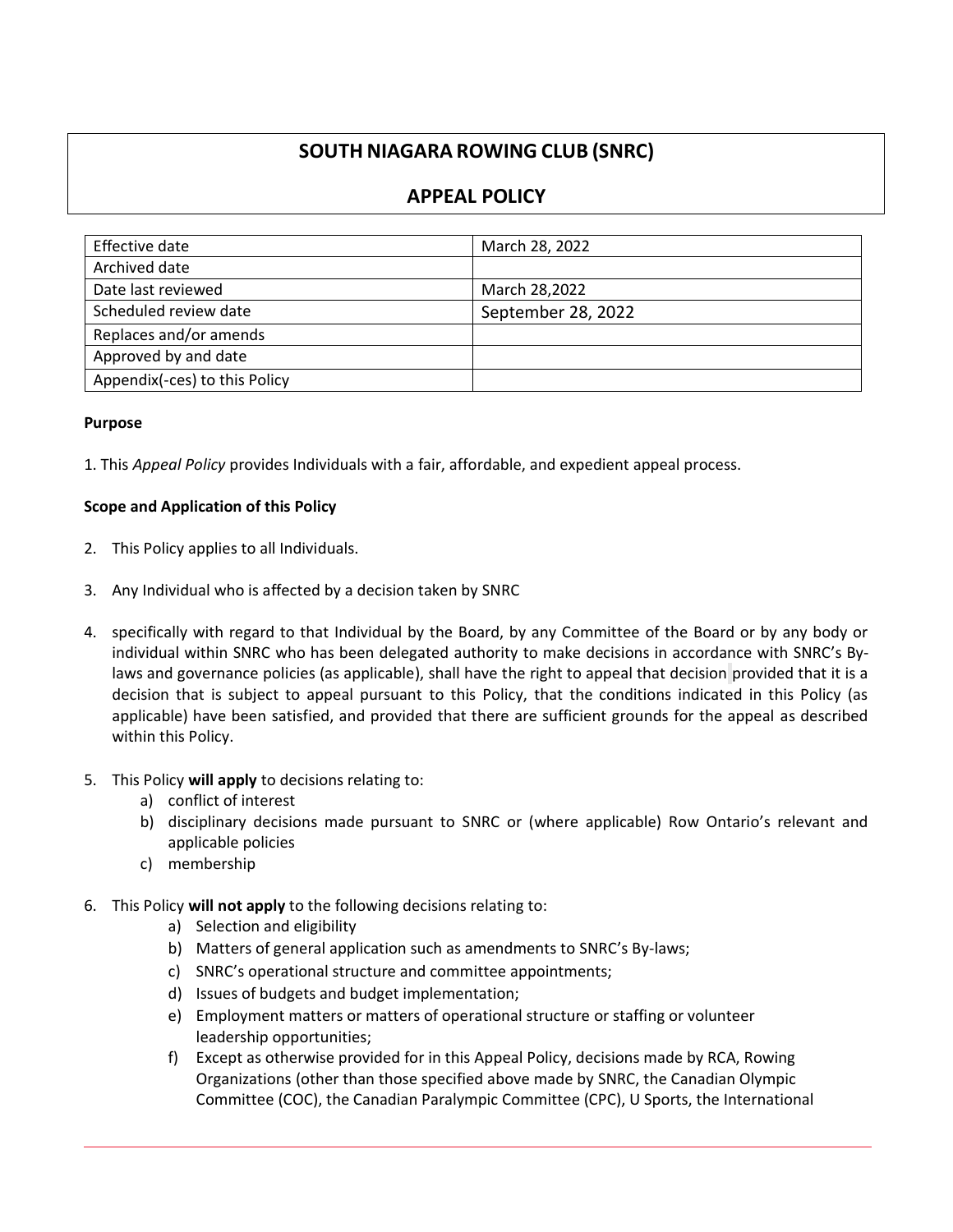# SOUTH NIAGARA ROWING CLUB (SNRC)

## APPEAL POLICY

| Effective date | March 28, 2022 |
|---|---|
| Archived date | |
| Date last reviewed | March 28,2022 |
| Scheduled review date | September 28, 2022 |
| Replaces and/or amends | |
| Approved by and date | |
| Appendix(-ces) to this Policy | |

**Purpose**

1. This *Appeal Policy* provides Individuals with a fair, affordable, and expedient appeal process.

**Scope and Application of this Policy**

2. This Policy applies to all Individuals.
3. Any Individual who is affected by a decision taken by SNRC
4. specifically with regard to that Individual by the Board, by any Committee of the Board or by any body or individual within SNRC who has been delegated authority to make decisions in accordance with SNRC's By-laws and governance policies (as applicable), shall have the right to appeal that decision provided that it is a decision that is subject to appeal pursuant to this Policy, that the conditions indicated in this Policy (as applicable) have been satisfied, and provided that there are sufficient grounds for the appeal as described within this Policy.
5. This Policy **will apply** to decisions relating to:
   a) conflict of interest
   b) disciplinary decisions made pursuant to SNRC or (where applicable) Row Ontario's relevant and applicable policies
   c) membership
6. This Policy **will not apply** to the following decisions relating to:
   a) Selection and eligibility
   b) Matters of general application such as amendments to SNRC's By-laws;
   c) SNRC's operational structure and committee appointments;
   d) Issues of budgets and budget implementation;
   e) Employment matters or matters of operational structure or staffing or volunteer leadership opportunities;
   f) Except as otherwise provided for in this Appeal Policy, decisions made by RCA, Rowing Organizations (other than those specified above made by SNRC, the Canadian Olympic Committee (COC), the Canadian Paralympic Committee (CPC), U Sports, the International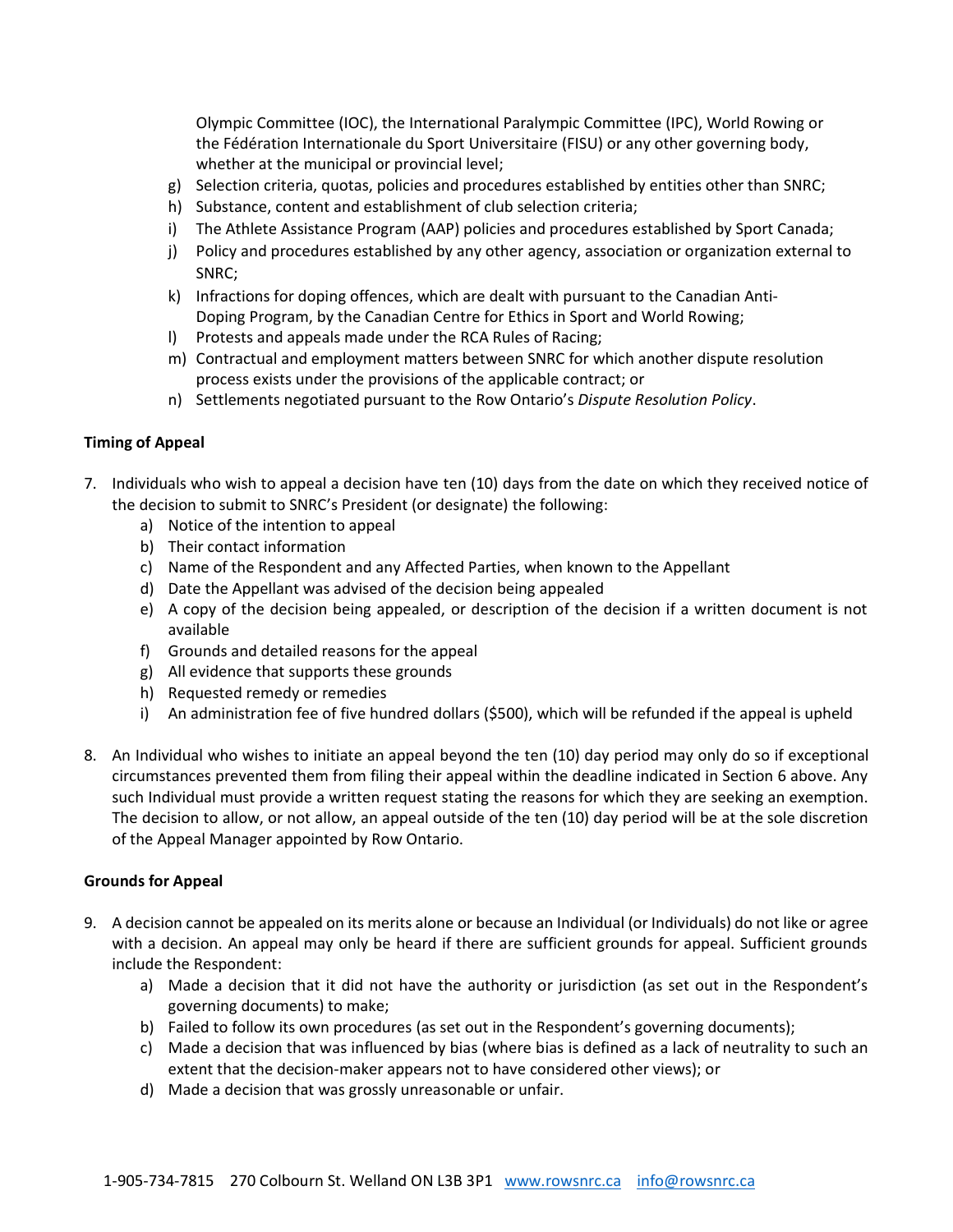Olympic Committee (IOC), the International Paralympic Committee (IPC), World Rowing or the Fédération Internationale du Sport Universitaire (FISU) or any other governing body, whether at the municipal or provincial level;

g) Selection criteria, quotas, policies and procedures established by entities other than SNRC;
h) Substance, content and establishment of club selection criteria;
i) The Athlete Assistance Program (AAP) policies and procedures established by Sport Canada;
j) Policy and procedures established by any other agency, association or organization external to SNRC;
k) Infractions for doping offences, which are dealt with pursuant to the Canadian Anti-Doping Program, by the Canadian Centre for Ethics in Sport and World Rowing;
l) Protests and appeals made under the RCA Rules of Racing;
m) Contractual and employment matters between SNRC for which another dispute resolution process exists under the provisions of the applicable contract; or
n) Settlements negotiated pursuant to the Row Ontario's *Dispute Resolution Policy*.

**Timing of Appeal**

7. Individuals who wish to appeal a decision have ten (10) days from the date on which they received notice of the decision to submit to SNRC's President (or designate) the following:
   a) Notice of the intention to appeal
   b) Their contact information
   c) Name of the Respondent and any Affected Parties, when known to the Appellant
   d) Date the Appellant was advised of the decision being appealed
   e) A copy of the decision being appealed, or description of the decision if a written document is not available
   f) Grounds and detailed reasons for the appeal
   g) All evidence that supports these grounds
   h) Requested remedy or remedies
   i) An administration fee of five hundred dollars ($500), which will be refunded if the appeal is upheld

8. An Individual who wishes to initiate an appeal beyond the ten (10) day period may only do so if exceptional circumstances prevented them from filing their appeal within the deadline indicated in Section 6 above. Any such Individual must provide a written request stating the reasons for which they are seeking an exemption. The decision to allow, or not allow, an appeal outside of the ten (10) day period will be at the sole discretion of the Appeal Manager appointed by Row Ontario.

**Grounds for Appeal**

9. A decision cannot be appealed on its merits alone or because an Individual (or Individuals) do not like or agree with a decision. An appeal may only be heard if there are sufficient grounds for appeal. Sufficient grounds include the Respondent:
   a) Made a decision that it did not have the authority or jurisdiction (as set out in the Respondent's governing documents) to make;
   b) Failed to follow its own procedures (as set out in the Respondent's governing documents);
   c) Made a decision that was influenced by bias (where bias is defined as a lack of neutrality to such an extent that the decision-maker appears not to have considered other views); or
   d) Made a decision that was grossly unreasonable or unfair.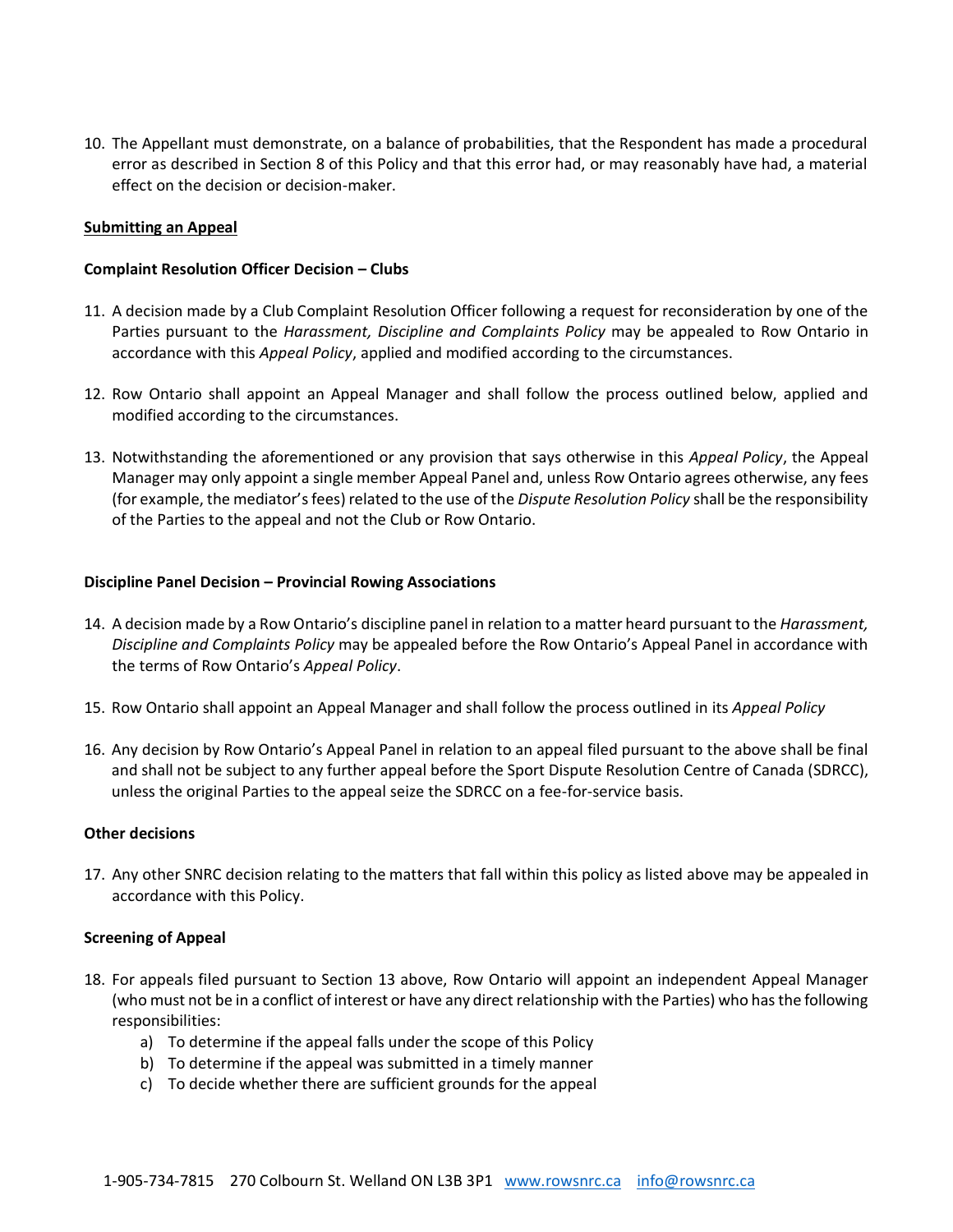10. The Appellant must demonstrate, on a balance of probabilities, that the Respondent has made a procedural error as described in Section 8 of this Policy and that this error had, or may reasonably have had, a material effect on the decision or decision-maker.

**Submitting an Appeal**

**Complaint Resolution Officer Decision – Clubs**

11. A decision made by a Club Complaint Resolution Officer following a request for reconsideration by one of the Parties pursuant to the *Harassment, Discipline and Complaints Policy* may be appealed to Row Ontario in accordance with this *Appeal Policy*, applied and modified according to the circumstances.

12. Row Ontario shall appoint an Appeal Manager and shall follow the process outlined below, applied and modified according to the circumstances.

13. Notwithstanding the aforementioned or any provision that says otherwise in this *Appeal Policy*, the Appeal Manager may only appoint a single member Appeal Panel and, unless Row Ontario agrees otherwise, any fees (for example, the mediator's fees) related to the use of the *Dispute Resolution Policy* shall be the responsibility of the Parties to the appeal and not the Club or Row Ontario.

**Discipline Panel Decision – Provincial Rowing Associations**

14. A decision made by a Row Ontario's discipline panel in relation to a matter heard pursuant to the *Harassment, Discipline and Complaints Policy* may be appealed before the Row Ontario's Appeal Panel in accordance with the terms of Row Ontario's *Appeal Policy*.

15. Row Ontario shall appoint an Appeal Manager and shall follow the process outlined in its *Appeal Policy*

16. Any decision by Row Ontario's Appeal Panel in relation to an appeal filed pursuant to the above shall be final and shall not be subject to any further appeal before the Sport Dispute Resolution Centre of Canada (SDRCC), unless the original Parties to the appeal seize the SDRCC on a fee-for-service basis.

**Other decisions**

17. Any other SNRC decision relating to the matters that fall within this policy as listed above may be appealed in accordance with this Policy.

**Screening of Appeal**

18. For appeals filed pursuant to Section 13 above, Row Ontario will appoint an independent Appeal Manager (who must not be in a conflict of interest or have any direct relationship with the Parties) who has the following responsibilities:
    a) To determine if the appeal falls under the scope of this Policy
    b) To determine if the appeal was submitted in a timely manner
    c) To decide whether there are sufficient grounds for the appeal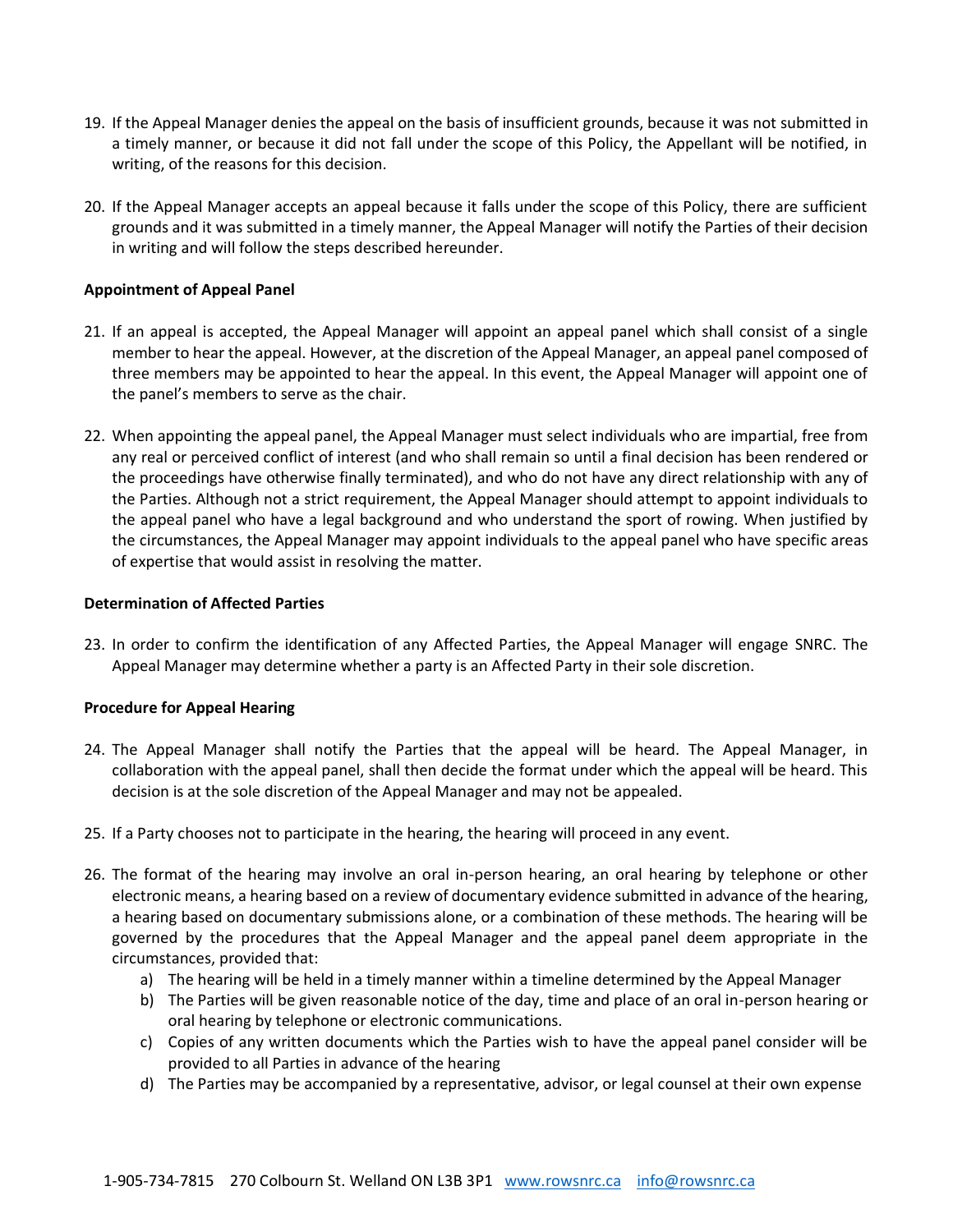19. If the Appeal Manager denies the appeal on the basis of insufficient grounds, because it was not submitted in a timely manner, or because it did not fall under the scope of this Policy, the Appellant will be notified, in writing, of the reasons for this decision.

20. If the Appeal Manager accepts an appeal because it falls under the scope of this Policy, there are sufficient grounds and it was submitted in a timely manner, the Appeal Manager will notify the Parties of their decision in writing and will follow the steps described hereunder.

**Appointment of Appeal Panel**

21. If an appeal is accepted, the Appeal Manager will appoint an appeal panel which shall consist of a single member to hear the appeal. However, at the discretion of the Appeal Manager, an appeal panel composed of three members may be appointed to hear the appeal. In this event, the Appeal Manager will appoint one of the panel's members to serve as the chair.

22. When appointing the appeal panel, the Appeal Manager must select individuals who are impartial, free from any real or perceived conflict of interest (and who shall remain so until a final decision has been rendered or the proceedings have otherwise finally terminated), and who do not have any direct relationship with any of the Parties. Although not a strict requirement, the Appeal Manager should attempt to appoint individuals to the appeal panel who have a legal background and who understand the sport of rowing. When justified by the circumstances, the Appeal Manager may appoint individuals to the appeal panel who have specific areas of expertise that would assist in resolving the matter.

**Determination of Affected Parties**

23. In order to confirm the identification of any Affected Parties, the Appeal Manager will engage SNRC. The Appeal Manager may determine whether a party is an Affected Party in their sole discretion.

**Procedure for Appeal Hearing**

24. The Appeal Manager shall notify the Parties that the appeal will be heard. The Appeal Manager, in collaboration with the appeal panel, shall then decide the format under which the appeal will be heard. This decision is at the sole discretion of the Appeal Manager and may not be appealed.

25. If a Party chooses not to participate in the hearing, the hearing will proceed in any event.

26. The format of the hearing may involve an oral in-person hearing, an oral hearing by telephone or other electronic means, a hearing based on a review of documentary evidence submitted in advance of the hearing, a hearing based on documentary submissions alone, or a combination of these methods. The hearing will be governed by the procedures that the Appeal Manager and the appeal panel deem appropriate in the circumstances, provided that:
    a) The hearing will be held in a timely manner within a timeline determined by the Appeal Manager
    b) The Parties will be given reasonable notice of the day, time and place of an oral in-person hearing or oral hearing by telephone or electronic communications.
    c) Copies of any written documents which the Parties wish to have the appeal panel consider will be provided to all Parties in advance of the hearing
    d) The Parties may be accompanied by a representative, advisor, or legal counsel at their own expense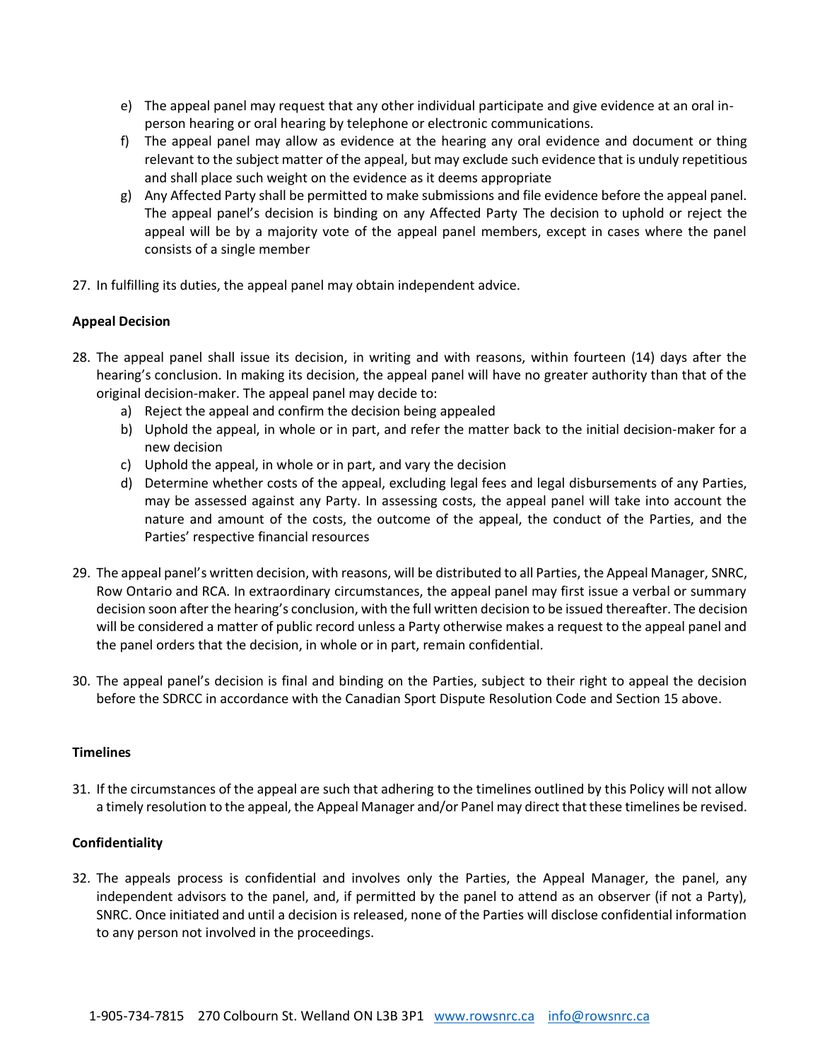e) The appeal panel may request that any other individual participate and give evidence at an oral in-person hearing or oral hearing by telephone or electronic communications.
f) The appeal panel may allow as evidence at the hearing any oral evidence and document or thing relevant to the subject matter of the appeal, but may exclude such evidence that is unduly repetitious and shall place such weight on the evidence as it deems appropriate
g) Any Affected Party shall be permitted to make submissions and file evidence before the appeal panel. The appeal panel's decision is binding on any Affected Party The decision to uphold or reject the appeal will be by a majority vote of the appeal panel members, except in cases where the panel consists of a single member

27. In fulfilling its duties, the appeal panel may obtain independent advice.

**Appeal Decision**

28. The appeal panel shall issue its decision, in writing and with reasons, within fourteen (14) days after the hearing's conclusion. In making its decision, the appeal panel will have no greater authority than that of the original decision-maker. The appeal panel may decide to:
    a) Reject the appeal and confirm the decision being appealed
    b) Uphold the appeal, in whole or in part, and refer the matter back to the initial decision-maker for a new decision
    c) Uphold the appeal, in whole or in part, and vary the decision
    d) Determine whether costs of the appeal, excluding legal fees and legal disbursements of any Parties, may be assessed against any Party. In assessing costs, the appeal panel will take into account the nature and amount of the costs, the outcome of the appeal, the conduct of the Parties, and the Parties' respective financial resources

29. The appeal panel's written decision, with reasons, will be distributed to all Parties, the Appeal Manager, SNRC, Row Ontario and RCA. In extraordinary circumstances, the appeal panel may first issue a verbal or summary decision soon after the hearing's conclusion, with the full written decision to be issued thereafter. The decision will be considered a matter of public record unless a Party otherwise makes a request to the appeal panel and the panel orders that the decision, in whole or in part, remain confidential.

30. The appeal panel's decision is final and binding on the Parties, subject to their right to appeal the decision before the SDRCC in accordance with the Canadian Sport Dispute Resolution Code and Section 15 above.

**Timelines**

31. If the circumstances of the appeal are such that adhering to the timelines outlined by this Policy will not allow a timely resolution to the appeal, the Appeal Manager and/or Panel may direct that these timelines be revised.

**Confidentiality**

32. The appeals process is confidential and involves only the Parties, the Appeal Manager, the panel, any independent advisors to the panel, and, if permitted by the panel to attend as an observer (if not a Party), SNRC. Once initiated and until a decision is released, none of the Parties will disclose confidential information to any person not involved in the proceedings.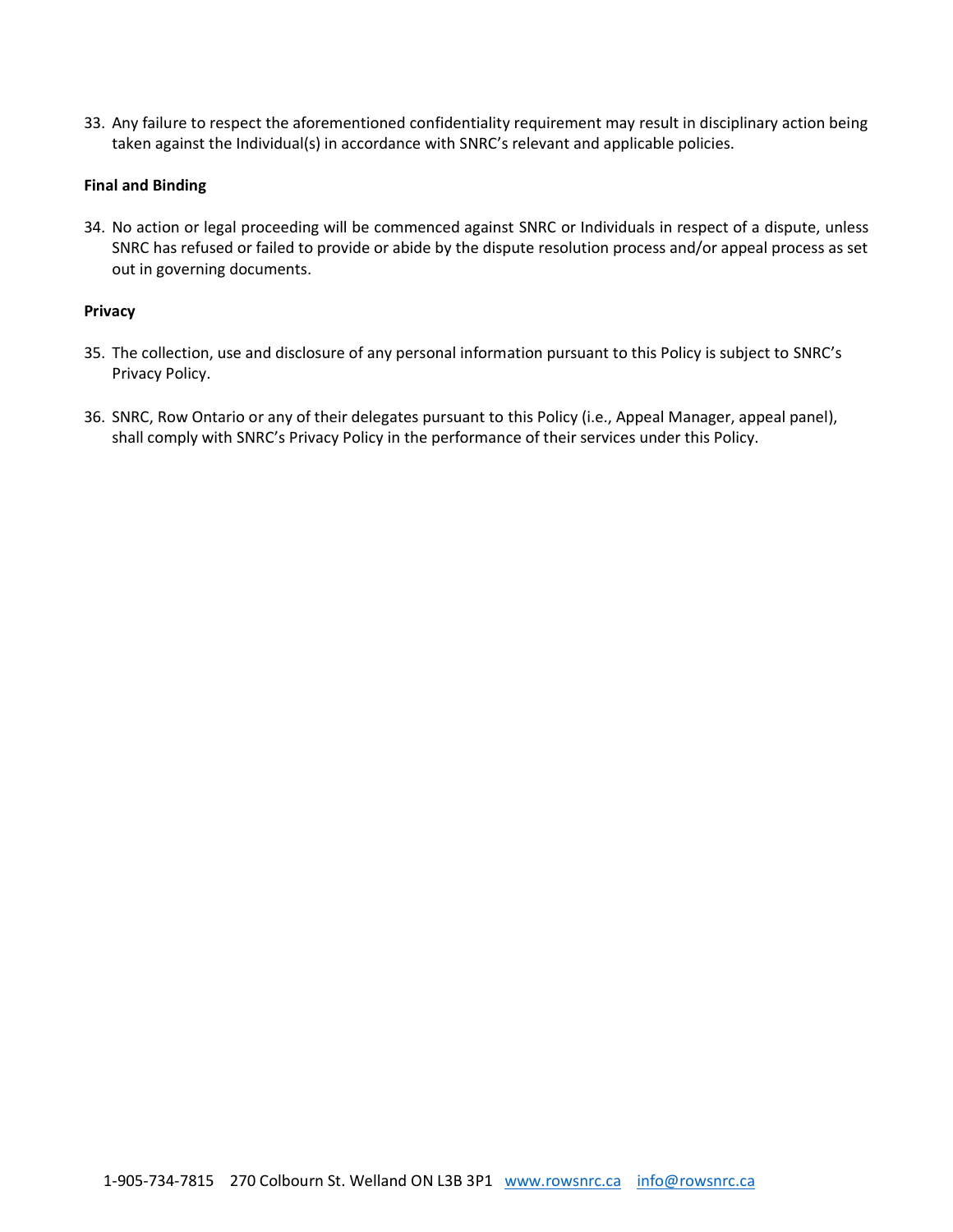33. Any failure to respect the aforementioned confidentiality requirement may result in disciplinary action being taken against the Individual(s) in accordance with SNRC's relevant and applicable policies.

**Final and Binding**

34. No action or legal proceeding will be commenced against SNRC or Individuals in respect of a dispute, unless SNRC has refused or failed to provide or abide by the dispute resolution process and/or appeal process as set out in governing documents.

**Privacy**

35. The collection, use and disclosure of any personal information pursuant to this Policy is subject to SNRC's Privacy Policy.

36. SNRC, Row Ontario or any of their delegates pursuant to this Policy (i.e., Appeal Manager, appeal panel), shall comply with SNRC's Privacy Policy in the performance of their services under this Policy.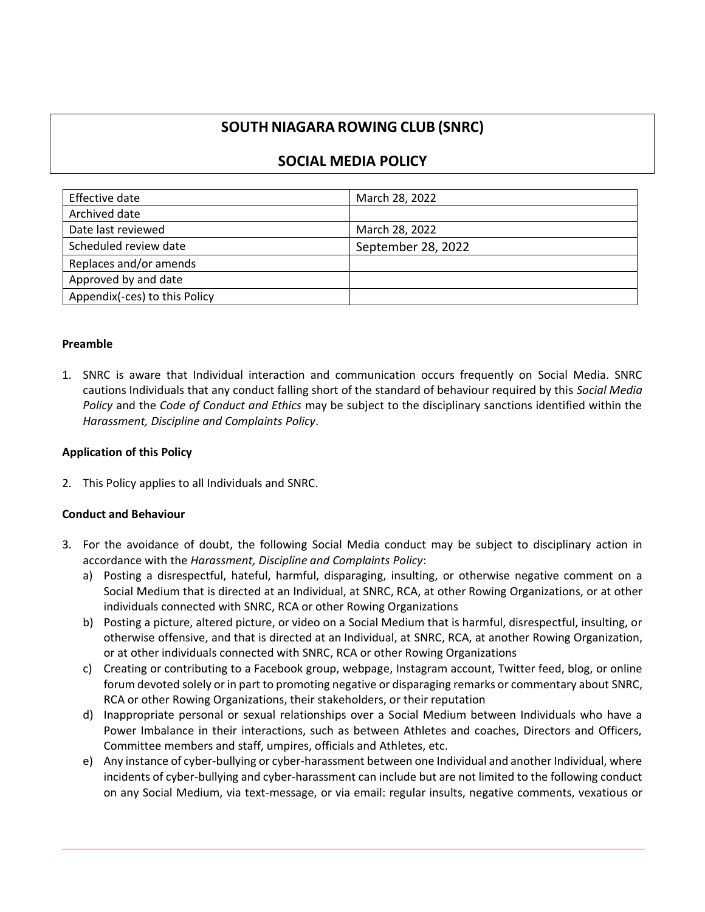# SOUTH NIAGARA ROWING CLUB (SNRC)

## SOCIAL MEDIA POLICY

| Effective date | March 28, 2022 |
|---|---|
| Archived date | |
| Date last reviewed | March 28, 2022 |
| Scheduled review date | September 28, 2022 |
| Replaces and/or amends | |
| Approved by and date | |
| Appendix(-ces) to this Policy | |

**Preamble**

1. SNRC is aware that Individual interaction and communication occurs frequently on Social Media. SNRC cautions Individuals that any conduct falling short of the standard of behaviour required by this *Social Media Policy* and the *Code of Conduct and Ethics* may be subject to the disciplinary sanctions identified within the *Harassment, Discipline and Complaints Policy*.

**Application of this Policy**

2. This Policy applies to all Individuals and SNRC.

**Conduct and Behaviour**

3. For the avoidance of doubt, the following Social Media conduct may be subject to disciplinary action in accordance with the *Harassment, Discipline and Complaints Policy*:
   a) Posting a disrespectful, hateful, harmful, disparaging, insulting, or otherwise negative comment on a Social Medium that is directed at an Individual, at SNRC, RCA, at other Rowing Organizations, or at other individuals connected with SNRC, RCA or other Rowing Organizations
   b) Posting a picture, altered picture, or video on a Social Medium that is harmful, disrespectful, insulting, or otherwise offensive, and that is directed at an Individual, at SNRC, RCA, at another Rowing Organization, or at other individuals connected with SNRC, RCA or other Rowing Organizations
   c) Creating or contributing to a Facebook group, webpage, Instagram account, Twitter feed, blog, or online forum devoted solely or in part to promoting negative or disparaging remarks or commentary about SNRC, RCA or other Rowing Organizations, their stakeholders, or their reputation
   d) Inappropriate personal or sexual relationships over a Social Medium between Individuals who have a Power Imbalance in their interactions, such as between Athletes and coaches, Directors and Officers, Committee members and staff, umpires, officials and Athletes, etc.
   e) Any instance of cyber-bullying or cyber-harassment between one Individual and another Individual, where incidents of cyber-bullying and cyber-harassment can include but are not limited to the following conduct on any Social Medium, via text-message, or via email: regular insults, negative comments, vexatious or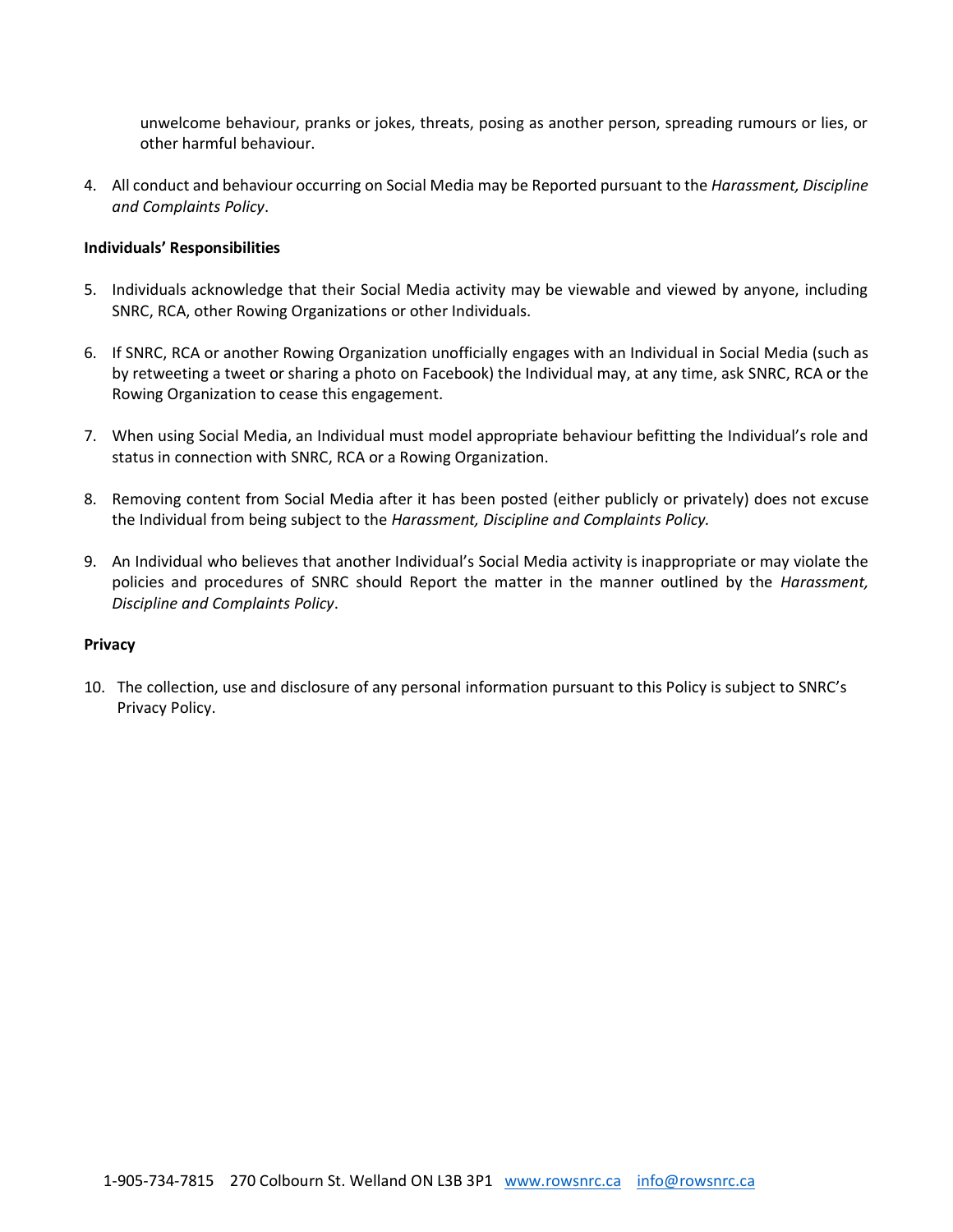unwelcome behaviour, pranks or jokes, threats, posing as another person, spreading rumours or lies, or other harmful behaviour.

4. All conduct and behaviour occurring on Social Media may be Reported pursuant to the *Harassment, Discipline and Complaints Policy*.

**Individuals' Responsibilities**

5. Individuals acknowledge that their Social Media activity may be viewable and viewed by anyone, including SNRC, RCA, other Rowing Organizations or other Individuals.

6. If SNRC, RCA or another Rowing Organization unofficially engages with an Individual in Social Media (such as by retweeting a tweet or sharing a photo on Facebook) the Individual may, at any time, ask SNRC, RCA or the Rowing Organization to cease this engagement.

7. When using Social Media, an Individual must model appropriate behaviour befitting the Individual's role and status in connection with SNRC, RCA or a Rowing Organization.

8. Removing content from Social Media after it has been posted (either publicly or privately) does not excuse the Individual from being subject to the *Harassment, Discipline and Complaints Policy.*

9. An Individual who believes that another Individual's Social Media activity is inappropriate or may violate the policies and procedures of SNRC should Report the matter in the manner outlined by the *Harassment, Discipline and Complaints Policy*.

**Privacy**

10. The collection, use and disclosure of any personal information pursuant to this Policy is subject to SNRC's Privacy Policy.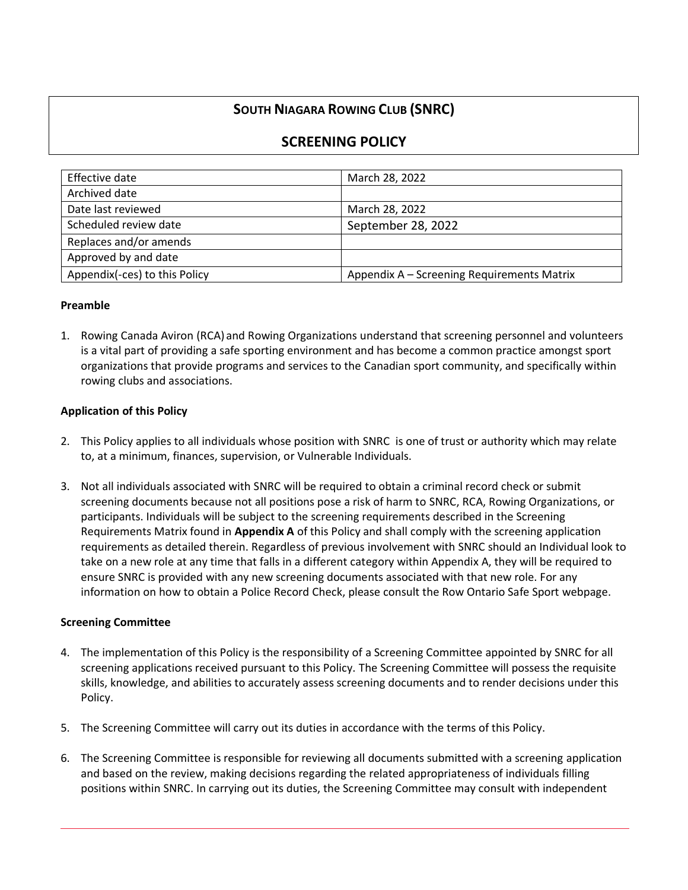# SOUTH NIAGARA ROWING CLUB (SNRC)

## SCREENING POLICY

| Effective date | March 28, 2022 |
| --- | --- |
| Archived date | |
| Date last reviewed | March 28, 2022 |
| Scheduled review date | September 28, 2022 |
| Replaces and/or amends | |
| Approved by and date | |
| Appendix(-ces) to this Policy | Appendix A – Screening Requirements Matrix |

**Preamble**

1. Rowing Canada Aviron (RCA) and Rowing Organizations understand that screening personnel and volunteers is a vital part of providing a safe sporting environment and has become a common practice amongst sport organizations that provide programs and services to the Canadian sport community, and specifically within rowing clubs and associations.

**Application of this Policy**

2. This Policy applies to all individuals whose position with SNRC is one of trust or authority which may relate to, at a minimum, finances, supervision, or Vulnerable Individuals.

3. Not all individuals associated with SNRC will be required to obtain a criminal record check or submit screening documents because not all positions pose a risk of harm to SNRC, RCA, Rowing Organizations, or participants. Individuals will be subject to the screening requirements described in the Screening Requirements Matrix found in **Appendix A** of this Policy and shall comply with the screening application requirements as detailed therein. Regardless of previous involvement with SNRC should an Individual look to take on a new role at any time that falls in a different category within Appendix A, they will be required to ensure SNRC is provided with any new screening documents associated with that new role. For any information on how to obtain a Police Record Check, please consult the Row Ontario Safe Sport webpage.

**Screening Committee**

4. The implementation of this Policy is the responsibility of a Screening Committee appointed by SNRC for all screening applications received pursuant to this Policy. The Screening Committee will possess the requisite skills, knowledge, and abilities to accurately assess screening documents and to render decisions under this Policy.

5. The Screening Committee will carry out its duties in accordance with the terms of this Policy.

6. The Screening Committee is responsible for reviewing all documents submitted with a screening application and based on the review, making decisions regarding the related appropriateness of individuals filling positions within SNRC. In carrying out its duties, the Screening Committee may consult with independent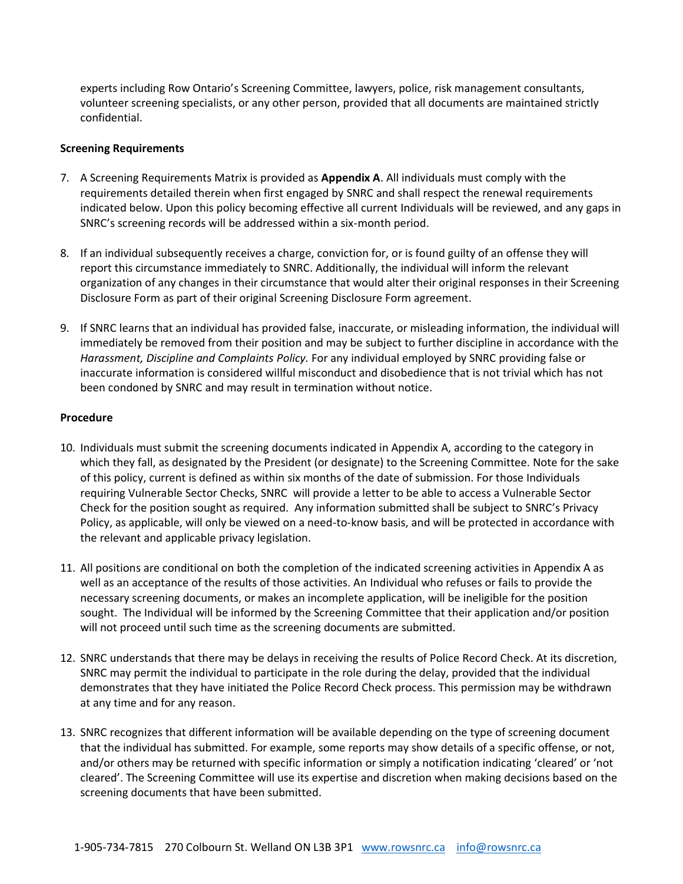experts including Row Ontario's Screening Committee, lawyers, police, risk management consultants, volunteer screening specialists, or any other person, provided that all documents are maintained strictly confidential.

**Screening Requirements**

7. A Screening Requirements Matrix is provided as **Appendix A**. All individuals must comply with the requirements detailed therein when first engaged by SNRC and shall respect the renewal requirements indicated below. Upon this policy becoming effective all current Individuals will be reviewed, and any gaps in SNRC's screening records will be addressed within a six-month period.

8. If an individual subsequently receives a charge, conviction for, or is found guilty of an offense they will report this circumstance immediately to SNRC. Additionally, the individual will inform the relevant organization of any changes in their circumstance that would alter their original responses in their Screening Disclosure Form as part of their original Screening Disclosure Form agreement.

9. If SNRC learns that an individual has provided false, inaccurate, or misleading information, the individual will immediately be removed from their position and may be subject to further discipline in accordance with the *Harassment, Discipline and Complaints Policy.* For any individual employed by SNRC providing false or inaccurate information is considered willful misconduct and disobedience that is not trivial which has not been condoned by SNRC and may result in termination without notice.

**Procedure**

10. Individuals must submit the screening documents indicated in Appendix A, according to the category in which they fall, as designated by the President (or designate) to the Screening Committee. Note for the sake of this policy, current is defined as within six months of the date of submission. For those Individuals requiring Vulnerable Sector Checks, SNRC will provide a letter to be able to access a Vulnerable Sector Check for the position sought as required. Any information submitted shall be subject to SNRC's Privacy Policy, as applicable, will only be viewed on a need-to-know basis, and will be protected in accordance with the relevant and applicable privacy legislation.

11. All positions are conditional on both the completion of the indicated screening activities in Appendix A as well as an acceptance of the results of those activities. An Individual who refuses or fails to provide the necessary screening documents, or makes an incomplete application, will be ineligible for the position sought. The Individual will be informed by the Screening Committee that their application and/or position will not proceed until such time as the screening documents are submitted.

12. SNRC understands that there may be delays in receiving the results of Police Record Check. At its discretion, SNRC may permit the individual to participate in the role during the delay, provided that the individual demonstrates that they have initiated the Police Record Check process. This permission may be withdrawn at any time and for any reason.

13. SNRC recognizes that different information will be available depending on the type of screening document that the individual has submitted. For example, some reports may show details of a specific offense, or not, and/or others may be returned with specific information or simply a notification indicating 'cleared' or 'not cleared'. The Screening Committee will use its expertise and discretion when making decisions based on the screening documents that have been submitted.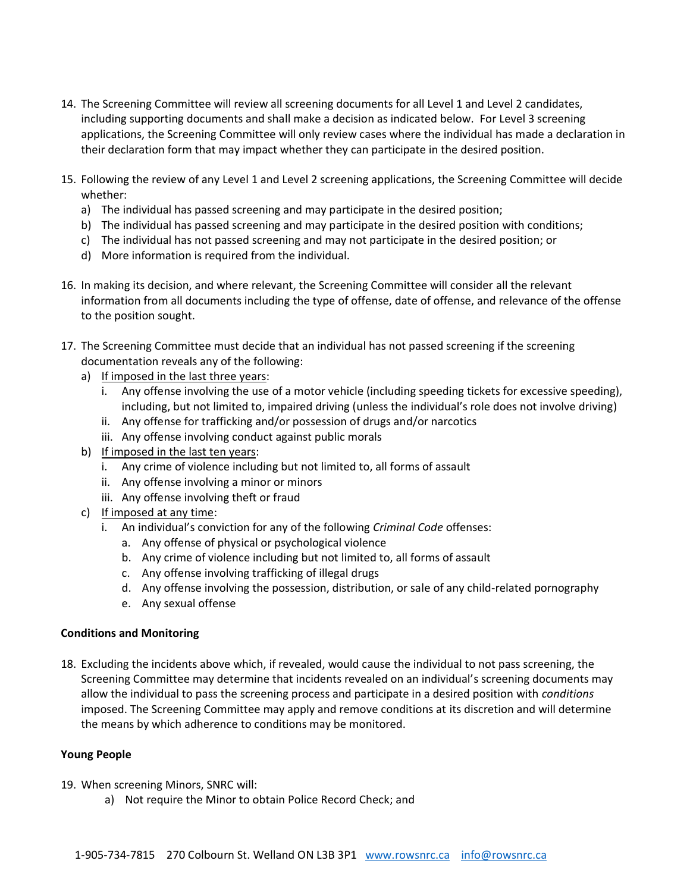14. The Screening Committee will review all screening documents for all Level 1 and Level 2 candidates, including supporting documents and shall make a decision as indicated below. For Level 3 screening applications, the Screening Committee will only review cases where the individual has made a declaration in their declaration form that may impact whether they can participate in the desired position.

15. Following the review of any Level 1 and Level 2 screening applications, the Screening Committee will decide whether:
    a) The individual has passed screening and may participate in the desired position;
    b) The individual has passed screening and may participate in the desired position with conditions;
    c) The individual has not passed screening and may not participate in the desired position; or
    d) More information is required from the individual.

16. In making its decision, and where relevant, the Screening Committee will consider all the relevant information from all documents including the type of offense, date of offense, and relevance of the offense to the position sought.

17. The Screening Committee must decide that an individual has not passed screening if the screening documentation reveals any of the following:
    a) <u>If imposed in the last three years</u>:
        i. Any offense involving the use of a motor vehicle (including speeding tickets for excessive speeding), including, but not limited to, impaired driving (unless the individual's role does not involve driving)
        ii. Any offense for trafficking and/or possession of drugs and/or narcotics
        iii. Any offense involving conduct against public morals
    b) <u>If imposed in the last ten years</u>:
        i. Any crime of violence including but not limited to, all forms of assault
        ii. Any offense involving a minor or minors
        iii. Any offense involving theft or fraud
    c) <u>If imposed at any time</u>:
        i. An individual's conviction for any of the following *Criminal Code* offenses:
            a. Any offense of physical or psychological violence
            b. Any crime of violence including but not limited to, all forms of assault
            c. Any offense involving trafficking of illegal drugs
            d. Any offense involving the possession, distribution, or sale of any child-related pornography
            e. Any sexual offense

**Conditions and Monitoring**

18. Excluding the incidents above which, if revealed, would cause the individual to not pass screening, the Screening Committee may determine that incidents revealed on an individual's screening documents may allow the individual to pass the screening process and participate in a desired position with *conditions* imposed. The Screening Committee may apply and remove conditions at its discretion and will determine the means by which adherence to conditions may be monitored.

**Young People**

19. When screening Minors, SNRC will:
    a) Not require the Minor to obtain Police Record Check; and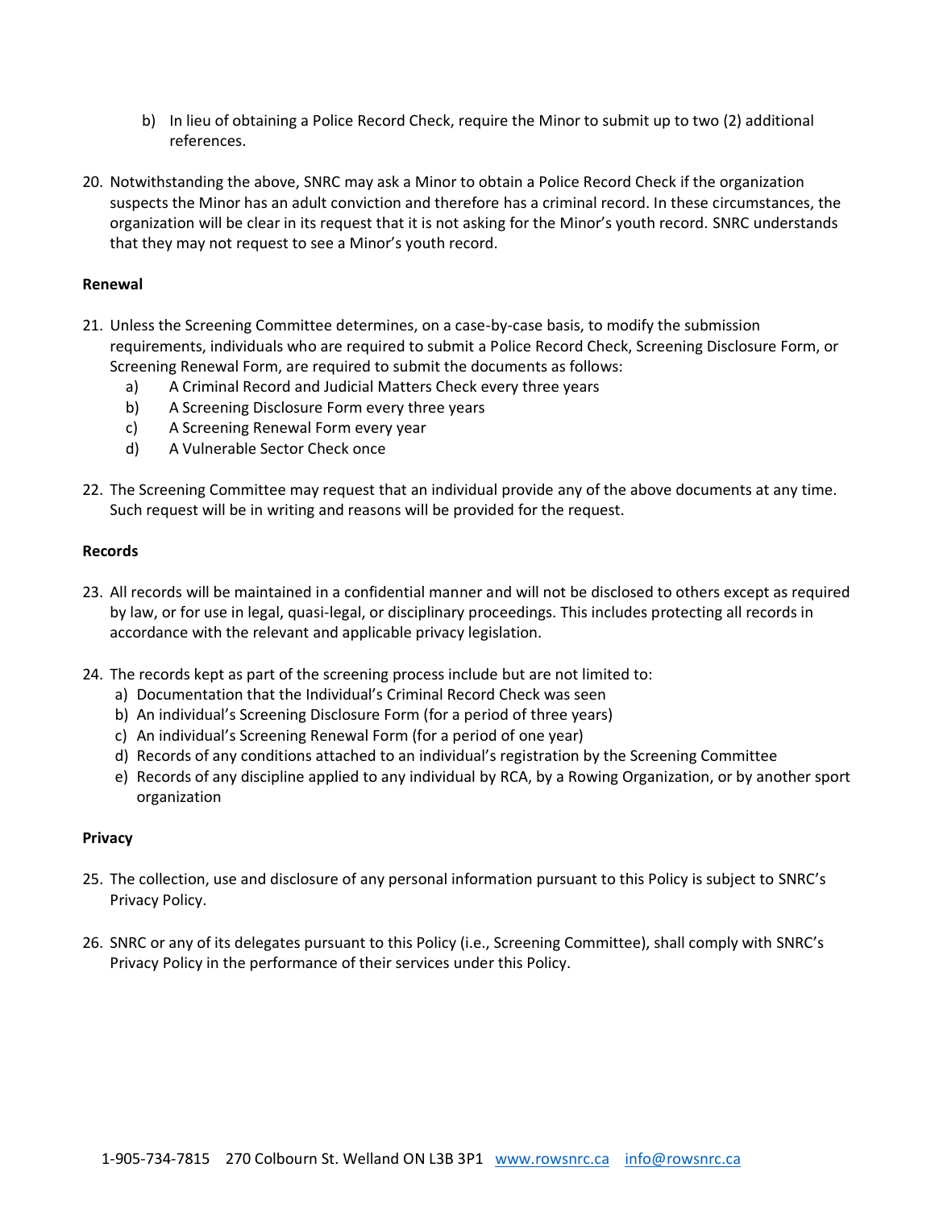b) In lieu of obtaining a Police Record Check, require the Minor to submit up to two (2) additional references.

20. Notwithstanding the above, SNRC may ask a Minor to obtain a Police Record Check if the organization suspects the Minor has an adult conviction and therefore has a criminal record. In these circumstances, the organization will be clear in its request that it is not asking for the Minor's youth record. SNRC understands that they may not request to see a Minor's youth record.

**Renewal**

21. Unless the Screening Committee determines, on a case-by-case basis, to modify the submission requirements, individuals who are required to submit a Police Record Check, Screening Disclosure Form, or Screening Renewal Form, are required to submit the documents as follows:
    a) A Criminal Record and Judicial Matters Check every three years
    b) A Screening Disclosure Form every three years
    c) A Screening Renewal Form every year
    d) A Vulnerable Sector Check once

22. The Screening Committee may request that an individual provide any of the above documents at any time. Such request will be in writing and reasons will be provided for the request.

**Records**

23. All records will be maintained in a confidential manner and will not be disclosed to others except as required by law, or for use in legal, quasi-legal, or disciplinary proceedings. This includes protecting all records in accordance with the relevant and applicable privacy legislation.

24. The records kept as part of the screening process include but are not limited to:
    a) Documentation that the Individual's Criminal Record Check was seen
    b) An individual's Screening Disclosure Form (for a period of three years)
    c) An individual's Screening Renewal Form (for a period of one year)
    d) Records of any conditions attached to an individual's registration by the Screening Committee
    e) Records of any discipline applied to any individual by RCA, by a Rowing Organization, or by another sport organization

**Privacy**

25. The collection, use and disclosure of any personal information pursuant to this Policy is subject to SNRC's Privacy Policy.

26. SNRC or any of its delegates pursuant to this Policy (i.e., Screening Committee), shall comply with SNRC's Privacy Policy in the performance of their services under this Policy.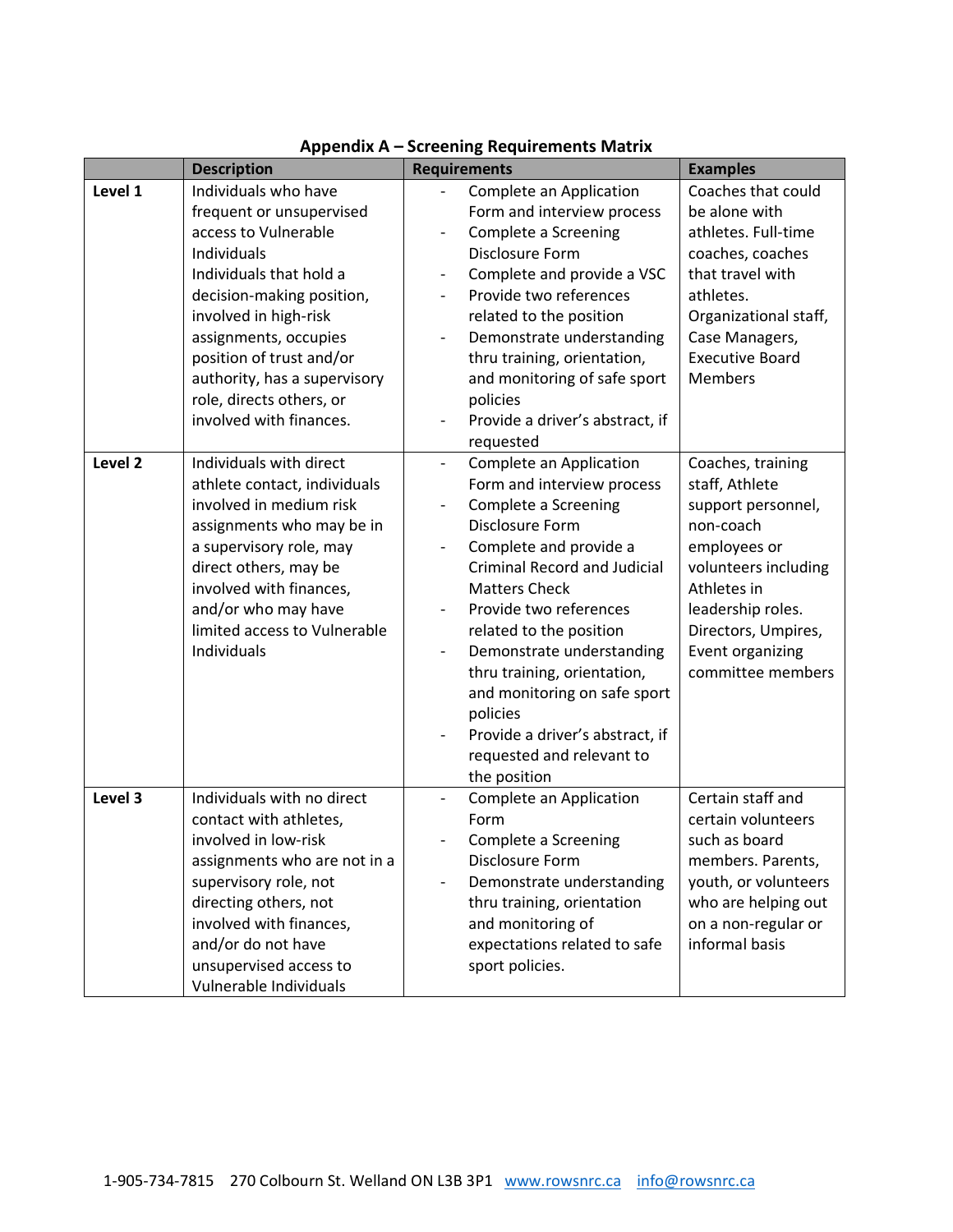## Appendix A – Screening Requirements Matrix

| | Description | Requirements | Examples |
|---|---|---|---|
| **Level 1** | Individuals who have frequent or unsupervised access to Vulnerable Individuals<br>Individuals that hold a decision-making position, involved in high-risk assignments, occupies position of trust and/or authority, has a supervisory role, directs others, or involved with finances. | - Complete an Application Form and interview process<br>- Complete a Screening Disclosure Form<br>- Complete and provide a VSC<br>- Provide two references related to the position<br>- Demonstrate understanding thru training, orientation, and monitoring of safe sport policies<br>- Provide a driver's abstract, if requested | Coaches that could be alone with athletes. Full-time coaches, coaches that travel with athletes. Organizational staff, Case Managers, Executive Board Members |
| **Level 2** | Individuals with direct athlete contact, individuals involved in medium risk assignments who may be in a supervisory role, may direct others, may be involved with finances, and/or who may have limited access to Vulnerable Individuals | - Complete an Application Form and interview process<br>- Complete a Screening Disclosure Form<br>- Complete and provide a Criminal Record and Judicial Matters Check<br>- Provide two references related to the position<br>- Demonstrate understanding thru training, orientation, and monitoring on safe sport policies<br>- Provide a driver's abstract, if requested and relevant to the position | Coaches, training staff, Athlete support personnel, non-coach employees or volunteers including Athletes in leadership roles. Directors, Umpires, Event organizing committee members |
| **Level 3** | Individuals with no direct contact with athletes, involved in low-risk assignments who are not in a supervisory role, not directing others, not involved with finances, and/or do not have unsupervised access to Vulnerable Individuals | - Complete an Application Form<br>- Complete a Screening Disclosure Form<br>- Demonstrate understanding thru training, orientation and monitoring of expectations related to safe sport policies. | Certain staff and certain volunteers such as board members. Parents, youth, or volunteers who are helping out on a non-regular or informal basis |

1-905-734-7815 270 Colbourn St. Welland ON L3B 3P1 www.rowsnrc.ca info@rowsnrc.ca